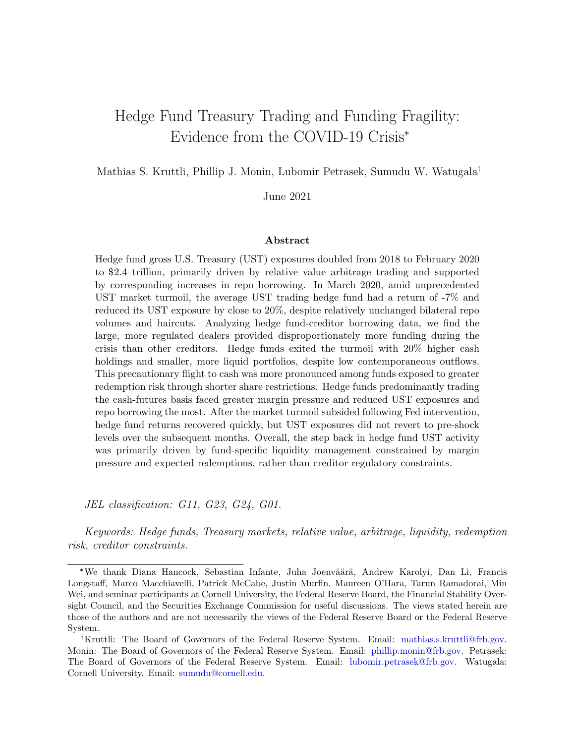# Hedge Fund Treasury Trading and Funding Fragility: Evidence from the COVID-19 Crisis[*]

Mathias S. Kruttli, Phillip J. Monin, Lubomir Petrasek, Sumudu W. Watugala[†]

June 2021

### Abstract

Hedge fund gross U.S. Treasury (UST) exposures doubled from 2018 to February 2020 to $2.4 trillion, primarily driven by relative value arbitrage trading and supported by corresponding increases in repo borrowing. In March 2020, amid unprecedented UST market turmoil, the average UST trading hedge fund had a return of -7% and reduced its UST exposure by close to 20%, despite relatively unchanged bilateral repo volumes and haircuts. Analyzing hedge fund-creditor borrowing data, we find the large, more regulated dealers provided disproportionately more funding during the crisis than other creditors. Hedge funds exited the turmoil with 20% higher cash holdings and smaller, more liquid portfolios, despite low contemporaneous outflows. This precautionary flight to cash was more pronounced among funds exposed to greater redemption risk through shorter share restrictions. Hedge funds predominantly trading the cash-futures basis faced greater margin pressure and reduced UST exposures and repo borrowing the most. After the market turmoil subsided following Fed intervention, hedge fund returns recovered quickly, but UST exposures did not revert to pre-shock levels over the subsequent months. Overall, the step back in hedge fund UST activity was primarily driven by fund-specific liquidity management constrained by margin pressure and expected redemptions, rather than creditor regulatory constraints.

*JEL classification: G11, G23, G24, G01.*

*Keywords: Hedge funds, Treasury markets, relative value, arbitrage, liquidity, redemption risk, creditor constraints.*

---

[*] We thank Diana Hancock, Sebastian Infante, Juha Joenväärä, Andrew Karolyi, Dan Li, Francis Longstaff, Marco Macchiavelli, Patrick McCabe, Justin Murfin, Maureen O'Hara, Tarun Ramadorai, Min Wei, and seminar participants at Cornell University, the Federal Reserve Board, the Financial Stability Oversight Council, and the Securities Exchange Commission for useful discussions. The views stated herein are those of the authors and are not necessarily the views of the Federal Reserve Board or the Federal Reserve System.

[†] Kruttli: The Board of Governors of the Federal Reserve System. Email: mathias.s.kruttli@frb.gov. Monin: The Board of Governors of the Federal Reserve System. Email: phillip.monin@frb.gov. Petrasek: The Board of Governors of the Federal Reserve System. Email: lubomir.petrasek@frb.gov. Watugala: Cornell University. Email: sumudu@cornell.edu.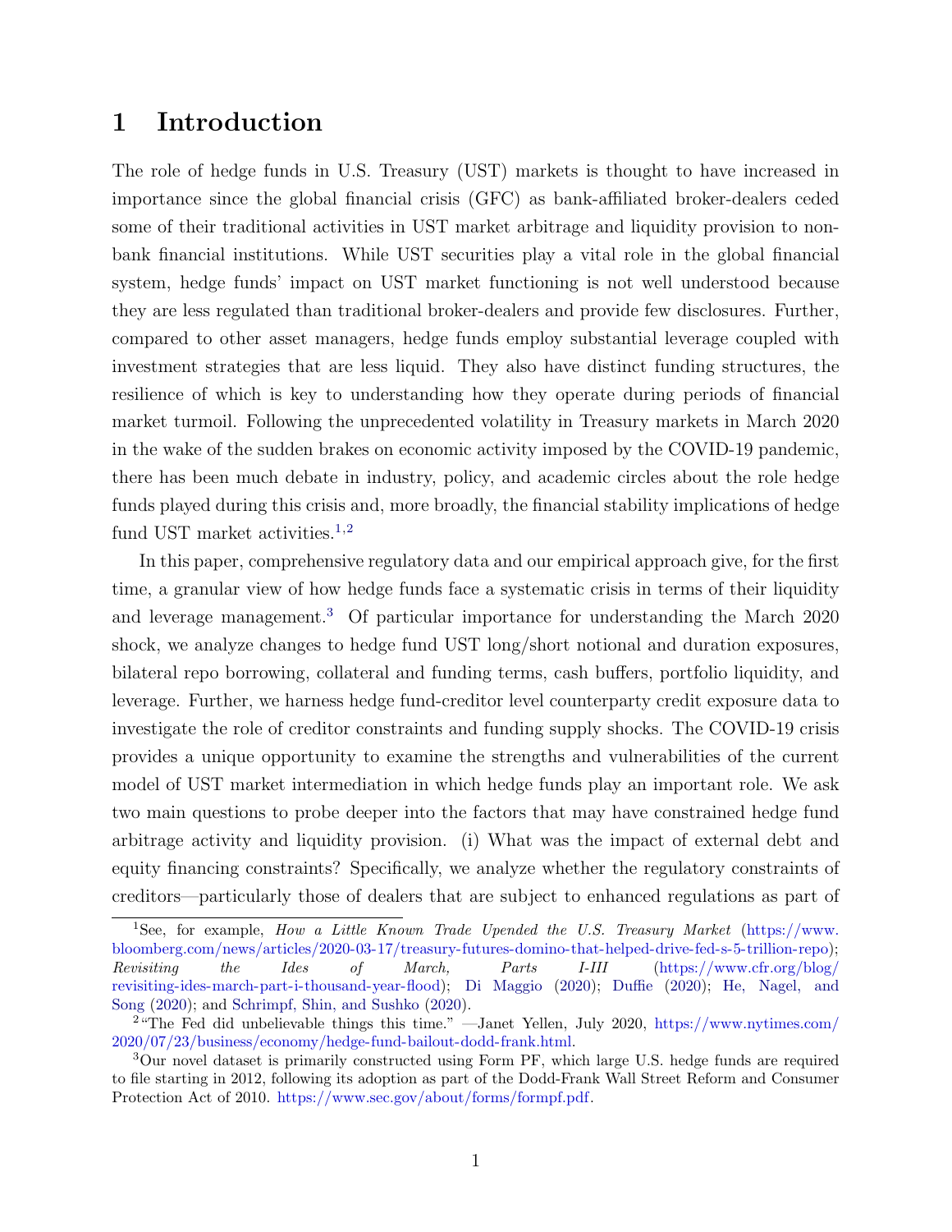# 1 Introduction

The role of hedge funds in U.S. Treasury (UST) markets is thought to have increased in importance since the global financial crisis (GFC) as bank-affiliated broker-dealers ceded some of their traditional activities in UST market arbitrage and liquidity provision to non-bank financial institutions. While UST securities play a vital role in the global financial system, hedge funds' impact on UST market functioning is not well understood because they are less regulated than traditional broker-dealers and provide few disclosures. Further, compared to other asset managers, hedge funds employ substantial leverage coupled with investment strategies that are less liquid. They also have distinct funding structures, the resilience of which is key to understanding how they operate during periods of financial market turmoil. Following the unprecedented volatility in Treasury markets in March 2020 in the wake of the sudden brakes on economic activity imposed by the COVID-19 pandemic, there has been much debate in industry, policy, and academic circles about the role hedge funds played during this crisis and, more broadly, the financial stability implications of hedge fund UST market activities.[1,2]

In this paper, comprehensive regulatory data and our empirical approach give, for the first time, a granular view of how hedge funds face a systematic crisis in terms of their liquidity and leverage management.[3] Of particular importance for understanding the March 2020 shock, we analyze changes to hedge fund UST long/short notional and duration exposures, bilateral repo borrowing, collateral and funding terms, cash buffers, portfolio liquidity, and leverage. Further, we harness hedge fund-creditor level counterparty credit exposure data to investigate the role of creditor constraints and funding supply shocks. The COVID-19 crisis provides a unique opportunity to examine the strengths and vulnerabilities of the current model of UST market intermediation in which hedge funds play an important role. We ask two main questions to probe deeper into the factors that may have constrained hedge fund arbitrage activity and liquidity provision. (i) What was the impact of external debt and equity financing constraints? Specifically, we analyze whether the regulatory constraints of creditors—particularly those of dealers that are subject to enhanced regulations as part of

[1] See, for example, *How a Little Known Trade Upended the U.S. Treasury Market* (https://www.bloomberg.com/news/articles/2020-03-17/treasury-futures-domino-that-helped-drive-fed-s-5-trillion-repo); *Revisiting the Ides of March, Parts I-III* (https://www.cfr.org/blog/revisiting-ides-march-part-i-thousand-year-flood); Di Maggio (2020); Duffie (2020); He, Nagel, and Song (2020); and Schrimpf, Shin, and Sushko (2020).

[2] "The Fed did unbelievable things this time." —Janet Yellen, July 2020, https://www.nytimes.com/2020/07/23/business/economy/hedge-fund-bailout-dodd-frank.html.

[3] Our novel dataset is primarily constructed using Form PF, which large U.S. hedge funds are required to file starting in 2012, following its adoption as part of the Dodd-Frank Wall Street Reform and Consumer Protection Act of 2010. https://www.sec.gov/about/forms/formpf.pdf.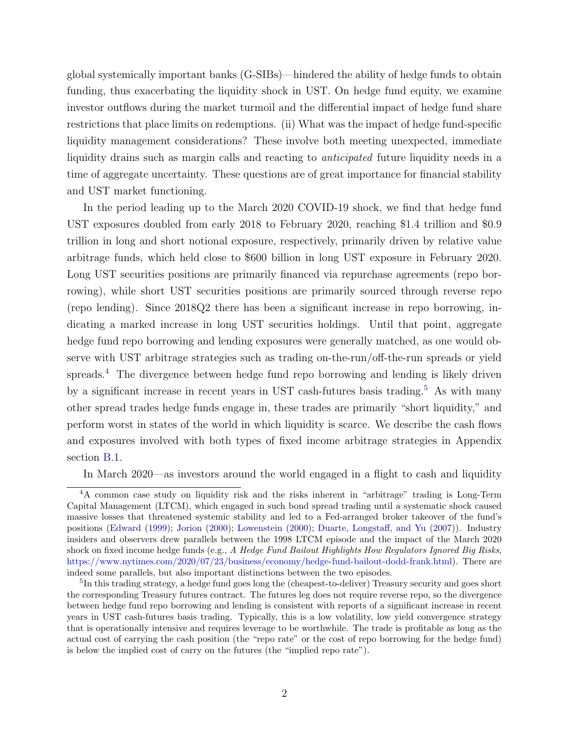global systemically important banks (G-SIBs)—hindered the ability of hedge funds to obtain funding, thus exacerbating the liquidity shock in UST. On hedge fund equity, we examine investor outflows during the market turmoil and the differential impact of hedge fund share restrictions that place limits on redemptions. (ii) What was the impact of hedge fund-specific liquidity management considerations? These involve both meeting unexpected, immediate liquidity drains such as margin calls and reacting to *anticipated* future liquidity needs in a time of aggregate uncertainty. These questions are of great importance for financial stability and UST market functioning.

In the period leading up to the March 2020 COVID-19 shock, we find that hedge fund UST exposures doubled from early 2018 to February 2020, reaching $1.4 trillion and $0.9 trillion in long and short notional exposure, respectively, primarily driven by relative value arbitrage funds, which held close to $600 billion in long UST exposure in February 2020. Long UST securities positions are primarily financed via repurchase agreements (repo borrowing), while short UST securities positions are primarily sourced through reverse repo (repo lending). Since 2018Q2 there has been a significant increase in repo borrowing, indicating a marked increase in long UST securities holdings. Until that point, aggregate hedge fund repo borrowing and lending exposures were generally matched, as one would observe with UST arbitrage strategies such as trading on-the-run/off-the-run spreads or yield spreads.[4] The divergence between hedge fund repo borrowing and lending is likely driven by a significant increase in recent years in UST cash-futures basis trading.[5] As with many other spread trades hedge funds engage in, these trades are primarily "short liquidity," and perform worst in states of the world in which liquidity is scarce. We describe the cash flows and exposures involved with both types of fixed income arbitrage strategies in Appendix section B.1.

In March 2020—as investors around the world engaged in a flight to cash and liquidity

[4] A common case study on liquidity risk and the risks inherent in "arbitrage" trading is Long-Term Capital Management (LTCM), which engaged in such bond spread trading until a systematic shock caused massive losses that threatened systemic stability and led to a Fed-arranged broker takeover of the fund's positions (Edward (1999); Jorion (2000); Lowenstein (2000); Duarte, Longstaff, and Yu (2007)). Industry insiders and observers drew parallels between the 1998 LTCM episode and the impact of the March 2020 shock on fixed income hedge funds (e.g., *A Hedge Fund Bailout Highlights How Regulators Ignored Big Risks*, https://www.nytimes.com/2020/07/23/business/economy/hedge-fund-bailout-dodd-frank.html). There are indeed some parallels, but also important distinctions between the two episodes.

[5] In this trading strategy, a hedge fund goes long the (cheapest-to-deliver) Treasury security and goes short the corresponding Treasury futures contract. The futures leg does not require reverse repo, so the divergence between hedge fund repo borrowing and lending is consistent with reports of a significant increase in recent years in UST cash-futures basis trading. Typically, this is a low volatility, low yield convergence strategy that is operationally intensive and requires leverage to be worthwhile. The trade is profitable as long as the actual cost of carrying the cash position (the "repo rate" or the cost of repo borrowing for the hedge fund) is below the implied cost of carry on the futures (the "implied repo rate").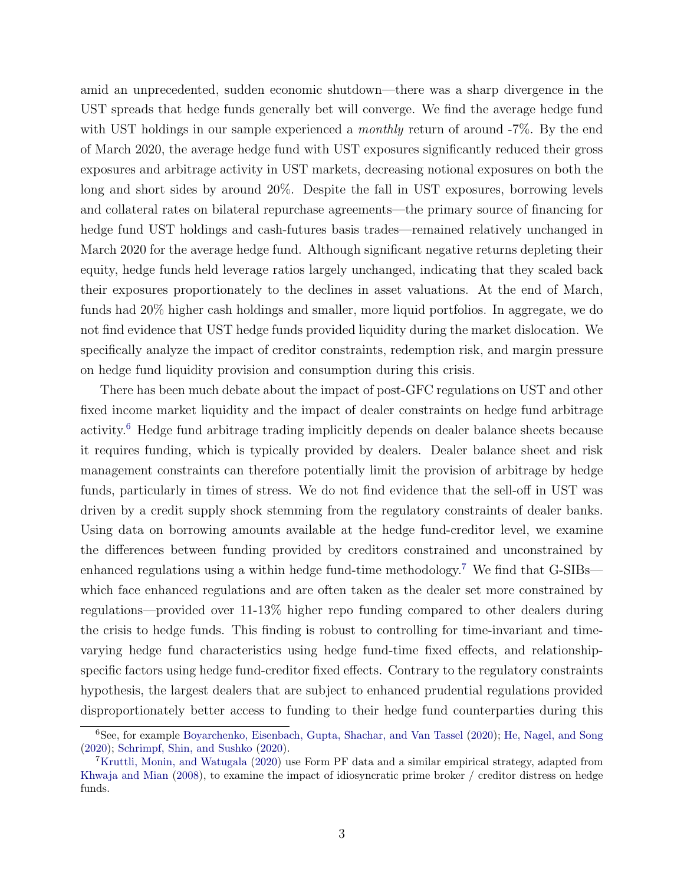amid an unprecedented, sudden economic shutdown—there was a sharp divergence in the UST spreads that hedge funds generally bet will converge. We find the average hedge fund with UST holdings in our sample experienced a *monthly* return of around -7%. By the end of March 2020, the average hedge fund with UST exposures significantly reduced their gross exposures and arbitrage activity in UST markets, decreasing notional exposures on both the long and short sides by around 20%. Despite the fall in UST exposures, borrowing levels and collateral rates on bilateral repurchase agreements—the primary source of financing for hedge fund UST holdings and cash-futures basis trades—remained relatively unchanged in March 2020 for the average hedge fund. Although significant negative returns depleting their equity, hedge funds held leverage ratios largely unchanged, indicating that they scaled back their exposures proportionately to the declines in asset valuations. At the end of March, funds had 20% higher cash holdings and smaller, more liquid portfolios. In aggregate, we do not find evidence that UST hedge funds provided liquidity during the market dislocation. We specifically analyze the impact of creditor constraints, redemption risk, and margin pressure on hedge fund liquidity provision and consumption during this crisis.

There has been much debate about the impact of post-GFC regulations on UST and other fixed income market liquidity and the impact of dealer constraints on hedge fund arbitrage activity.[6] Hedge fund arbitrage trading implicitly depends on dealer balance sheets because it requires funding, which is typically provided by dealers. Dealer balance sheet and risk management constraints can therefore potentially limit the provision of arbitrage by hedge funds, particularly in times of stress. We do not find evidence that the sell-off in UST was driven by a credit supply shock stemming from the regulatory constraints of dealer banks. Using data on borrowing amounts available at the hedge fund-creditor level, we examine the differences between funding provided by creditors constrained and unconstrained by enhanced regulations using a within hedge fund-time methodology.[7] We find that G-SIBs—which face enhanced regulations and are often taken as the dealer set more constrained by regulations—provided over 11-13% higher repo funding compared to other dealers during the crisis to hedge funds. This finding is robust to controlling for time-invariant and time-varying hedge fund characteristics using hedge fund-time fixed effects, and relationship-specific factors using hedge fund-creditor fixed effects. Contrary to the regulatory constraints hypothesis, the largest dealers that are subject to enhanced prudential regulations provided disproportionately better access to funding to their hedge fund counterparties during this

[6] See, for example Boyarchenko, Eisenbach, Gupta, Shachar, and Van Tassel (2020); He, Nagel, and Song (2020); Schrimpf, Shin, and Sushko (2020).

[7] Kruttli, Monin, and Watugala (2020) use Form PF data and a similar empirical strategy, adapted from Khwaja and Mian (2008), to examine the impact of idiosyncratic prime broker / creditor distress on hedge funds.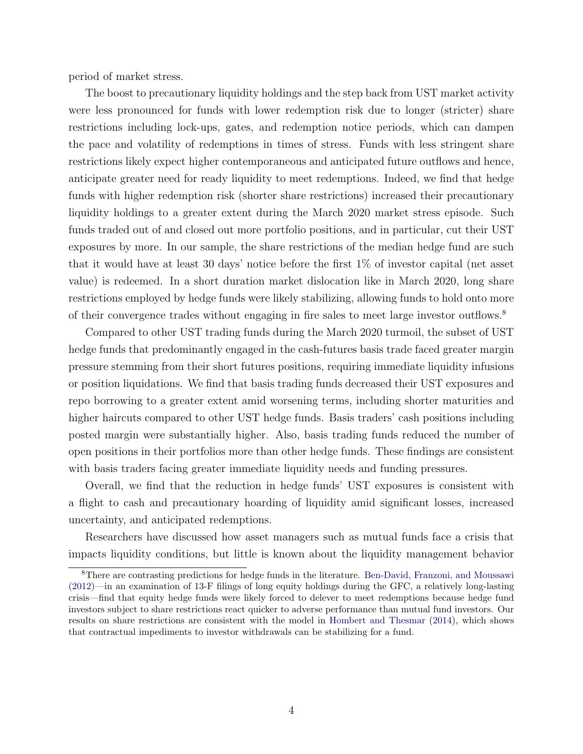period of market stress.

The boost to precautionary liquidity holdings and the step back from UST market activity were less pronounced for funds with lower redemption risk due to longer (stricter) share restrictions including lock-ups, gates, and redemption notice periods, which can dampen the pace and volatility of redemptions in times of stress. Funds with less stringent share restrictions likely expect higher contemporaneous and anticipated future outflows and hence, anticipate greater need for ready liquidity to meet redemptions. Indeed, we find that hedge funds with higher redemption risk (shorter share restrictions) increased their precautionary liquidity holdings to a greater extent during the March 2020 market stress episode. Such funds traded out of and closed out more portfolio positions, and in particular, cut their UST exposures by more. In our sample, the share restrictions of the median hedge fund are such that it would have at least 30 days' notice before the first 1% of investor capital (net asset value) is redeemed. In a short duration market dislocation like in March 2020, long share restrictions employed by hedge funds were likely stabilizing, allowing funds to hold onto more of their convergence trades without engaging in fire sales to meet large investor outflows.[8]

Compared to other UST trading funds during the March 2020 turmoil, the subset of UST hedge funds that predominantly engaged in the cash-futures basis trade faced greater margin pressure stemming from their short futures positions, requiring immediate liquidity infusions or position liquidations. We find that basis trading funds decreased their UST exposures and repo borrowing to a greater extent amid worsening terms, including shorter maturities and higher haircuts compared to other UST hedge funds. Basis traders' cash positions including posted margin were substantially higher. Also, basis trading funds reduced the number of open positions in their portfolios more than other hedge funds. These findings are consistent with basis traders facing greater immediate liquidity needs and funding pressures.

Overall, we find that the reduction in hedge funds' UST exposures is consistent with a flight to cash and precautionary hoarding of liquidity amid significant losses, increased uncertainty, and anticipated redemptions.

Researchers have discussed how asset managers such as mutual funds face a crisis that impacts liquidity conditions, but little is known about the liquidity management behavior

[8]There are contrasting predictions for hedge funds in the literature. Ben-David, Franzoni, and Moussawi (2012)—in an examination of 13-F filings of long equity holdings during the GFC, a relatively long-lasting crisis—find that equity hedge funds were likely forced to delever to meet redemptions because hedge fund investors subject to share restrictions react quicker to adverse performance than mutual fund investors. Our results on share restrictions are consistent with the model in Hombert and Thesmar (2014), which shows that contractual impediments to investor withdrawals can be stabilizing for a fund.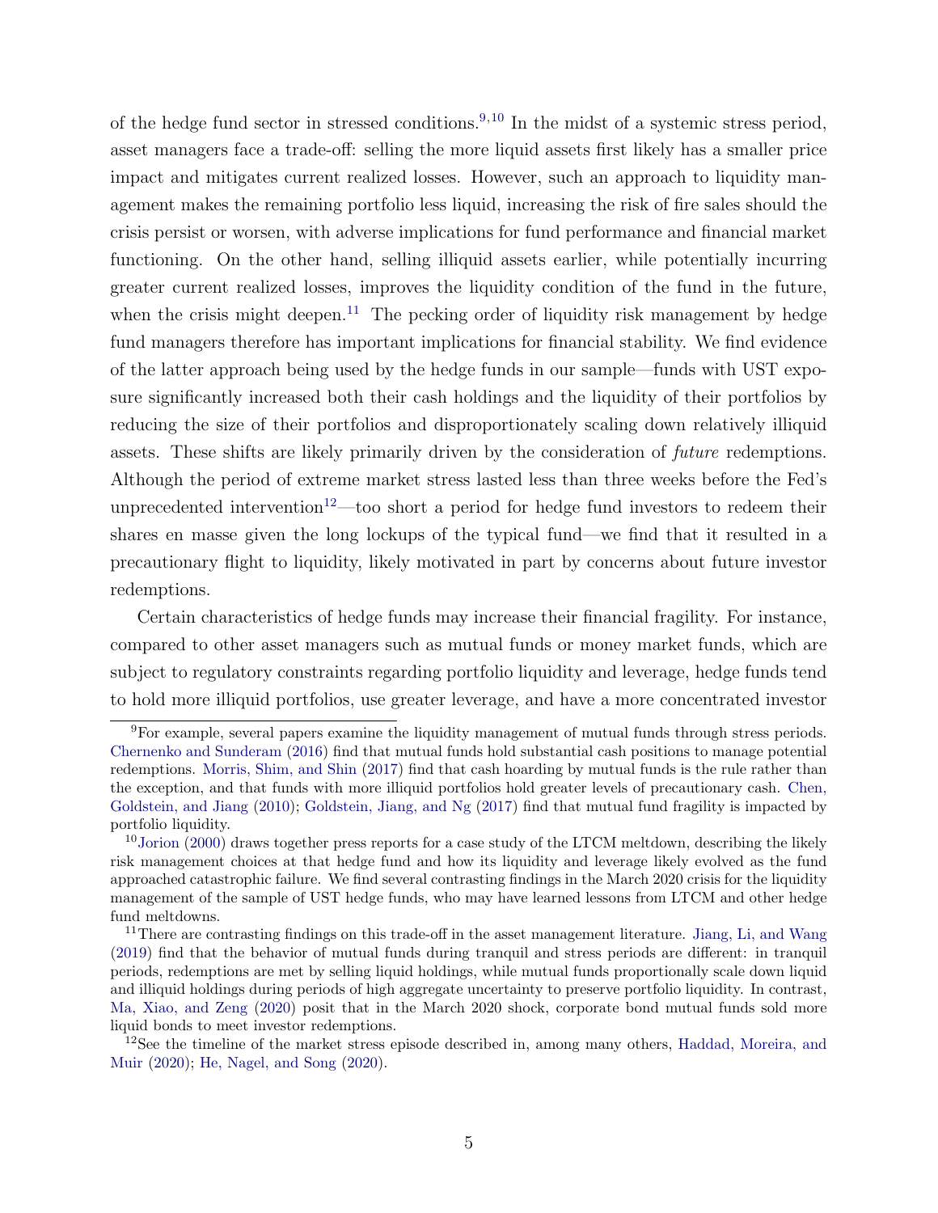of the hedge fund sector in stressed conditions.[9,10] In the midst of a systemic stress period, asset managers face a trade-off: selling the more liquid assets first likely has a smaller price impact and mitigates current realized losses. However, such an approach to liquidity management makes the remaining portfolio less liquid, increasing the risk of fire sales should the crisis persist or worsen, with adverse implications for fund performance and financial market functioning. On the other hand, selling illiquid assets earlier, while potentially incurring greater current realized losses, improves the liquidity condition of the fund in the future, when the crisis might deepen.[11] The pecking order of liquidity risk management by hedge fund managers therefore has important implications for financial stability. We find evidence of the latter approach being used by the hedge funds in our sample—funds with UST exposure significantly increased both their cash holdings and the liquidity of their portfolios by reducing the size of their portfolios and disproportionately scaling down relatively illiquid assets. These shifts are likely primarily driven by the consideration of *future* redemptions. Although the period of extreme market stress lasted less than three weeks before the Fed's unprecedented intervention[12]—too short a period for hedge fund investors to redeem their shares en masse given the long lockups of the typical fund—we find that it resulted in a precautionary flight to liquidity, likely motivated in part by concerns about future investor redemptions.

Certain characteristics of hedge funds may increase their financial fragility. For instance, compared to other asset managers such as mutual funds or money market funds, which are subject to regulatory constraints regarding portfolio liquidity and leverage, hedge funds tend to hold more illiquid portfolios, use greater leverage, and have a more concentrated investor

[9] For example, several papers examine the liquidity management of mutual funds through stress periods. Chernenko and Sunderam (2016) find that mutual funds hold substantial cash positions to manage potential redemptions. Morris, Shim, and Shin (2017) find that cash hoarding by mutual funds is the rule rather than the exception, and that funds with more illiquid portfolios hold greater levels of precautionary cash. Chen, Goldstein, and Jiang (2010); Goldstein, Jiang, and Ng (2017) find that mutual fund fragility is impacted by portfolio liquidity.

[10] Jorion (2000) draws together press reports for a case study of the LTCM meltdown, describing the likely risk management choices at that hedge fund and how its liquidity and leverage likely evolved as the fund approached catastrophic failure. We find several contrasting findings in the March 2020 crisis for the liquidity management of the sample of UST hedge funds, who may have learned lessons from LTCM and other hedge fund meltdowns.

[11] There are contrasting findings on this trade-off in the asset management literature. Jiang, Li, and Wang (2019) find that the behavior of mutual funds during tranquil and stress periods are different: in tranquil periods, redemptions are met by selling liquid holdings, while mutual funds proportionally scale down liquid and illiquid holdings during periods of high aggregate uncertainty to preserve portfolio liquidity. In contrast, Ma, Xiao, and Zeng (2020) posit that in the March 2020 shock, corporate bond mutual funds sold more liquid bonds to meet investor redemptions.

[12] See the timeline of the market stress episode described in, among many others, Haddad, Moreira, and Muir (2020); He, Nagel, and Song (2020).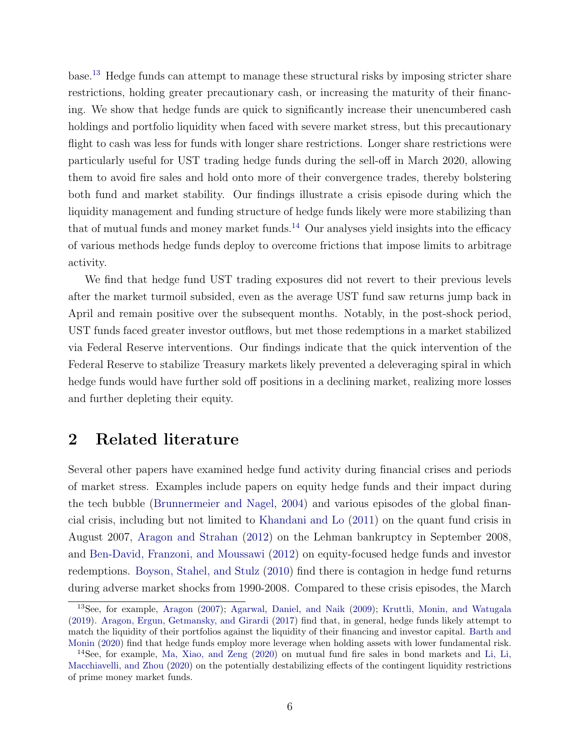base.[13] Hedge funds can attempt to manage these structural risks by imposing stricter share restrictions, holding greater precautionary cash, or increasing the maturity of their financing. We show that hedge funds are quick to significantly increase their unencumbered cash holdings and portfolio liquidity when faced with severe market stress, but this precautionary flight to cash was less for funds with longer share restrictions. Longer share restrictions were particularly useful for UST trading hedge funds during the sell-off in March 2020, allowing them to avoid fire sales and hold onto more of their convergence trades, thereby bolstering both fund and market stability. Our findings illustrate a crisis episode during which the liquidity management and funding structure of hedge funds likely were more stabilizing than that of mutual funds and money market funds.[14] Our analyses yield insights into the efficacy of various methods hedge funds deploy to overcome frictions that impose limits to arbitrage activity.

We find that hedge fund UST trading exposures did not revert to their previous levels after the market turmoil subsided, even as the average UST fund saw returns jump back in April and remain positive over the subsequent months. Notably, in the post-shock period, UST funds faced greater investor outflows, but met those redemptions in a market stabilized via Federal Reserve interventions. Our findings indicate that the quick intervention of the Federal Reserve to stabilize Treasury markets likely prevented a deleveraging spiral in which hedge funds would have further sold off positions in a declining market, realizing more losses and further depleting their equity.

## 2 Related literature

Several other papers have examined hedge fund activity during financial crises and periods of market stress. Examples include papers on equity hedge funds and their impact during the tech bubble (Brunnermeier and Nagel, 2004) and various episodes of the global financial crisis, including but not limited to Khandani and Lo (2011) on the quant fund crisis in August 2007, Aragon and Strahan (2012) on the Lehman bankruptcy in September 2008, and Ben-David, Franzoni, and Moussawi (2012) on equity-focused hedge funds and investor redemptions. Boyson, Stahel, and Stulz (2010) find there is contagion in hedge fund returns during adverse market shocks from 1990-2008. Compared to these crisis episodes, the March

[13] See, for example, Aragon (2007); Agarwal, Daniel, and Naik (2009); Kruttli, Monin, and Watugala (2019). Aragon, Ergun, Getmansky, and Girardi (2017) find that, in general, hedge funds likely attempt to match the liquidity of their portfolios against the liquidity of their financing and investor capital. Barth and Monin (2020) find that hedge funds employ more leverage when holding assets with lower fundamental risk.

[14] See, for example, Ma, Xiao, and Zeng (2020) on mutual fund fire sales in bond markets and Li, Li, Macchiavelli, and Zhou (2020) on the potentially destabilizing effects of the contingent liquidity restrictions of prime money market funds.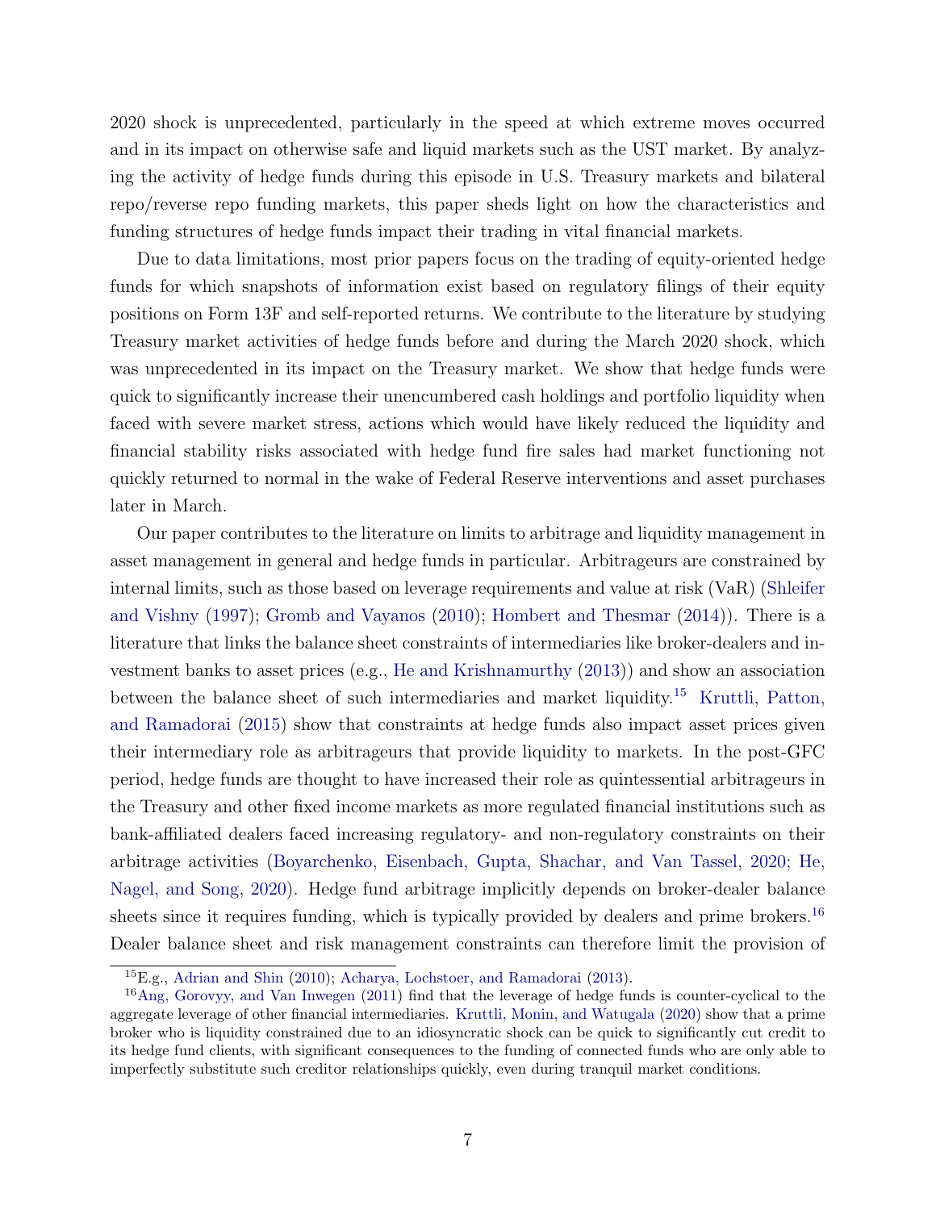2020 shock is unprecedented, particularly in the speed at which extreme moves occurred and in its impact on otherwise safe and liquid markets such as the UST market. By analyzing the activity of hedge funds during this episode in U.S. Treasury markets and bilateral repo/reverse repo funding markets, this paper sheds light on how the characteristics and funding structures of hedge funds impact their trading in vital financial markets.

Due to data limitations, most prior papers focus on the trading of equity-oriented hedge funds for which snapshots of information exist based on regulatory filings of their equity positions on Form 13F and self-reported returns. We contribute to the literature by studying Treasury market activities of hedge funds before and during the March 2020 shock, which was unprecedented in its impact on the Treasury market. We show that hedge funds were quick to significantly increase their unencumbered cash holdings and portfolio liquidity when faced with severe market stress, actions which would have likely reduced the liquidity and financial stability risks associated with hedge fund fire sales had market functioning not quickly returned to normal in the wake of Federal Reserve interventions and asset purchases later in March.

Our paper contributes to the literature on limits to arbitrage and liquidity management in asset management in general and hedge funds in particular. Arbitrageurs are constrained by internal limits, such as those based on leverage requirements and value at risk (VaR) (Shleifer and Vishny (1997); Gromb and Vayanos (2010); Hombert and Thesmar (2014)). There is a literature that links the balance sheet constraints of intermediaries like broker-dealers and investment banks to asset prices (e.g., He and Krishnamurthy (2013)) and show an association between the balance sheet of such intermediaries and market liquidity.[15] Kruttli, Patton, and Ramadorai (2015) show that constraints at hedge funds also impact asset prices given their intermediary role as arbitrageurs that provide liquidity to markets. In the post-GFC period, hedge funds are thought to have increased their role as quintessential arbitrageurs in the Treasury and other fixed income markets as more regulated financial institutions such as bank-affiliated dealers faced increasing regulatory- and non-regulatory constraints on their arbitrage activities (Boyarchenko, Eisenbach, Gupta, Shachar, and Van Tassel, 2020; He, Nagel, and Song, 2020). Hedge fund arbitrage implicitly depends on broker-dealer balance sheets since it requires funding, which is typically provided by dealers and prime brokers.[16] Dealer balance sheet and risk management constraints can therefore limit the provision of

[15] E.g., Adrian and Shin (2010); Acharya, Lochstoer, and Ramadorai (2013).

[16] Ang, Gorovyy, and Van Inwegen (2011) find that the leverage of hedge funds is counter-cyclical to the aggregate leverage of other financial intermediaries. Kruttli, Monin, and Watugala (2020) show that a prime broker who is liquidity constrained due to an idiosyncratic shock can be quick to significantly cut credit to its hedge fund clients, with significant consequences to the funding of connected funds who are only able to imperfectly substitute such creditor relationships quickly, even during tranquil market conditions.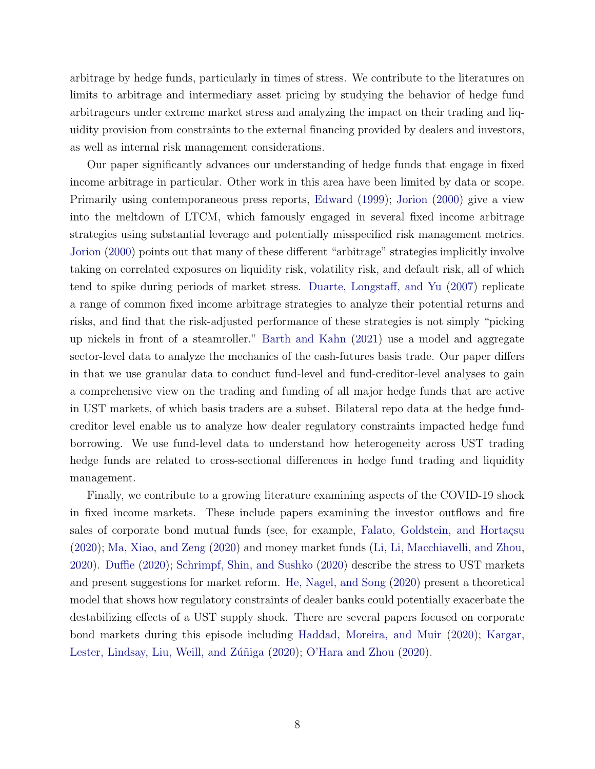arbitrage by hedge funds, particularly in times of stress. We contribute to the literatures on limits to arbitrage and intermediary asset pricing by studying the behavior of hedge fund arbitrageurs under extreme market stress and analyzing the impact on their trading and liquidity provision from constraints to the external financing provided by dealers and investors, as well as internal risk management considerations.

Our paper significantly advances our understanding of hedge funds that engage in fixed income arbitrage in particular. Other work in this area have been limited by data or scope. Primarily using contemporaneous press reports, Edward (1999); Jorion (2000) give a view into the meltdown of LTCM, which famously engaged in several fixed income arbitrage strategies using substantial leverage and potentially misspecified risk management metrics. Jorion (2000) points out that many of these different "arbitrage" strategies implicitly involve taking on correlated exposures on liquidity risk, volatility risk, and default risk, all of which tend to spike during periods of market stress. Duarte, Longstaff, and Yu (2007) replicate a range of common fixed income arbitrage strategies to analyze their potential returns and risks, and find that the risk-adjusted performance of these strategies is not simply "picking up nickels in front of a steamroller." Barth and Kahn (2021) use a model and aggregate sector-level data to analyze the mechanics of the cash-futures basis trade. Our paper differs in that we use granular data to conduct fund-level and fund-creditor-level analyses to gain a comprehensive view on the trading and funding of all major hedge funds that are active in UST markets, of which basis traders are a subset. Bilateral repo data at the hedge fund-creditor level enable us to analyze how dealer regulatory constraints impacted hedge fund borrowing. We use fund-level data to understand how heterogeneity across UST trading hedge funds are related to cross-sectional differences in hedge fund trading and liquidity management.

Finally, we contribute to a growing literature examining aspects of the COVID-19 shock in fixed income markets. These include papers examining the investor outflows and fire sales of corporate bond mutual funds (see, for example, Falato, Goldstein, and Hortaçsu (2020); Ma, Xiao, and Zeng (2020) and money market funds (Li, Li, Macchiavelli, and Zhou, 2020). Duffie (2020); Schrimpf, Shin, and Sushko (2020) describe the stress to UST markets and present suggestions for market reform. He, Nagel, and Song (2020) present a theoretical model that shows how regulatory constraints of dealer banks could potentially exacerbate the destabilizing effects of a UST supply shock. There are several papers focused on corporate bond markets during this episode including Haddad, Moreira, and Muir (2020); Kargar, Lester, Lindsay, Liu, Weill, and Zúñiga (2020); O'Hara and Zhou (2020).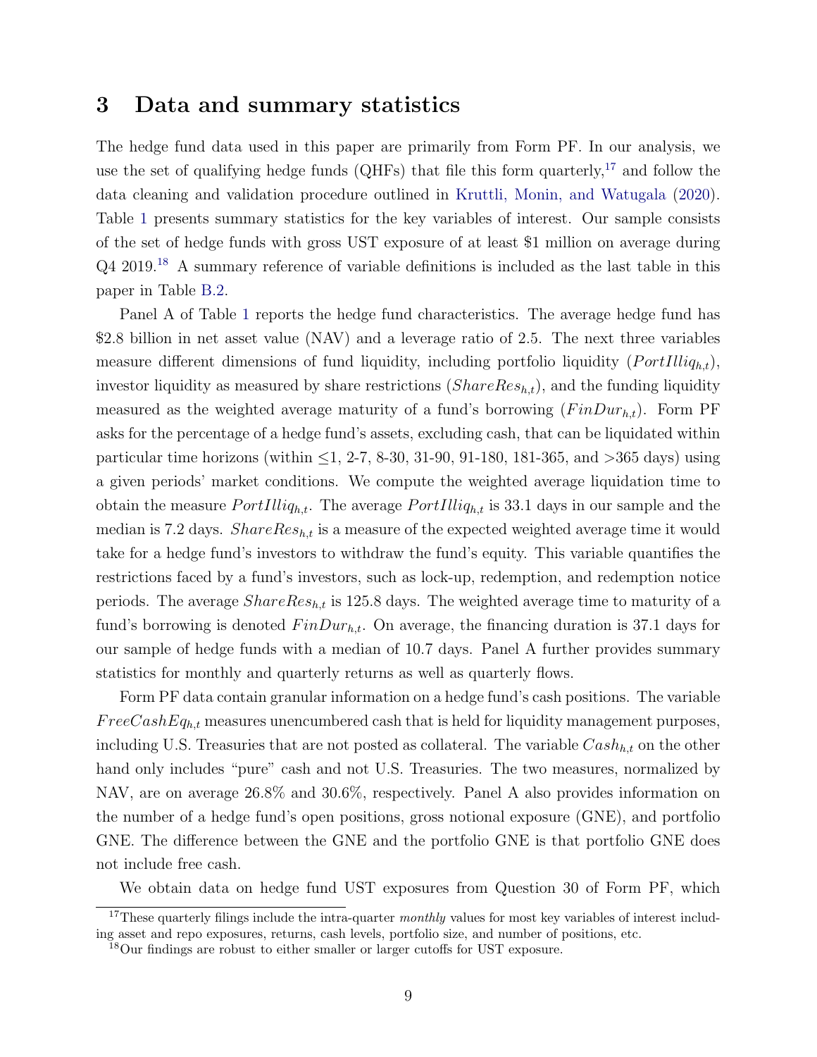# 3 Data and summary statistics

The hedge fund data used in this paper are primarily from Form PF. In our analysis, we use the set of qualifying hedge funds (QHFs) that file this form quarterly,[17] and follow the data cleaning and validation procedure outlined in Kruttli, Monin, and Watugala (2020). Table 1 presents summary statistics for the key variables of interest. Our sample consists of the set of hedge funds with gross UST exposure of at least $1 million on average during Q4 2019.[18] A summary reference of variable definitions is included as the last table in this paper in Table B.2.

Panel A of Table 1 reports the hedge fund characteristics. The average hedge fund has $2.8 billion in net asset value (NAV) and a leverage ratio of 2.5. The next three variables measure different dimensions of fund liquidity, including portfolio liquidity ($PortIlliq_{h,t}$), investor liquidity as measured by share restrictions ($ShareRes_{h,t}$), and the funding liquidity measured as the weighted average maturity of a fund's borrowing ($FinDur_{h,t}$). Form PF asks for the percentage of a hedge fund's assets, excluding cash, that can be liquidated within particular time horizons (within ≤1, 2-7, 8-30, 31-90, 91-180, 181-365, and >365 days) using a given periods' market conditions. We compute the weighted average liquidation time to obtain the measure $PortIlliq_{h,t}$. The average $PortIlliq_{h,t}$ is 33.1 days in our sample and the median is 7.2 days. $ShareRes_{h,t}$ is a measure of the expected weighted average time it would take for a hedge fund's investors to withdraw the fund's equity. This variable quantifies the restrictions faced by a fund's investors, such as lock-up, redemption, and redemption notice periods. The average $ShareRes_{h,t}$ is 125.8 days. The weighted average time to maturity of a fund's borrowing is denoted $FinDur_{h,t}$. On average, the financing duration is 37.1 days for our sample of hedge funds with a median of 10.7 days. Panel A further provides summary statistics for monthly and quarterly returns as well as quarterly flows.

Form PF data contain granular information on a hedge fund's cash positions. The variable $FreeCashEq_{h,t}$ measures unencumbered cash that is held for liquidity management purposes, including U.S. Treasuries that are not posted as collateral. The variable $Cash_{h,t}$ on the other hand only includes "pure" cash and not U.S. Treasuries. The two measures, normalized by NAV, are on average 26.8% and 30.6%, respectively. Panel A also provides information on the number of a hedge fund's open positions, gross notional exposure (GNE), and portfolio GNE. The difference between the GNE and the portfolio GNE is that portfolio GNE does not include free cash.

We obtain data on hedge fund UST exposures from Question 30 of Form PF, which

[17] These quarterly filings include the intra-quarter *monthly* values for most key variables of interest including asset and repo exposures, returns, cash levels, portfolio size, and number of positions, etc.

[18] Our findings are robust to either smaller or larger cutoffs for UST exposure.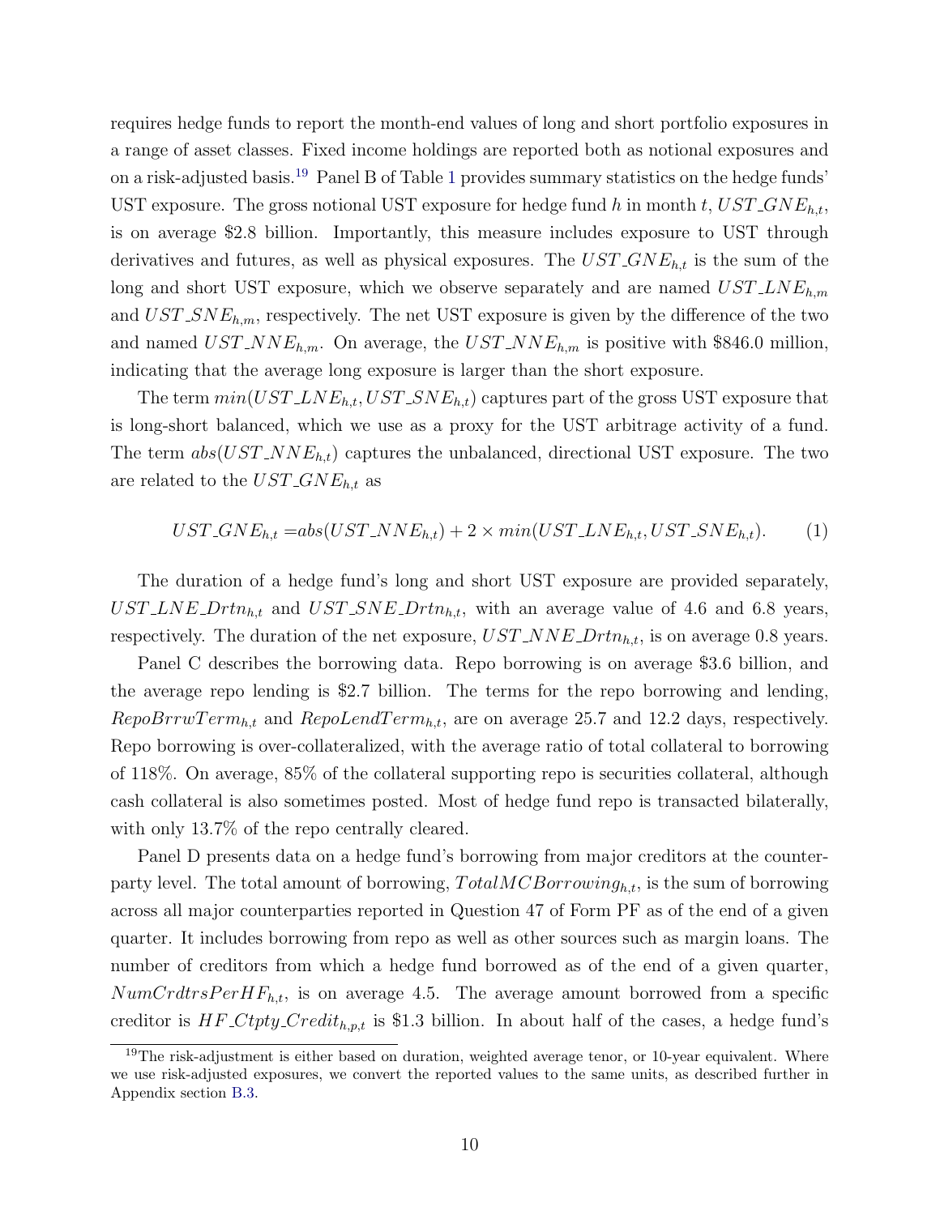requires hedge funds to report the month-end values of long and short portfolio exposures in a range of asset classes. Fixed income holdings are reported both as notional exposures and on a risk-adjusted basis.[19] Panel B of Table 1 provides summary statistics on the hedge funds' UST exposure. The gross notional UST exposure for hedge fund $h$ in month $t$, $UST\_GNE_{h,t}$, is on average \$2.8 billion. Importantly, this measure includes exposure to UST through derivatives and futures, as well as physical exposures. The $UST\_GNE_{h,t}$ is the sum of the long and short UST exposure, which we observe separately and are named $UST\_LNE_{h,m}$ and $UST\_SNE_{h,m}$, respectively. The net UST exposure is given by the difference of the two and named $UST\_NNE_{h,m}$. On average, the $UST\_NNE_{h,m}$ is positive with \$846.0 million, indicating that the average long exposure is larger than the short exposure.

The term $min(UST\_LNE_{h,t}, UST\_SNE_{h,t})$ captures part of the gross UST exposure that is long-short balanced, which we use as a proxy for the UST arbitrage activity of a fund. The term $abs(UST\_NNE_{h,t})$ captures the unbalanced, directional UST exposure. The two are related to the $UST\_GNE_{h,t}$ as

$$UST\_GNE_{h,t} = abs(UST\_NNE_{h,t}) + 2 \times min(UST\_LNE_{h,t}, UST\_SNE_{h,t}). \tag{1}$$

The duration of a hedge fund's long and short UST exposure are provided separately, $UST\_LNE\_Drtn_{h,t}$ and $UST\_SNE\_Drtn_{h,t}$, with an average value of 4.6 and 6.8 years, respectively. The duration of the net exposure, $UST\_NNE\_Drtn_{h,t}$, is on average 0.8 years.

Panel C describes the borrowing data. Repo borrowing is on average \$3.6 billion, and the average repo lending is \$2.7 billion. The terms for the repo borrowing and lending, $RepoBrrwTerm_{h,t}$ and $RepoLendTerm_{h,t}$, are on average 25.7 and 12.2 days, respectively. Repo borrowing is over-collateralized, with the average ratio of total collateral to borrowing of 118%. On average, 85% of the collateral supporting repo is securities collateral, although cash collateral is also sometimes posted. Most of hedge fund repo is transacted bilaterally, with only 13.7% of the repo centrally cleared.

Panel D presents data on a hedge fund's borrowing from major creditors at the counterparty level. The total amount of borrowing, $TotalMCBorrowing_{h,t}$, is the sum of borrowing across all major counterparties reported in Question 47 of Form PF as of the end of a given quarter. It includes borrowing from repo as well as other sources such as margin loans. The number of creditors from which a hedge fund borrowed as of the end of a given quarter, $NumCrdtrsPerHF_{h,t}$, is on average 4.5. The average amount borrowed from a specific creditor is $HF\_Ctpty\_Credit_{h,p,t}$ is \$1.3 billion. In about half of the cases, a hedge fund's

[19] The risk-adjustment is either based on duration, weighted average tenor, or 10-year equivalent. Where we use risk-adjusted exposures, we convert the reported values to the same units, as described further in Appendix section B.3.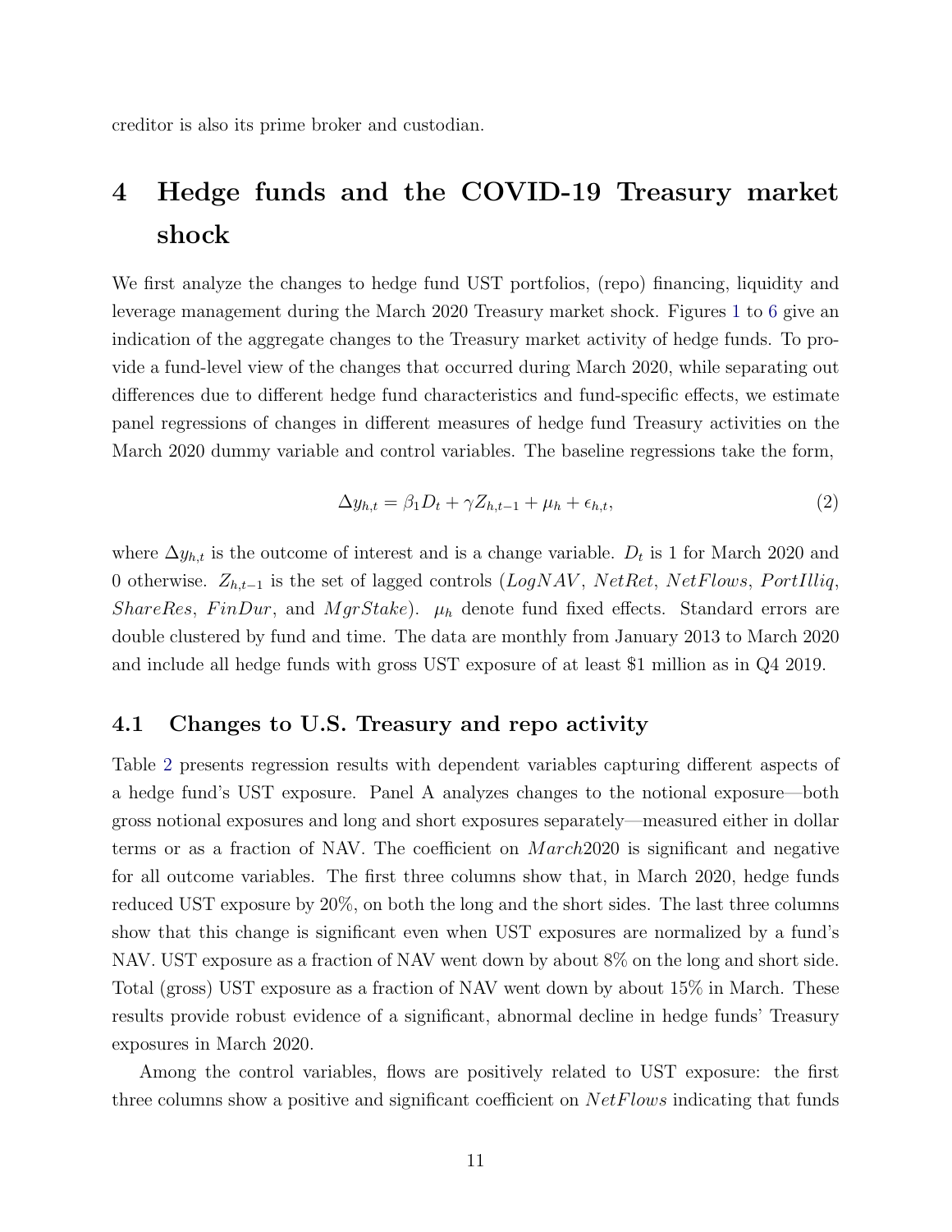creditor is also its prime broker and custodian.

# 4 Hedge funds and the COVID-19 Treasury market shock

We first analyze the changes to hedge fund UST portfolios, (repo) financing, liquidity and leverage management during the March 2020 Treasury market shock. Figures 1 to 6 give an indication of the aggregate changes to the Treasury market activity of hedge funds. To provide a fund-level view of the changes that occurred during March 2020, while separating out differences due to different hedge fund characteristics and fund-specific effects, we estimate panel regressions of changes in different measures of hedge fund Treasury activities on the March 2020 dummy variable and control variables. The baseline regressions take the form,

$$\Delta y_{h,t} = \beta_1 D_t + \gamma Z_{h,t-1} + \mu_h + \epsilon_{h,t}, \tag{2}$$

where $\Delta y_{h,t}$ is the outcome of interest and is a change variable. $D_t$ is 1 for March 2020 and 0 otherwise. $Z_{h,t-1}$ is the set of lagged controls ($LogNAV$, $NetRet$, $NetFlows$, $PortIlliq$, $ShareRes$, $FinDur$, and $MgrStake$). $\mu_h$ denote fund fixed effects. Standard errors are double clustered by fund and time. The data are monthly from January 2013 to March 2020 and include all hedge funds with gross UST exposure of at least \$1 million as in Q4 2019.

## 4.1 Changes to U.S. Treasury and repo activity

Table 2 presents regression results with dependent variables capturing different aspects of a hedge fund's UST exposure. Panel A analyzes changes to the notional exposure—both gross notional exposures and long and short exposures separately—measured either in dollar terms or as a fraction of NAV. The coefficient on $March2020$ is significant and negative for all outcome variables. The first three columns show that, in March 2020, hedge funds reduced UST exposure by 20%, on both the long and the short sides. The last three columns show that this change is significant even when UST exposures are normalized by a fund's NAV. UST exposure as a fraction of NAV went down by about 8% on the long and short side. Total (gross) UST exposure as a fraction of NAV went down by about 15% in March. These results provide robust evidence of a significant, abnormal decline in hedge funds' Treasury exposures in March 2020.

Among the control variables, flows are positively related to UST exposure: the first three columns show a positive and significant coefficient on $NetFlows$ indicating that funds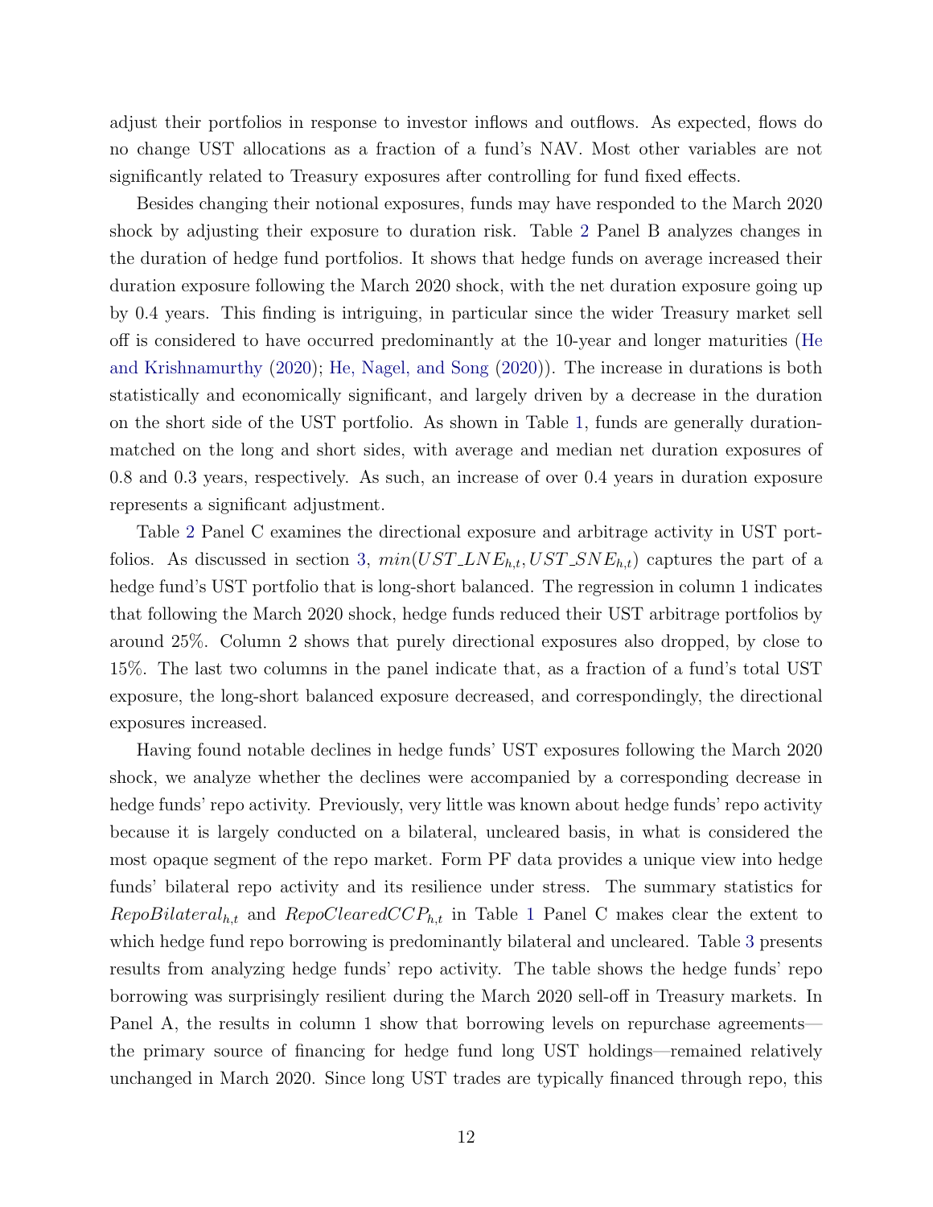adjust their portfolios in response to investor inflows and outflows. As expected, flows do no change UST allocations as a fraction of a fund's NAV. Most other variables are not significantly related to Treasury exposures after controlling for fund fixed effects.

Besides changing their notional exposures, funds may have responded to the March 2020 shock by adjusting their exposure to duration risk. Table 2 Panel B analyzes changes in the duration of hedge fund portfolios. It shows that hedge funds on average increased their duration exposure following the March 2020 shock, with the net duration exposure going up by 0.4 years. This finding is intriguing, in particular since the wider Treasury market sell off is considered to have occurred predominantly at the 10-year and longer maturities (He and Krishnamurthy (2020); He, Nagel, and Song (2020)). The increase in durations is both statistically and economically significant, and largely driven by a decrease in the duration on the short side of the UST portfolio. As shown in Table 1, funds are generally duration-matched on the long and short sides, with average and median net duration exposures of 0.8 and 0.3 years, respectively. As such, an increase of over 0.4 years in duration exposure represents a significant adjustment.

Table 2 Panel C examines the directional exposure and arbitrage activity in UST portfolios. As discussed in section 3, $min(UST\_LNE_{h,t}, UST\_SNE_{h,t})$ captures the part of a hedge fund's UST portfolio that is long-short balanced. The regression in column 1 indicates that following the March 2020 shock, hedge funds reduced their UST arbitrage portfolios by around 25%. Column 2 shows that purely directional exposures also dropped, by close to 15%. The last two columns in the panel indicate that, as a fraction of a fund's total UST exposure, the long-short balanced exposure decreased, and correspondingly, the directional exposures increased.

Having found notable declines in hedge funds' UST exposures following the March 2020 shock, we analyze whether the declines were accompanied by a corresponding decrease in hedge funds' repo activity. Previously, very little was known about hedge funds' repo activity because it is largely conducted on a bilateral, uncleared basis, in what is considered the most opaque segment of the repo market. Form PF data provides a unique view into hedge funds' bilateral repo activity and its resilience under stress. The summary statistics for $RepoBilateral_{h,t}$ and $RepoClearedCCP_{h,t}$ in Table 1 Panel C makes clear the extent to which hedge fund repo borrowing is predominantly bilateral and uncleared. Table 3 presents results from analyzing hedge funds' repo activity. The table shows the hedge funds' repo borrowing was surprisingly resilient during the March 2020 sell-off in Treasury markets. In Panel A, the results in column 1 show that borrowing levels on repurchase agreements—the primary source of financing for hedge fund long UST holdings—remained relatively unchanged in March 2020. Since long UST trades are typically financed through repo, this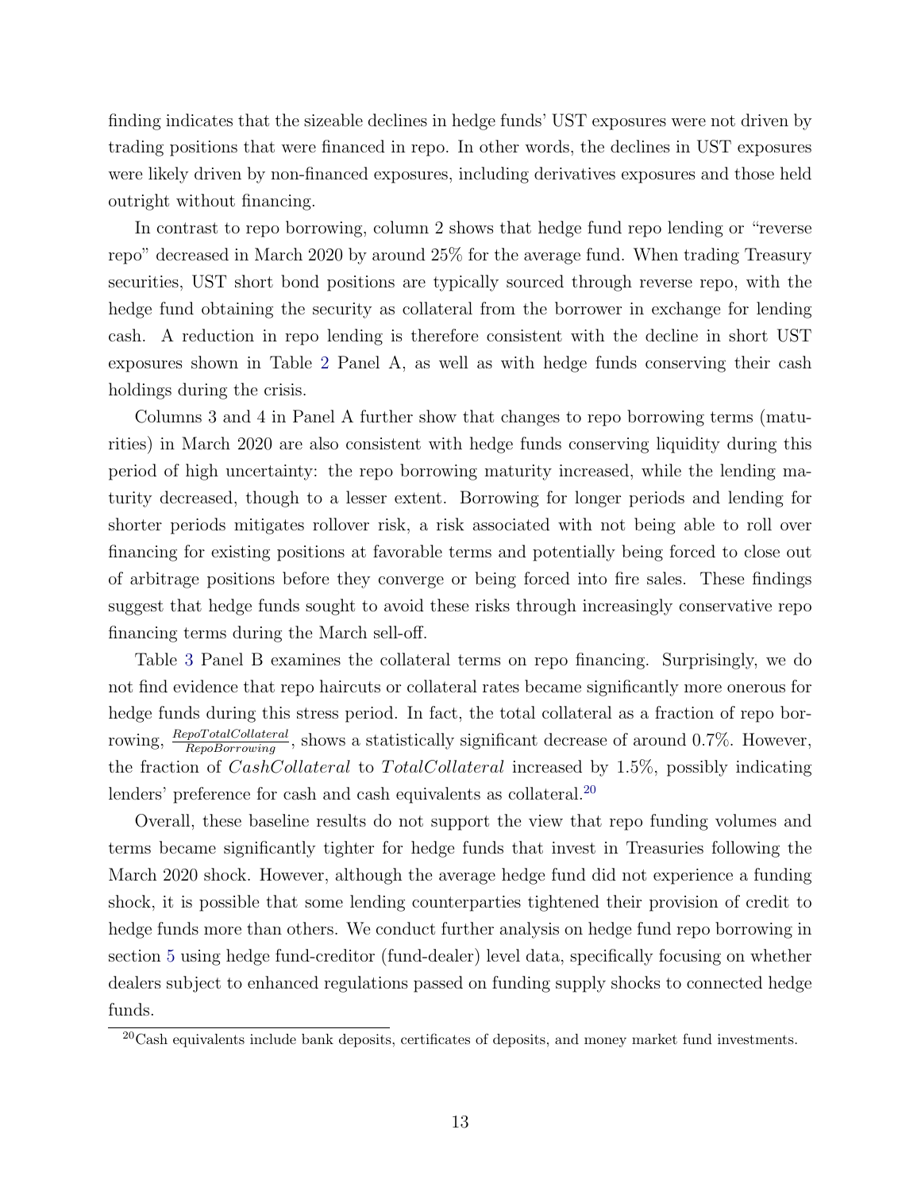finding indicates that the sizeable declines in hedge funds' UST exposures were not driven by trading positions that were financed in repo. In other words, the declines in UST exposures were likely driven by non-financed exposures, including derivatives exposures and those held outright without financing.

In contrast to repo borrowing, column 2 shows that hedge fund repo lending or "reverse repo" decreased in March 2020 by around 25% for the average fund. When trading Treasury securities, UST short bond positions are typically sourced through reverse repo, with the hedge fund obtaining the security as collateral from the borrower in exchange for lending cash. A reduction in repo lending is therefore consistent with the decline in short UST exposures shown in Table 2 Panel A, as well as with hedge funds conserving their cash holdings during the crisis.

Columns 3 and 4 in Panel A further show that changes to repo borrowing terms (maturities) in March 2020 are also consistent with hedge funds conserving liquidity during this period of high uncertainty: the repo borrowing maturity increased, while the lending maturity decreased, though to a lesser extent. Borrowing for longer periods and lending for shorter periods mitigates rollover risk, a risk associated with not being able to roll over financing for existing positions at favorable terms and potentially being forced to close out of arbitrage positions before they converge or being forced into fire sales. These findings suggest that hedge funds sought to avoid these risks through increasingly conservative repo financing terms during the March sell-off.

Table 3 Panel B examines the collateral terms on repo financing. Surprisingly, we do not find evidence that repo haircuts or collateral rates became significantly more onerous for hedge funds during this stress period. In fact, the total collateral as a fraction of repo borrowing, $\frac{RepoTotalCollateral}{RepoBorrowing}$, shows a statistically significant decrease of around 0.7%. However, the fraction of $CashCollateral$ to $TotalCollateral$ increased by 1.5%, possibly indicating lenders' preference for cash and cash equivalents as collateral.[20]

Overall, these baseline results do not support the view that repo funding volumes and terms became significantly tighter for hedge funds that invest in Treasuries following the March 2020 shock. However, although the average hedge fund did not experience a funding shock, it is possible that some lending counterparties tightened their provision of credit to hedge funds more than others. We conduct further analysis on hedge fund repo borrowing in section 5 using hedge fund-creditor (fund-dealer) level data, specifically focusing on whether dealers subject to enhanced regulations passed on funding supply shocks to connected hedge funds.

[20]Cash equivalents include bank deposits, certificates of deposits, and money market fund investments.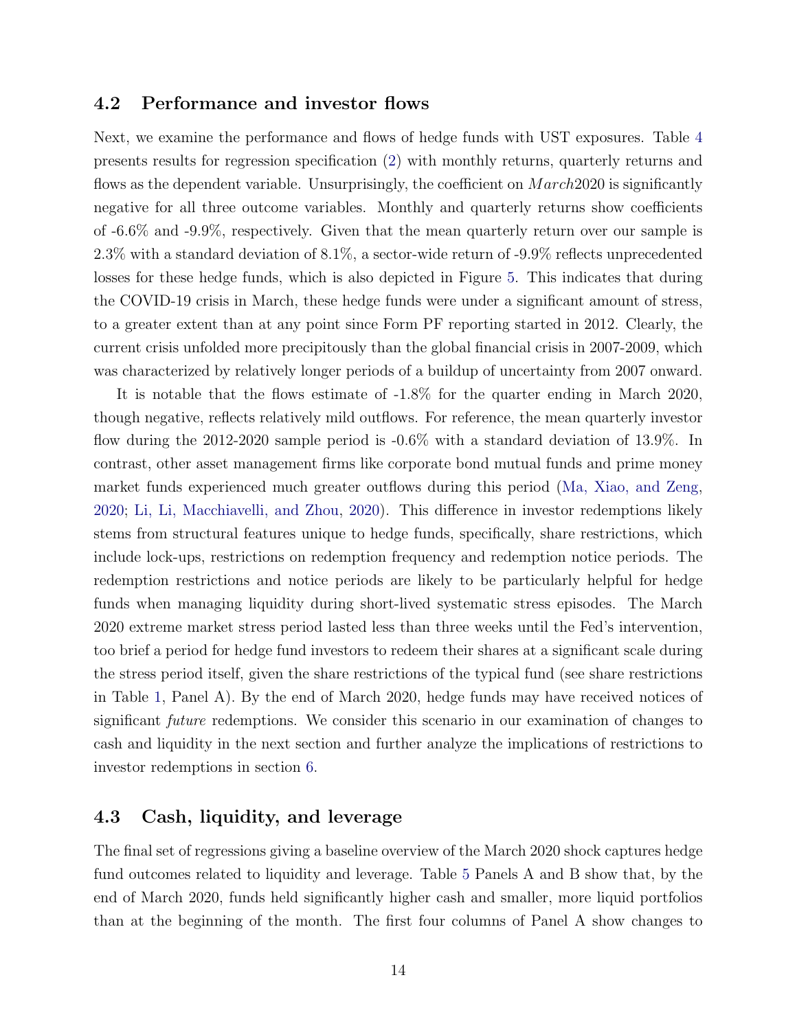### 4.2 Performance and investor flows

Next, we examine the performance and flows of hedge funds with UST exposures. Table 4 presents results for regression specification (2) with monthly returns, quarterly returns and flows as the dependent variable. Unsurprisingly, the coefficient on $March2020$ is significantly negative for all three outcome variables. Monthly and quarterly returns show coefficients of -6.6% and -9.9%, respectively. Given that the mean quarterly return over our sample is 2.3% with a standard deviation of 8.1%, a sector-wide return of -9.9% reflects unprecedented losses for these hedge funds, which is also depicted in Figure 5. This indicates that during the COVID-19 crisis in March, these hedge funds were under a significant amount of stress, to a greater extent than at any point since Form PF reporting started in 2012. Clearly, the current crisis unfolded more precipitously than the global financial crisis in 2007-2009, which was characterized by relatively longer periods of a buildup of uncertainty from 2007 onward.

It is notable that the flows estimate of -1.8% for the quarter ending in March 2020, though negative, reflects relatively mild outflows. For reference, the mean quarterly investor flow during the 2012-2020 sample period is -0.6% with a standard deviation of 13.9%. In contrast, other asset management firms like corporate bond mutual funds and prime money market funds experienced much greater outflows during this period (Ma, Xiao, and Zeng, 2020; Li, Li, Macchiavelli, and Zhou, 2020). This difference in investor redemptions likely stems from structural features unique to hedge funds, specifically, share restrictions, which include lock-ups, restrictions on redemption frequency and redemption notice periods. The redemption restrictions and notice periods are likely to be particularly helpful for hedge funds when managing liquidity during short-lived systematic stress episodes. The March 2020 extreme market stress period lasted less than three weeks until the Fed's intervention, too brief a period for hedge fund investors to redeem their shares at a significant scale during the stress period itself, given the share restrictions of the typical fund (see share restrictions in Table 1, Panel A). By the end of March 2020, hedge funds may have received notices of significant *future* redemptions. We consider this scenario in our examination of changes to cash and liquidity in the next section and further analyze the implications of restrictions to investor redemptions in section 6.

### 4.3 Cash, liquidity, and leverage

The final set of regressions giving a baseline overview of the March 2020 shock captures hedge fund outcomes related to liquidity and leverage. Table 5 Panels A and B show that, by the end of March 2020, funds held significantly higher cash and smaller, more liquid portfolios than at the beginning of the month. The first four columns of Panel A show changes to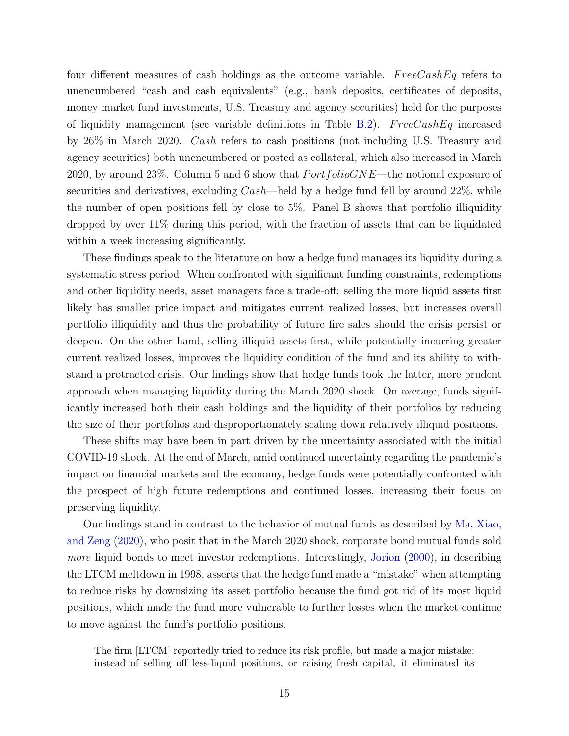four different measures of cash holdings as the outcome variable. $FreeCashEq$ refers to unencumbered "cash and cash equivalents" (e.g., bank deposits, certificates of deposits, money market fund investments, U.S. Treasury and agency securities) held for the purposes of liquidity management (see variable definitions in Table B.2). $FreeCashEq$ increased by 26% in March 2020. $Cash$ refers to cash positions (not including U.S. Treasury and agency securities) both unencumbered or posted as collateral, which also increased in March 2020, by around 23%. Column 5 and 6 show that $PortfolioGNE$—the notional exposure of securities and derivatives, excluding $Cash$—held by a hedge fund fell by around 22%, while the number of open positions fell by close to 5%. Panel B shows that portfolio illiquidity dropped by over 11% during this period, with the fraction of assets that can be liquidated within a week increasing significantly.

These findings speak to the literature on how a hedge fund manages its liquidity during a systematic stress period. When confronted with significant funding constraints, redemptions and other liquidity needs, asset managers face a trade-off: selling the more liquid assets first likely has smaller price impact and mitigates current realized losses, but increases overall portfolio illiquidity and thus the probability of future fire sales should the crisis persist or deepen. On the other hand, selling illiquid assets first, while potentially incurring greater current realized losses, improves the liquidity condition of the fund and its ability to withstand a protracted crisis. Our findings show that hedge funds took the latter, more prudent approach when managing liquidity during the March 2020 shock. On average, funds significantly increased both their cash holdings and the liquidity of their portfolios by reducing the size of their portfolios and disproportionately scaling down relatively illiquid positions.

These shifts may have been in part driven by the uncertainty associated with the initial COVID-19 shock. At the end of March, amid continued uncertainty regarding the pandemic's impact on financial markets and the economy, hedge funds were potentially confronted with the prospect of high future redemptions and continued losses, increasing their focus on preserving liquidity.

Our findings stand in contrast to the behavior of mutual funds as described by Ma, Xiao, and Zeng (2020), who posit that in the March 2020 shock, corporate bond mutual funds sold *more* liquid bonds to meet investor redemptions. Interestingly, Jorion (2000), in describing the LTCM meltdown in 1998, asserts that the hedge fund made a "mistake" when attempting to reduce risks by downsizing its asset portfolio because the fund got rid of its most liquid positions, which made the fund more vulnerable to further losses when the market continue to move against the fund's portfolio positions.

> The firm [LTCM] reportedly tried to reduce its risk profile, but made a major mistake: instead of selling off less-liquid positions, or raising fresh capital, it eliminated its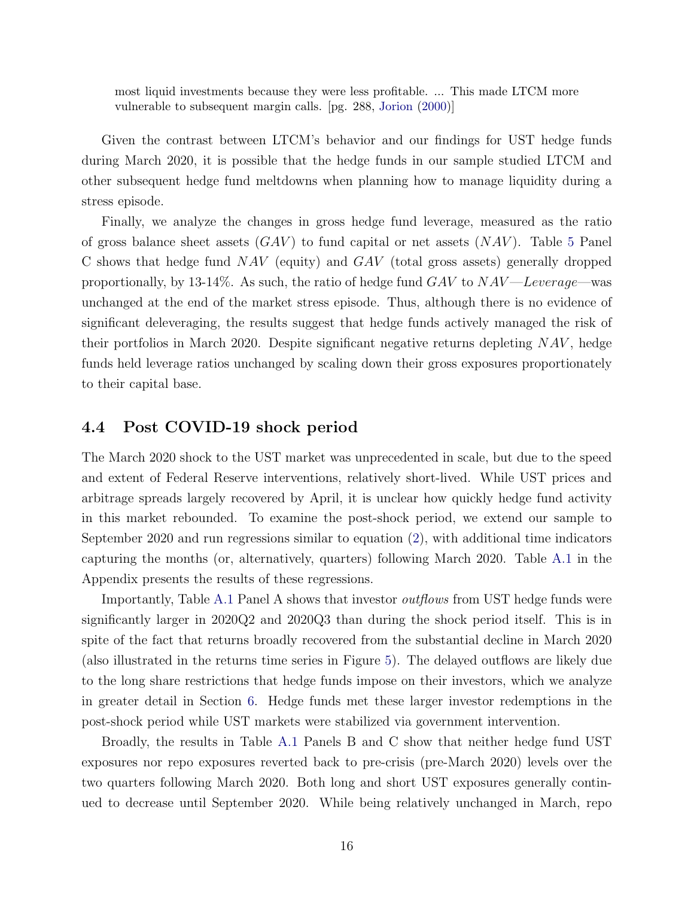> most liquid investments because they were less profitable. ... This made LTCM more vulnerable to subsequent margin calls. [pg. 288, Jorion (2000)]

Given the contrast between LTCM's behavior and our findings for UST hedge funds during March 2020, it is possible that the hedge funds in our sample studied LTCM and other subsequent hedge fund meltdowns when planning how to manage liquidity during a stress episode.

Finally, we analyze the changes in gross hedge fund leverage, measured as the ratio of gross balance sheet assets ($GAV$) to fund capital or net assets ($NAV$). Table 5 Panel C shows that hedge fund $NAV$ (equity) and $GAV$ (total gross assets) generally dropped proportionally, by 13-14%. As such, the ratio of hedge fund $GAV$ to $NAV$—*Leverage*—was unchanged at the end of the market stress episode. Thus, although there is no evidence of significant deleveraging, the results suggest that hedge funds actively managed the risk of their portfolios in March 2020. Despite significant negative returns depleting $NAV$, hedge funds held leverage ratios unchanged by scaling down their gross exposures proportionately to their capital base.

## 4.4 Post COVID-19 shock period

The March 2020 shock to the UST market was unprecedented in scale, but due to the speed and extent of Federal Reserve interventions, relatively short-lived. While UST prices and arbitrage spreads largely recovered by April, it is unclear how quickly hedge fund activity in this market rebounded. To examine the post-shock period, we extend our sample to September 2020 and run regressions similar to equation (2), with additional time indicators capturing the months (or, alternatively, quarters) following March 2020. Table A.1 in the Appendix presents the results of these regressions.

Importantly, Table A.1 Panel A shows that investor *outflows* from UST hedge funds were significantly larger in 2020Q2 and 2020Q3 than during the shock period itself. This is in spite of the fact that returns broadly recovered from the substantial decline in March 2020 (also illustrated in the returns time series in Figure 5). The delayed outflows are likely due to the long share restrictions that hedge funds impose on their investors, which we analyze in greater detail in Section 6. Hedge funds met these larger investor redemptions in the post-shock period while UST markets were stabilized via government intervention.

Broadly, the results in Table A.1 Panels B and C show that neither hedge fund UST exposures nor repo exposures reverted back to pre-crisis (pre-March 2020) levels over the two quarters following March 2020. Both long and short UST exposures generally continued to decrease until September 2020. While being relatively unchanged in March, repo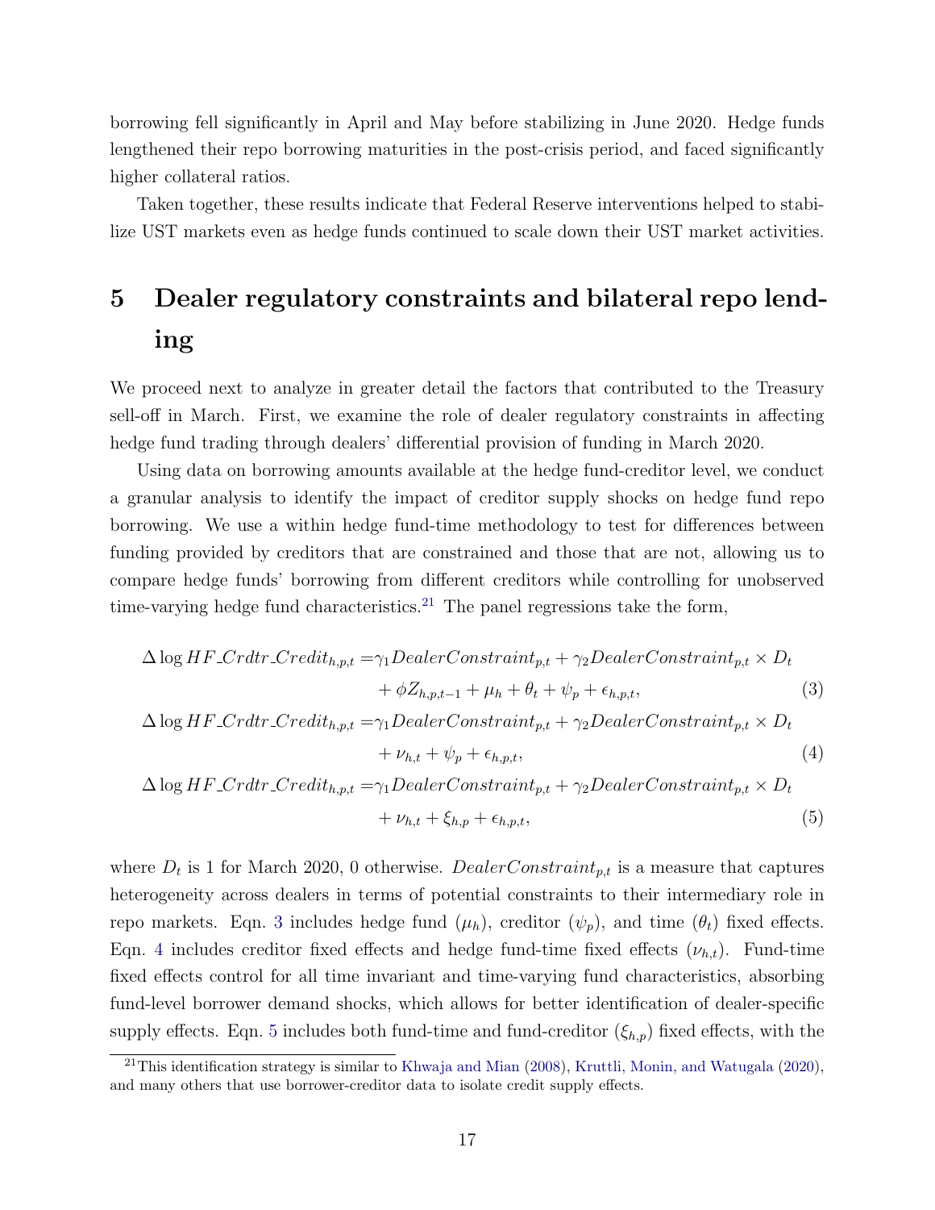borrowing fell significantly in April and May before stabilizing in June 2020. Hedge funds lengthened their repo borrowing maturities in the post-crisis period, and faced significantly higher collateral ratios.

Taken together, these results indicate that Federal Reserve interventions helped to stabilize UST markets even as hedge funds continued to scale down their UST market activities.

# 5 Dealer regulatory constraints and bilateral repo lending

We proceed next to analyze in greater detail the factors that contributed to the Treasury sell-off in March. First, we examine the role of dealer regulatory constraints in affecting hedge fund trading through dealers' differential provision of funding in March 2020.

Using data on borrowing amounts available at the hedge fund-creditor level, we conduct a granular analysis to identify the impact of creditor supply shocks on hedge fund repo borrowing. We use a within hedge fund-time methodology to test for differences between funding provided by creditors that are constrained and those that are not, allowing us to compare hedge funds' borrowing from different creditors while controlling for unobserved time-varying hedge fund characteristics.[21] The panel regressions take the form,

$$\Delta \log HF\_Crdtr\_Credit_{h,p,t} = \gamma_1 DealerConstraint_{p,t} + \gamma_2 DealerConstraint_{p,t} \times D_t + \phi Z_{h,p,t-1} + \mu_h + \theta_t + \psi_p + \epsilon_{h,p,t}, \tag{3}$$

$$\Delta \log HF\_Crdtr\_Credit_{h,p,t} = \gamma_1 DealerConstraint_{p,t} + \gamma_2 DealerConstraint_{p,t} \times D_t + \nu_{h,t} + \psi_p + \epsilon_{h,p,t}, \tag{4}$$

$$\Delta \log HF\_Crdtr\_Credit_{h,p,t} = \gamma_1 DealerConstraint_{p,t} + \gamma_2 DealerConstraint_{p,t} \times D_t + \nu_{h,t} + \xi_{h,p} + \epsilon_{h,p,t}, \tag{5}$$

where $D_t$ is 1 for March 2020, 0 otherwise. $DealerConstraint_{p,t}$ is a measure that captures heterogeneity across dealers in terms of potential constraints to their intermediary role in repo markets. Eqn. 3 includes hedge fund ($\mu_h$), creditor ($\psi_p$), and time ($\theta_t$) fixed effects. Eqn. 4 includes creditor fixed effects and hedge fund-time fixed effects ($\nu_{h,t}$). Fund-time fixed effects control for all time invariant and time-varying fund characteristics, absorbing fund-level borrower demand shocks, which allows for better identification of dealer-specific supply effects. Eqn. 5 includes both fund-time and fund-creditor ($\xi_{h,p}$) fixed effects, with the

[21] This identification strategy is similar to Khwaja and Mian (2008), Kruttli, Monin, and Watugala (2020), and many others that use borrower-creditor data to isolate credit supply effects.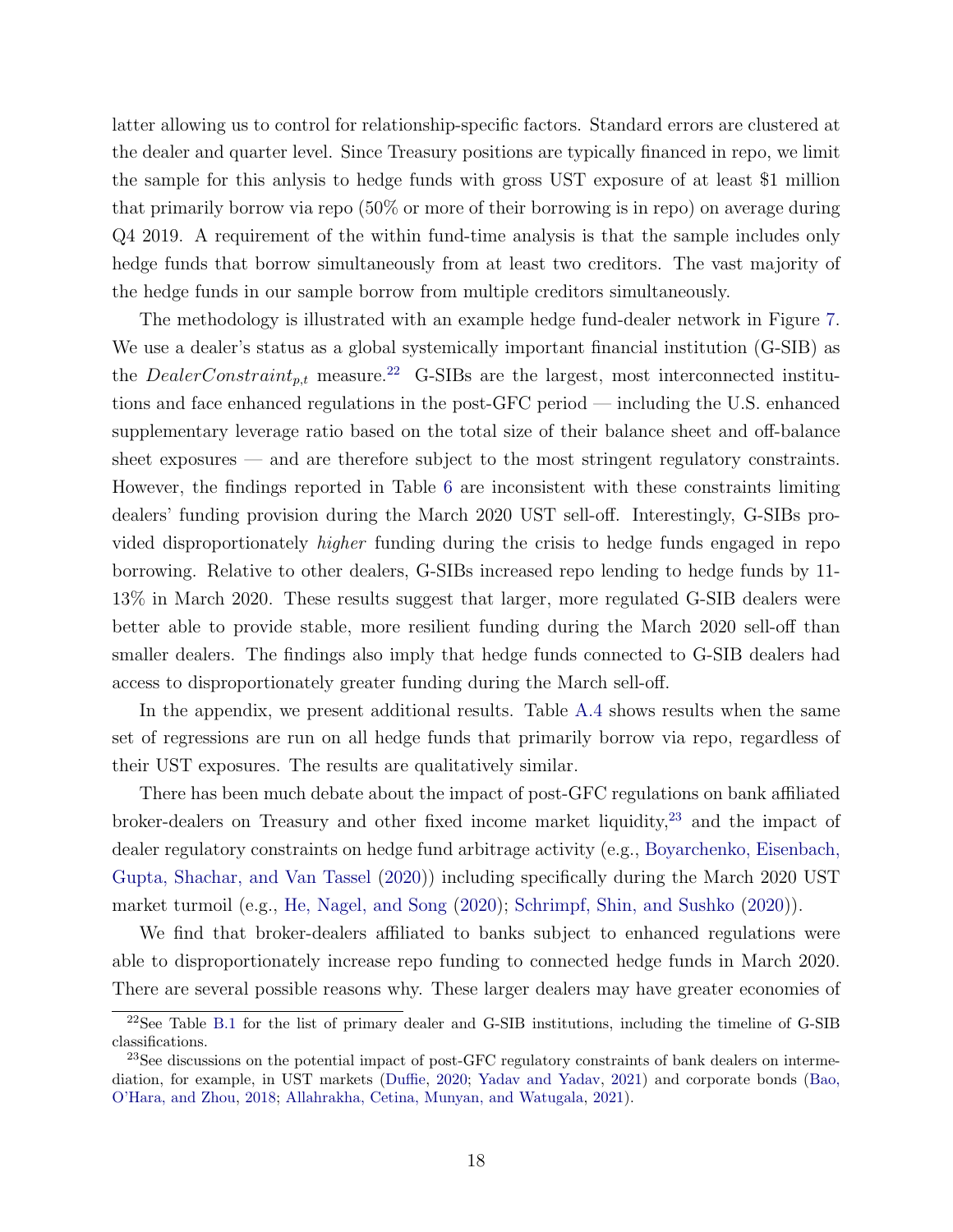latter allowing us to control for relationship-specific factors. Standard errors are clustered at the dealer and quarter level. Since Treasury positions are typically financed in repo, we limit the sample for this anlysis to hedge funds with gross UST exposure of at least $1 million that primarily borrow via repo (50% or more of their borrowing is in repo) on average during Q4 2019. A requirement of the within fund-time analysis is that the sample includes only hedge funds that borrow simultaneously from at least two creditors. The vast majority of the hedge funds in our sample borrow from multiple creditors simultaneously.

The methodology is illustrated with an example hedge fund-dealer network in Figure 7. We use a dealer's status as a global systemically important financial institution (G-SIB) as the $DealerConstraint_{p,t}$ measure.[22] G-SIBs are the largest, most interconnected institutions and face enhanced regulations in the post-GFC period — including the U.S. enhanced supplementary leverage ratio based on the total size of their balance sheet and off-balance sheet exposures — and are therefore subject to the most stringent regulatory constraints. However, the findings reported in Table 6 are inconsistent with these constraints limiting dealers' funding provision during the March 2020 UST sell-off. Interestingly, G-SIBs provided disproportionately *higher* funding during the crisis to hedge funds engaged in repo borrowing. Relative to other dealers, G-SIBs increased repo lending to hedge funds by 11-13% in March 2020. These results suggest that larger, more regulated G-SIB dealers were better able to provide stable, more resilient funding during the March 2020 sell-off than smaller dealers. The findings also imply that hedge funds connected to G-SIB dealers had access to disproportionately greater funding during the March sell-off.

In the appendix, we present additional results. Table A.4 shows results when the same set of regressions are run on all hedge funds that primarily borrow via repo, regardless of their UST exposures. The results are qualitatively similar.

There has been much debate about the impact of post-GFC regulations on bank affiliated broker-dealers on Treasury and other fixed income market liquidity,[23] and the impact of dealer regulatory constraints on hedge fund arbitrage activity (e.g., Boyarchenko, Eisenbach, Gupta, Shachar, and Van Tassel (2020)) including specifically during the March 2020 UST market turmoil (e.g., He, Nagel, and Song (2020); Schrimpf, Shin, and Sushko (2020)).

We find that broker-dealers affiliated to banks subject to enhanced regulations were able to disproportionately increase repo funding to connected hedge funds in March 2020. There are several possible reasons why. These larger dealers may have greater economies of

[22] See Table B.1 for the list of primary dealer and G-SIB institutions, including the timeline of G-SIB classifications.

[23] See discussions on the potential impact of post-GFC regulatory constraints of bank dealers on intermediation, for example, in UST markets (Duffie, 2020; Yadav and Yadav, 2021) and corporate bonds (Bao, O'Hara, and Zhou, 2018; Allahrakha, Cetina, Munyan, and Watugala, 2021).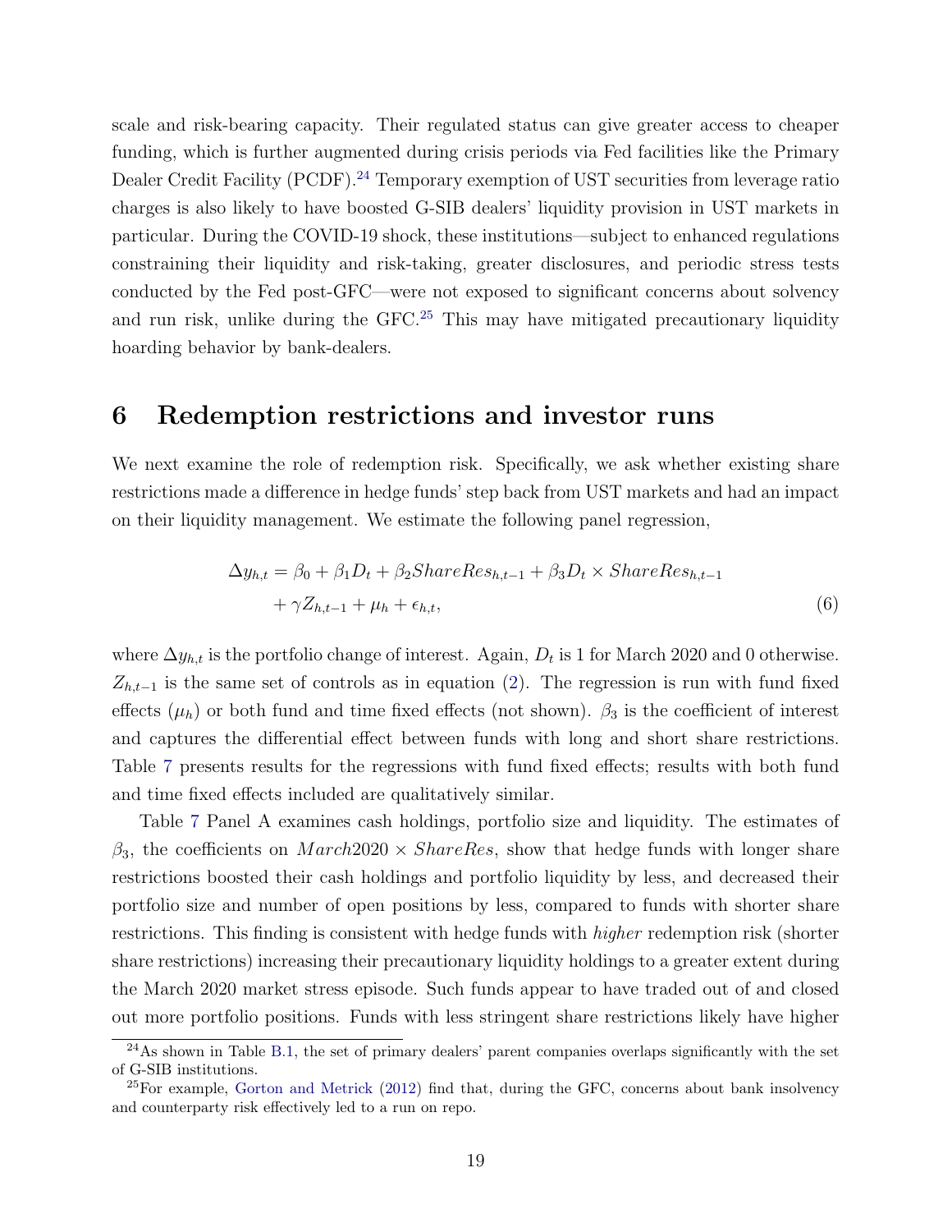scale and risk-bearing capacity. Their regulated status can give greater access to cheaper funding, which is further augmented during crisis periods via Fed facilities like the Primary Dealer Credit Facility (PCDF).[24] Temporary exemption of UST securities from leverage ratio charges is also likely to have boosted G-SIB dealers' liquidity provision in UST markets in particular. During the COVID-19 shock, these institutions—subject to enhanced regulations constraining their liquidity and risk-taking, greater disclosures, and periodic stress tests conducted by the Fed post-GFC—were not exposed to significant concerns about solvency and run risk, unlike during the GFC.[25] This may have mitigated precautionary liquidity hoarding behavior by bank-dealers.

# 6 Redemption restrictions and investor runs

We next examine the role of redemption risk. Specifically, we ask whether existing share restrictions made a difference in hedge funds' step back from UST markets and had an impact on their liquidity management. We estimate the following panel regression,

$$\Delta y_{h,t} = \beta_0 + \beta_1 D_t + \beta_2 ShareRes_{h,t-1} + \beta_3 D_t \times ShareRes_{h,t-1} + \gamma Z_{h,t-1} + \mu_h + \epsilon_{h,t}, \tag{6}$$

where $\Delta y_{h,t}$ is the portfolio change of interest. Again, $D_t$ is 1 for March 2020 and 0 otherwise. $Z_{h,t-1}$ is the same set of controls as in equation (2). The regression is run with fund fixed effects ($\mu_h$) or both fund and time fixed effects (not shown). $\beta_3$ is the coefficient of interest and captures the differential effect between funds with long and short share restrictions. Table 7 presents results for the regressions with fund fixed effects; results with both fund and time fixed effects included are qualitatively similar.

Table 7 Panel A examines cash holdings, portfolio size and liquidity. The estimates of $\beta_3$, the coefficients on $March2020 \times ShareRes$, show that hedge funds with longer share restrictions boosted their cash holdings and portfolio liquidity by less, and decreased their portfolio size and number of open positions by less, compared to funds with shorter share restrictions. This finding is consistent with hedge funds with *higher* redemption risk (shorter share restrictions) increasing their precautionary liquidity holdings to a greater extent during the March 2020 market stress episode. Such funds appear to have traded out of and closed out more portfolio positions. Funds with less stringent share restrictions likely have higher

[24] As shown in Table B.1, the set of primary dealers' parent companies overlaps significantly with the set of G-SIB institutions.

[25] For example, Gorton and Metrick (2012) find that, during the GFC, concerns about bank insolvency and counterparty risk effectively led to a run on repo.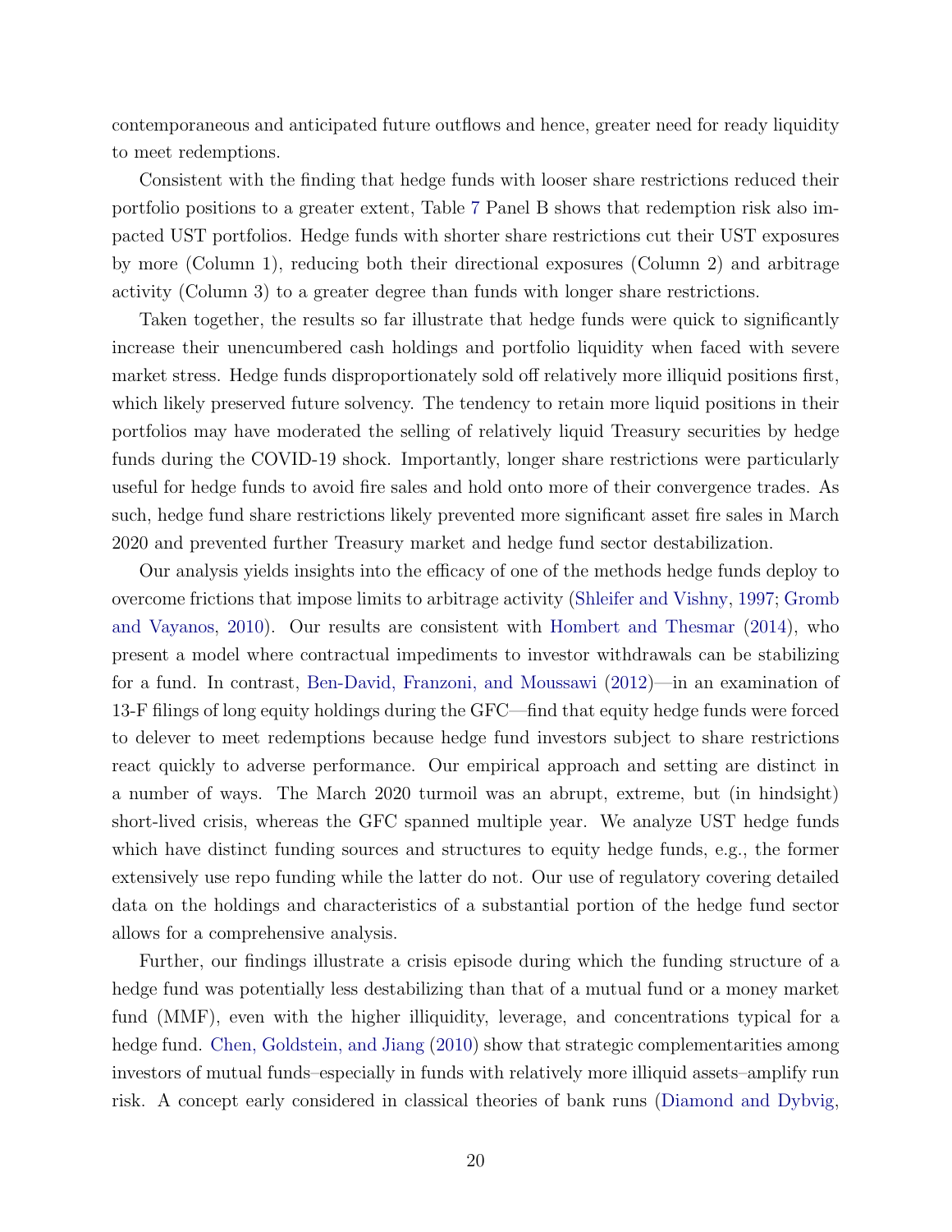contemporaneous and anticipated future outflows and hence, greater need for ready liquidity to meet redemptions.

Consistent with the finding that hedge funds with looser share restrictions reduced their portfolio positions to a greater extent, Table 7 Panel B shows that redemption risk also impacted UST portfolios. Hedge funds with shorter share restrictions cut their UST exposures by more (Column 1), reducing both their directional exposures (Column 2) and arbitrage activity (Column 3) to a greater degree than funds with longer share restrictions.

Taken together, the results so far illustrate that hedge funds were quick to significantly increase their unencumbered cash holdings and portfolio liquidity when faced with severe market stress. Hedge funds disproportionately sold off relatively more illiquid positions first, which likely preserved future solvency. The tendency to retain more liquid positions in their portfolios may have moderated the selling of relatively liquid Treasury securities by hedge funds during the COVID-19 shock. Importantly, longer share restrictions were particularly useful for hedge funds to avoid fire sales and hold onto more of their convergence trades. As such, hedge fund share restrictions likely prevented more significant asset fire sales in March 2020 and prevented further Treasury market and hedge fund sector destabilization.

Our analysis yields insights into the efficacy of one of the methods hedge funds deploy to overcome frictions that impose limits to arbitrage activity (Shleifer and Vishny, 1997; Gromb and Vayanos, 2010). Our results are consistent with Hombert and Thesmar (2014), who present a model where contractual impediments to investor withdrawals can be stabilizing for a fund. In contrast, Ben-David, Franzoni, and Moussawi (2012)—in an examination of 13-F filings of long equity holdings during the GFC—find that equity hedge funds were forced to delever to meet redemptions because hedge fund investors subject to share restrictions react quickly to adverse performance. Our empirical approach and setting are distinct in a number of ways. The March 2020 turmoil was an abrupt, extreme, but (in hindsight) short-lived crisis, whereas the GFC spanned multiple year. We analyze UST hedge funds which have distinct funding sources and structures to equity hedge funds, e.g., the former extensively use repo funding while the latter do not. Our use of regulatory covering detailed data on the holdings and characteristics of a substantial portion of the hedge fund sector allows for a comprehensive analysis.

Further, our findings illustrate a crisis episode during which the funding structure of a hedge fund was potentially less destabilizing than that of a mutual fund or a money market fund (MMF), even with the higher illiquidity, leverage, and concentrations typical for a hedge fund. Chen, Goldstein, and Jiang (2010) show that strategic complementarities among investors of mutual funds–especially in funds with relatively more illiquid assets–amplify run risk. A concept early considered in classical theories of bank runs (Diamond and Dybvig,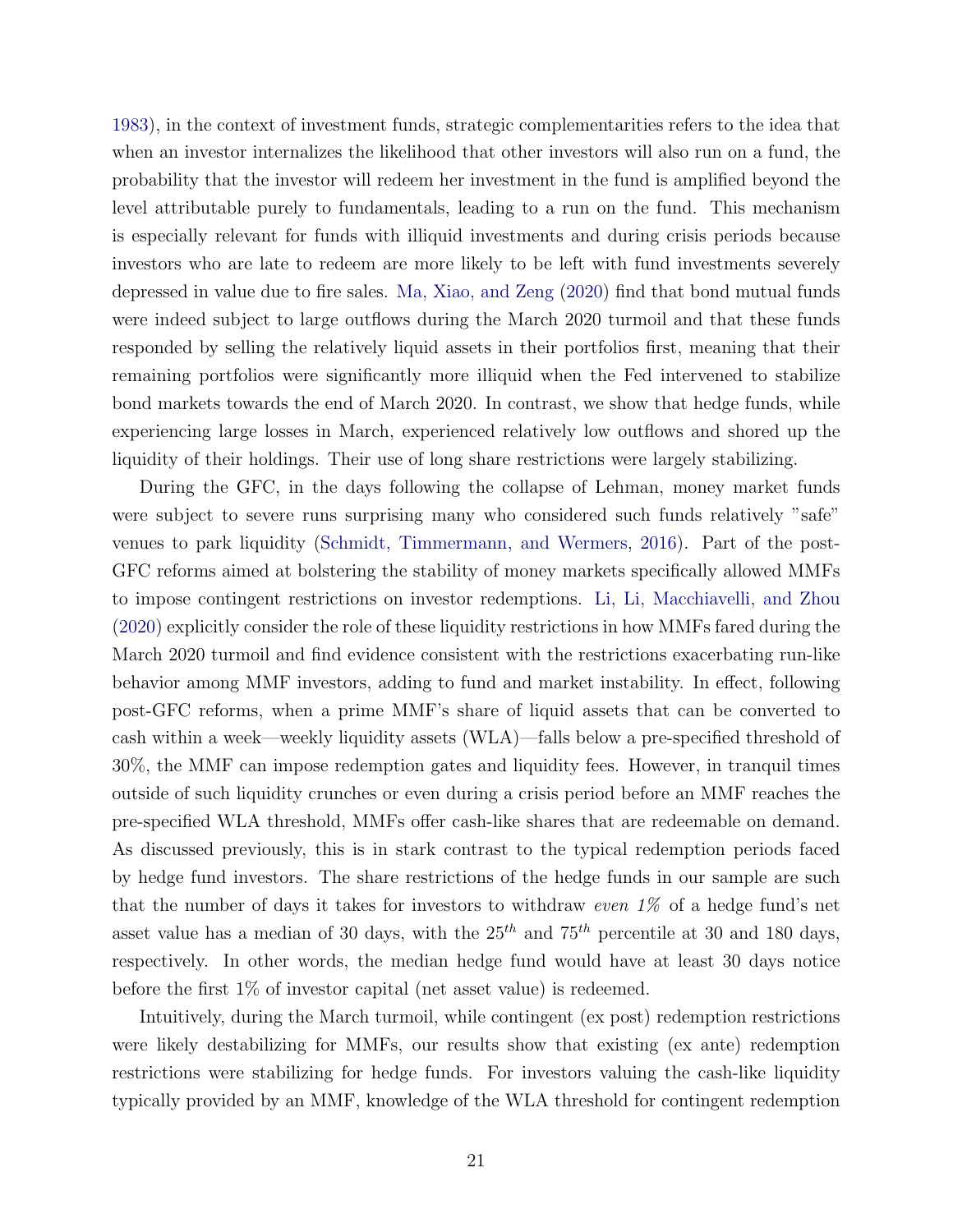1983), in the context of investment funds, strategic complementarities refers to the idea that when an investor internalizes the likelihood that other investors will also run on a fund, the probability that the investor will redeem her investment in the fund is amplified beyond the level attributable purely to fundamentals, leading to a run on the fund. This mechanism is especially relevant for funds with illiquid investments and during crisis periods because investors who are late to redeem are more likely to be left with fund investments severely depressed in value due to fire sales. Ma, Xiao, and Zeng (2020) find that bond mutual funds were indeed subject to large outflows during the March 2020 turmoil and that these funds responded by selling the relatively liquid assets in their portfolios first, meaning that their remaining portfolios were significantly more illiquid when the Fed intervened to stabilize bond markets towards the end of March 2020. In contrast, we show that hedge funds, while experiencing large losses in March, experienced relatively low outflows and shored up the liquidity of their holdings. Their use of long share restrictions were largely stabilizing.

During the GFC, in the days following the collapse of Lehman, money market funds were subject to severe runs surprising many who considered such funds relatively "safe" venues to park liquidity (Schmidt, Timmermann, and Wermers, 2016). Part of the post-GFC reforms aimed at bolstering the stability of money markets specifically allowed MMFs to impose contingent restrictions on investor redemptions. Li, Li, Macchiavelli, and Zhou (2020) explicitly consider the role of these liquidity restrictions in how MMFs fared during the March 2020 turmoil and find evidence consistent with the restrictions exacerbating run-like behavior among MMF investors, adding to fund and market instability. In effect, following post-GFC reforms, when a prime MMF's share of liquid assets that can be converted to cash within a week—weekly liquidity assets (WLA)—falls below a pre-specified threshold of 30%, the MMF can impose redemption gates and liquidity fees. However, in tranquil times outside of such liquidity crunches or even during a crisis period before an MMF reaches the pre-specified WLA threshold, MMFs offer cash-like shares that are redeemable on demand. As discussed previously, this is in stark contrast to the typical redemption periods faced by hedge fund investors. The share restrictions of the hedge funds in our sample are such that the number of days it takes for investors to withdraw *even 1%* of a hedge fund's net asset value has a median of 30 days, with the $25^{th}$ and $75^{th}$ percentile at 30 and 180 days, respectively. In other words, the median hedge fund would have at least 30 days notice before the first 1% of investor capital (net asset value) is redeemed.

Intuitively, during the March turmoil, while contingent (ex post) redemption restrictions were likely destabilizing for MMFs, our results show that existing (ex ante) redemption restrictions were stabilizing for hedge funds. For investors valuing the cash-like liquidity typically provided by an MMF, knowledge of the WLA threshold for contingent redemption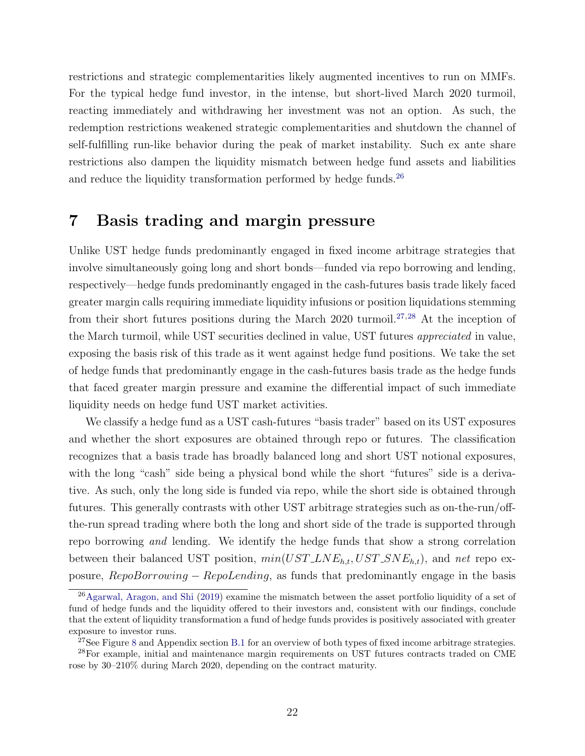restrictions and strategic complementarities likely augmented incentives to run on MMFs. For the typical hedge fund investor, in the intense, but short-lived March 2020 turmoil, reacting immediately and withdrawing her investment was not an option. As such, the redemption restrictions weakened strategic complementarities and shutdown the channel of self-fulfilling run-like behavior during the peak of market instability. Such ex ante share restrictions also dampen the liquidity mismatch between hedge fund assets and liabilities and reduce the liquidity transformation performed by hedge funds.[26]

# 7 Basis trading and margin pressure

Unlike UST hedge funds predominantly engaged in fixed income arbitrage strategies that involve simultaneously going long and short bonds—funded via repo borrowing and lending, respectively—hedge funds predominantly engaged in the cash-futures basis trade likely faced greater margin calls requiring immediate liquidity infusions or position liquidations stemming from their short futures positions during the March 2020 turmoil.[27,28] At the inception of the March turmoil, while UST securities declined in value, UST futures *appreciated* in value, exposing the basis risk of this trade as it went against hedge fund positions. We take the set of hedge funds that predominantly engage in the cash-futures basis trade as the hedge funds that faced greater margin pressure and examine the differential impact of such immediate liquidity needs on hedge fund UST market activities.

We classify a hedge fund as a UST cash-futures "basis trader" based on its UST exposures and whether the short exposures are obtained through repo or futures. The classification recognizes that a basis trade has broadly balanced long and short UST notional exposures, with the long "cash" side being a physical bond while the short "futures" side is a derivative. As such, only the long side is funded via repo, while the short side is obtained through futures. This generally contrasts with other UST arbitrage strategies such as on-the-run/off-the-run spread trading where both the long and short side of the trade is supported through repo borrowing *and* lending. We identify the hedge funds that show a strong correlation between their balanced UST position, $min(UST\_LNE_{h,t}, UST\_SNE_{h,t})$, and *net* repo exposure, $RepoBorrowing - RepoLending$, as funds that predominantly engage in the basis

[26] Agarwal, Aragon, and Shi (2019) examine the mismatch between the asset portfolio liquidity of a set of fund of hedge funds and the liquidity offered to their investors and, consistent with our findings, conclude that the extent of liquidity transformation a fund of hedge funds provides is positively associated with greater exposure to investor runs.

[27] See Figure 8 and Appendix section B.1 for an overview of both types of fixed income arbitrage strategies.

[28] For example, initial and maintenance margin requirements on UST futures contracts traded on CME rose by 30–210% during March 2020, depending on the contract maturity.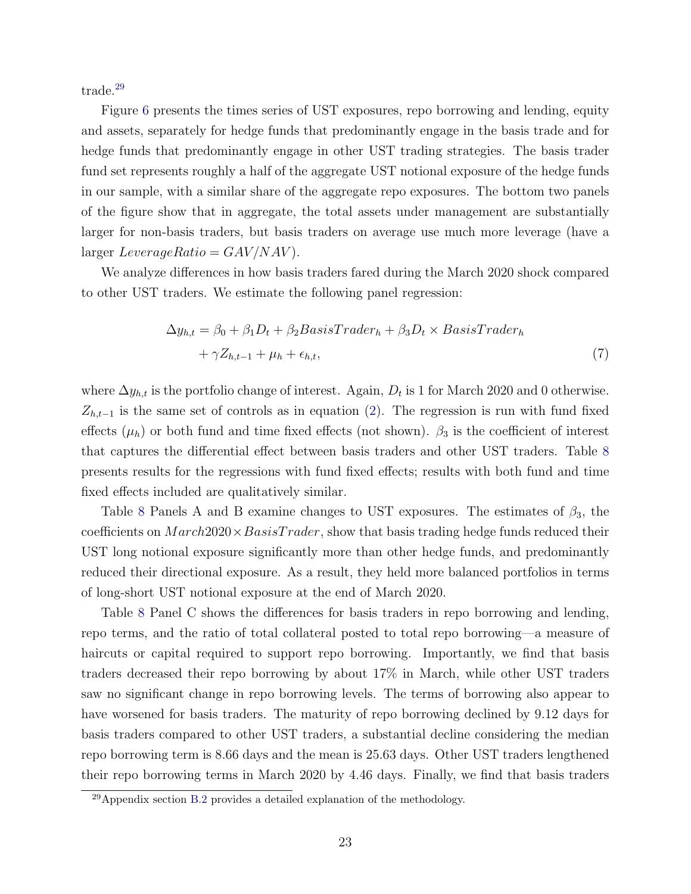trade.[29]

Figure 6 presents the times series of UST exposures, repo borrowing and lending, equity and assets, separately for hedge funds that predominantly engage in the basis trade and for hedge funds that predominantly engage in other UST trading strategies. The basis trader fund set represents roughly a half of the aggregate UST notional exposure of the hedge funds in our sample, with a similar share of the aggregate repo exposures. The bottom two panels of the figure show that in aggregate, the total assets under management are substantially larger for non-basis traders, but basis traders on average use much more leverage (have a larger $LeverageRatio = GAV/NAV$).

We analyze differences in how basis traders fared during the March 2020 shock compared to other UST traders. We estimate the following panel regression:

$$\begin{aligned}\Delta y_{h,t} = \beta_0 + \beta_1 D_t + \beta_2 BasisTrader_h + \beta_3 D_t \times BasisTrader_h \\ + \gamma Z_{h,t-1} + \mu_h + \epsilon_{h,t},\end{aligned} \tag{7}$$

where $\Delta y_{h,t}$ is the portfolio change of interest. Again, $D_t$ is 1 for March 2020 and 0 otherwise. $Z_{h,t-1}$ is the same set of controls as in equation (2). The regression is run with fund fixed effects ($\mu_h$) or both fund and time fixed effects (not shown). $\beta_3$ is the coefficient of interest that captures the differential effect between basis traders and other UST traders. Table 8 presents results for the regressions with fund fixed effects; results with both fund and time fixed effects included are qualitatively similar.

Table 8 Panels A and B examine changes to UST exposures. The estimates of $\beta_3$, the coefficients on $March2020 \times BasisTrader$, show that basis trading hedge funds reduced their UST long notional exposure significantly more than other hedge funds, and predominantly reduced their directional exposure. As a result, they held more balanced portfolios in terms of long-short UST notional exposure at the end of March 2020.

Table 8 Panel C shows the differences for basis traders in repo borrowing and lending, repo terms, and the ratio of total collateral posted to total repo borrowing—a measure of haircuts or capital required to support repo borrowing. Importantly, we find that basis traders decreased their repo borrowing by about 17% in March, while other UST traders saw no significant change in repo borrowing levels. The terms of borrowing also appear to have worsened for basis traders. The maturity of repo borrowing declined by 9.12 days for basis traders compared to other UST traders, a substantial decline considering the median repo borrowing term is 8.66 days and the mean is 25.63 days. Other UST traders lengthened their repo borrowing terms in March 2020 by 4.46 days. Finally, we find that basis traders

[29] Appendix section B.2 provides a detailed explanation of the methodology.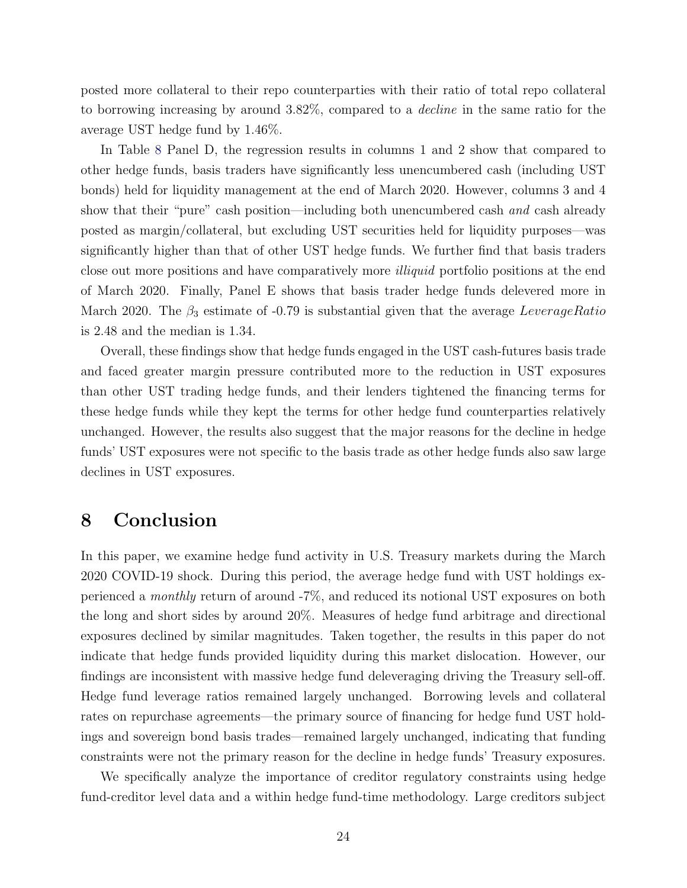posted more collateral to their repo counterparties with their ratio of total repo collateral to borrowing increasing by around 3.82%, compared to a *decline* in the same ratio for the average UST hedge fund by 1.46%.

In Table 8 Panel D, the regression results in columns 1 and 2 show that compared to other hedge funds, basis traders have significantly less unencumbered cash (including UST bonds) held for liquidity management at the end of March 2020. However, columns 3 and 4 show that their "pure" cash position—including both unencumbered cash *and* cash already posted as margin/collateral, but excluding UST securities held for liquidity purposes—was significantly higher than that of other UST hedge funds. We further find that basis traders close out more positions and have comparatively more *illiquid* portfolio positions at the end of March 2020. Finally, Panel E shows that basis trader hedge funds delevered more in March 2020. The $\beta_3$ estimate of -0.79 is substantial given that the average $LeverageRatio$ is 2.48 and the median is 1.34.

Overall, these findings show that hedge funds engaged in the UST cash-futures basis trade and faced greater margin pressure contributed more to the reduction in UST exposures than other UST trading hedge funds, and their lenders tightened the financing terms for these hedge funds while they kept the terms for other hedge fund counterparties relatively unchanged. However, the results also suggest that the major reasons for the decline in hedge funds' UST exposures were not specific to the basis trade as other hedge funds also saw large declines in UST exposures.

# 8 Conclusion

In this paper, we examine hedge fund activity in U.S. Treasury markets during the March 2020 COVID-19 shock. During this period, the average hedge fund with UST holdings experienced a *monthly* return of around -7%, and reduced its notional UST exposures on both the long and short sides by around 20%. Measures of hedge fund arbitrage and directional exposures declined by similar magnitudes. Taken together, the results in this paper do not indicate that hedge funds provided liquidity during this market dislocation. However, our findings are inconsistent with massive hedge fund deleveraging driving the Treasury sell-off. Hedge fund leverage ratios remained largely unchanged. Borrowing levels and collateral rates on repurchase agreements—the primary source of financing for hedge fund UST holdings and sovereign bond basis trades—remained largely unchanged, indicating that funding constraints were not the primary reason for the decline in hedge funds' Treasury exposures.

We specifically analyze the importance of creditor regulatory constraints using hedge fund-creditor level data and a within hedge fund-time methodology. Large creditors subject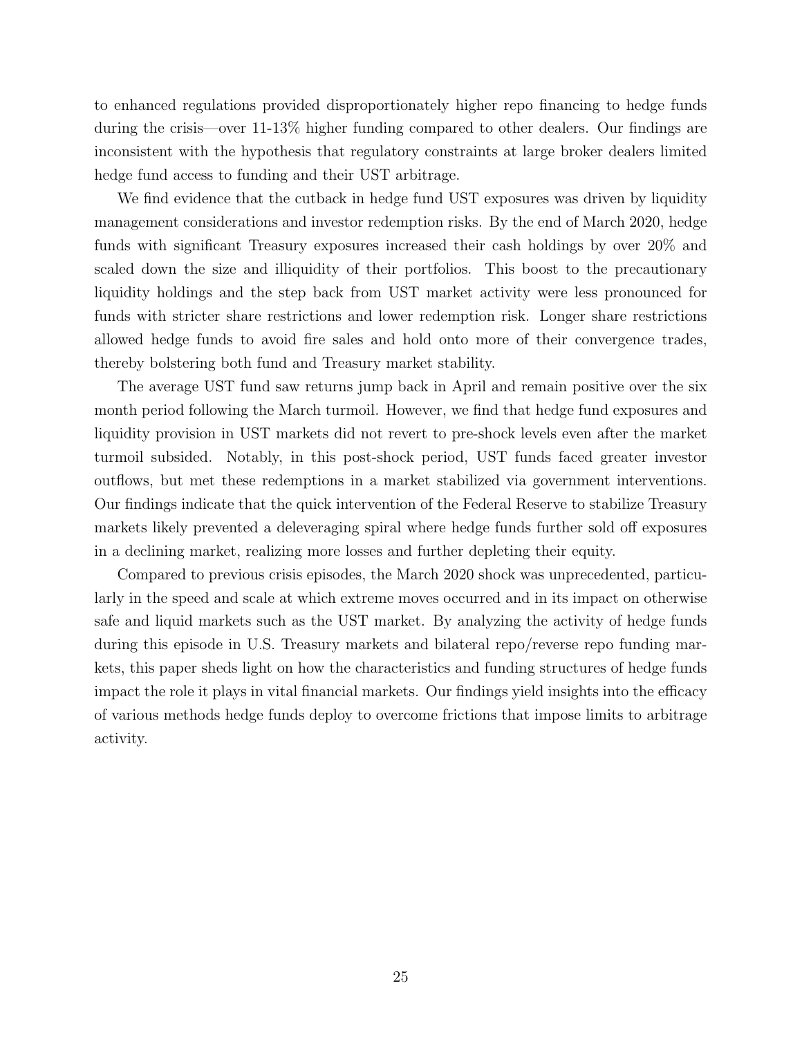to enhanced regulations provided disproportionately higher repo financing to hedge funds during the crisis—over 11-13% higher funding compared to other dealers. Our findings are inconsistent with the hypothesis that regulatory constraints at large broker dealers limited hedge fund access to funding and their UST arbitrage.

We find evidence that the cutback in hedge fund UST exposures was driven by liquidity management considerations and investor redemption risks. By the end of March 2020, hedge funds with significant Treasury exposures increased their cash holdings by over 20% and scaled down the size and illiquidity of their portfolios. This boost to the precautionary liquidity holdings and the step back from UST market activity were less pronounced for funds with stricter share restrictions and lower redemption risk. Longer share restrictions allowed hedge funds to avoid fire sales and hold onto more of their convergence trades, thereby bolstering both fund and Treasury market stability.

The average UST fund saw returns jump back in April and remain positive over the six month period following the March turmoil. However, we find that hedge fund exposures and liquidity provision in UST markets did not revert to pre-shock levels even after the market turmoil subsided. Notably, in this post-shock period, UST funds faced greater investor outflows, but met these redemptions in a market stabilized via government interventions. Our findings indicate that the quick intervention of the Federal Reserve to stabilize Treasury markets likely prevented a deleveraging spiral where hedge funds further sold off exposures in a declining market, realizing more losses and further depleting their equity.

Compared to previous crisis episodes, the March 2020 shock was unprecedented, particularly in the speed and scale at which extreme moves occurred and in its impact on otherwise safe and liquid markets such as the UST market. By analyzing the activity of hedge funds during this episode in U.S. Treasury markets and bilateral repo/reverse repo funding markets, this paper sheds light on how the characteristics and funding structures of hedge funds impact the role it plays in vital financial markets. Our findings yield insights into the efficacy of various methods hedge funds deploy to overcome frictions that impose limits to arbitrage activity.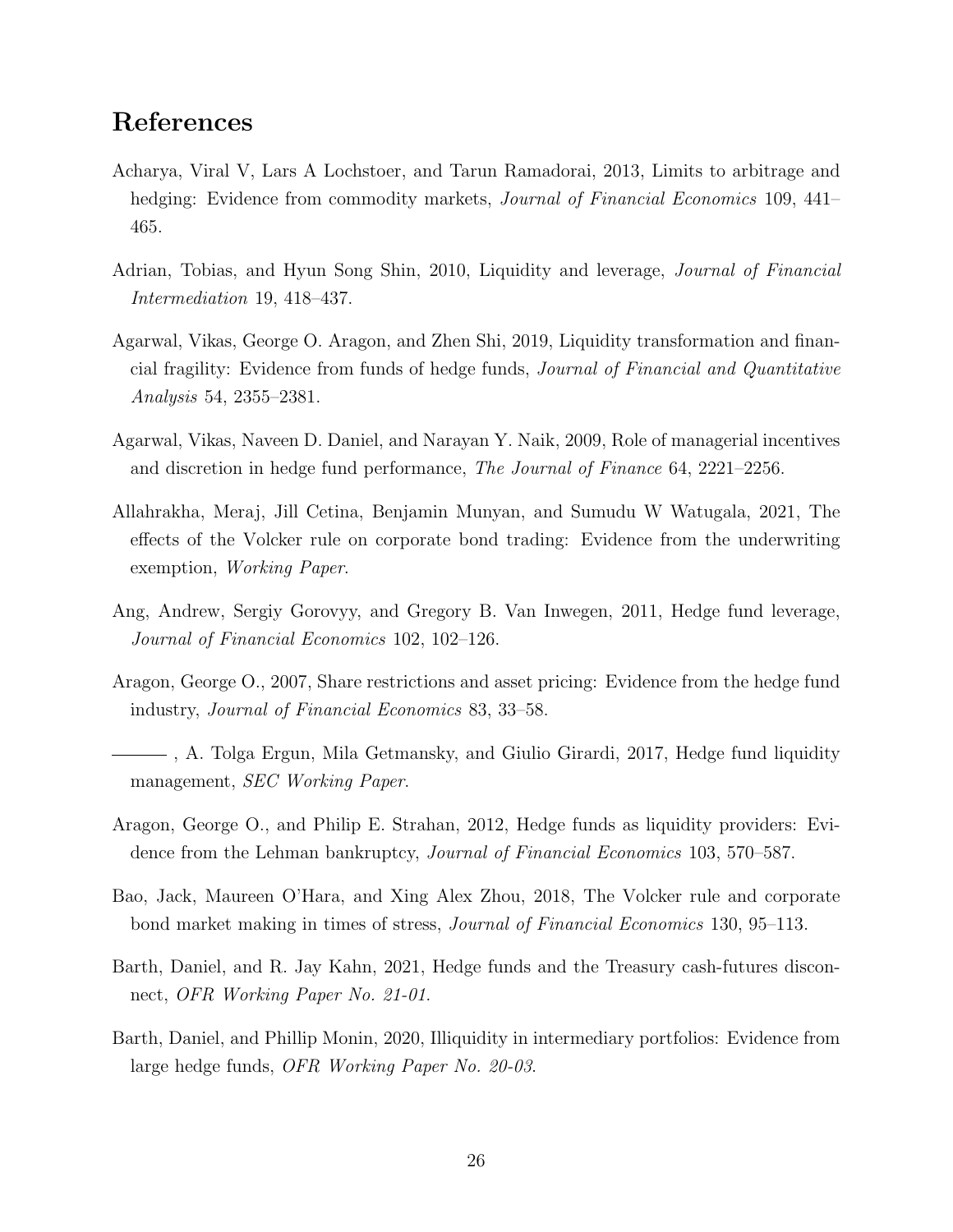# References

Acharya, Viral V, Lars A Lochstoer, and Tarun Ramadorai, 2013, Limits to arbitrage and hedging: Evidence from commodity markets, *Journal of Financial Economics* 109, 441–465.

Adrian, Tobias, and Hyun Song Shin, 2010, Liquidity and leverage, *Journal of Financial Intermediation* 19, 418–437.

Agarwal, Vikas, George O. Aragon, and Zhen Shi, 2019, Liquidity transformation and financial fragility: Evidence from funds of hedge funds, *Journal of Financial and Quantitative Analysis* 54, 2355–2381.

Agarwal, Vikas, Naveen D. Daniel, and Narayan Y. Naik, 2009, Role of managerial incentives and discretion in hedge fund performance, *The Journal of Finance* 64, 2221–2256.

Allahrakha, Meraj, Jill Cetina, Benjamin Munyan, and Sumudu W Watugala, 2021, The effects of the Volcker rule on corporate bond trading: Evidence from the underwriting exemption, *Working Paper*.

Ang, Andrew, Sergiy Gorovyy, and Gregory B. Van Inwegen, 2011, Hedge fund leverage, *Journal of Financial Economics* 102, 102–126.

Aragon, George O., 2007, Share restrictions and asset pricing: Evidence from the hedge fund industry, *Journal of Financial Economics* 83, 33–58.

——— , A. Tolga Ergun, Mila Getmansky, and Giulio Girardi, 2017, Hedge fund liquidity management, *SEC Working Paper*.

Aragon, George O., and Philip E. Strahan, 2012, Hedge funds as liquidity providers: Evidence from the Lehman bankruptcy, *Journal of Financial Economics* 103, 570–587.

Bao, Jack, Maureen O'Hara, and Xing Alex Zhou, 2018, The Volcker rule and corporate bond market making in times of stress, *Journal of Financial Economics* 130, 95–113.

Barth, Daniel, and R. Jay Kahn, 2021, Hedge funds and the Treasury cash-futures disconnect, *OFR Working Paper No. 21-01.*

Barth, Daniel, and Phillip Monin, 2020, Illiquidity in intermediary portfolios: Evidence from large hedge funds, *OFR Working Paper No. 20-03*.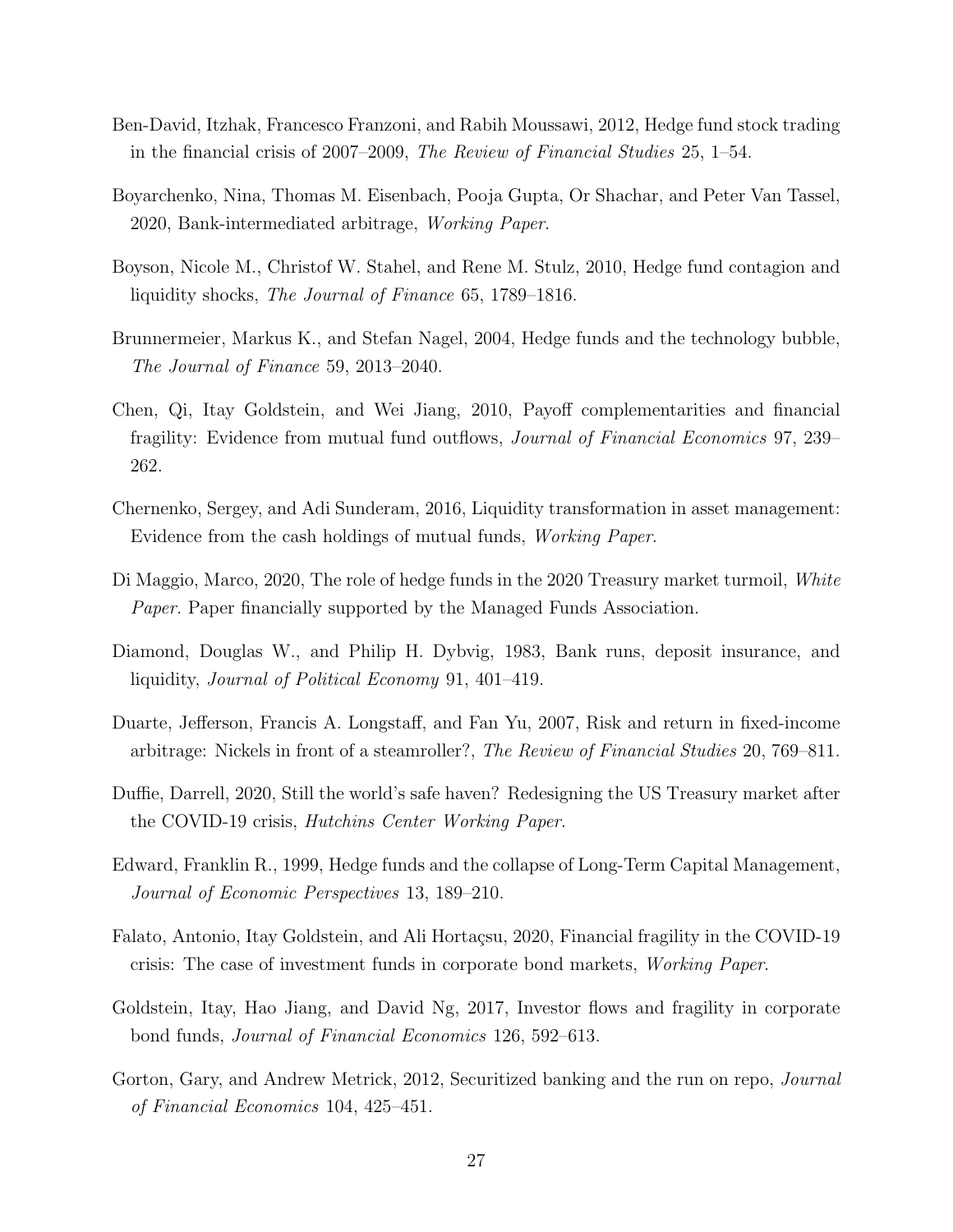Ben-David, Itzhak, Francesco Franzoni, and Rabih Moussawi, 2012, Hedge fund stock trading in the financial crisis of 2007–2009, *The Review of Financial Studies* 25, 1–54.

Boyarchenko, Nina, Thomas M. Eisenbach, Pooja Gupta, Or Shachar, and Peter Van Tassel, 2020, Bank-intermediated arbitrage, *Working Paper*.

Boyson, Nicole M., Christof W. Stahel, and Rene M. Stulz, 2010, Hedge fund contagion and liquidity shocks, *The Journal of Finance* 65, 1789–1816.

Brunnermeier, Markus K., and Stefan Nagel, 2004, Hedge funds and the technology bubble, *The Journal of Finance* 59, 2013–2040.

Chen, Qi, Itay Goldstein, and Wei Jiang, 2010, Payoff complementarities and financial fragility: Evidence from mutual fund outflows, *Journal of Financial Economics* 97, 239–262.

Chernenko, Sergey, and Adi Sunderam, 2016, Liquidity transformation in asset management: Evidence from the cash holdings of mutual funds, *Working Paper*.

Di Maggio, Marco, 2020, The role of hedge funds in the 2020 Treasury market turmoil, *White Paper*. Paper financially supported by the Managed Funds Association.

Diamond, Douglas W., and Philip H. Dybvig, 1983, Bank runs, deposit insurance, and liquidity, *Journal of Political Economy* 91, 401–419.

Duarte, Jefferson, Francis A. Longstaff, and Fan Yu, 2007, Risk and return in fixed-income arbitrage: Nickels in front of a steamroller?, *The Review of Financial Studies* 20, 769–811.

Duffie, Darrell, 2020, Still the world's safe haven? Redesigning the US Treasury market after the COVID-19 crisis, *Hutchins Center Working Paper*.

Edward, Franklin R., 1999, Hedge funds and the collapse of Long-Term Capital Management, *Journal of Economic Perspectives* 13, 189–210.

Falato, Antonio, Itay Goldstein, and Ali Hortaçsu, 2020, Financial fragility in the COVID-19 crisis: The case of investment funds in corporate bond markets, *Working Paper*.

Goldstein, Itay, Hao Jiang, and David Ng, 2017, Investor flows and fragility in corporate bond funds, *Journal of Financial Economics* 126, 592–613.

Gorton, Gary, and Andrew Metrick, 2012, Securitized banking and the run on repo, *Journal of Financial Economics* 104, 425–451.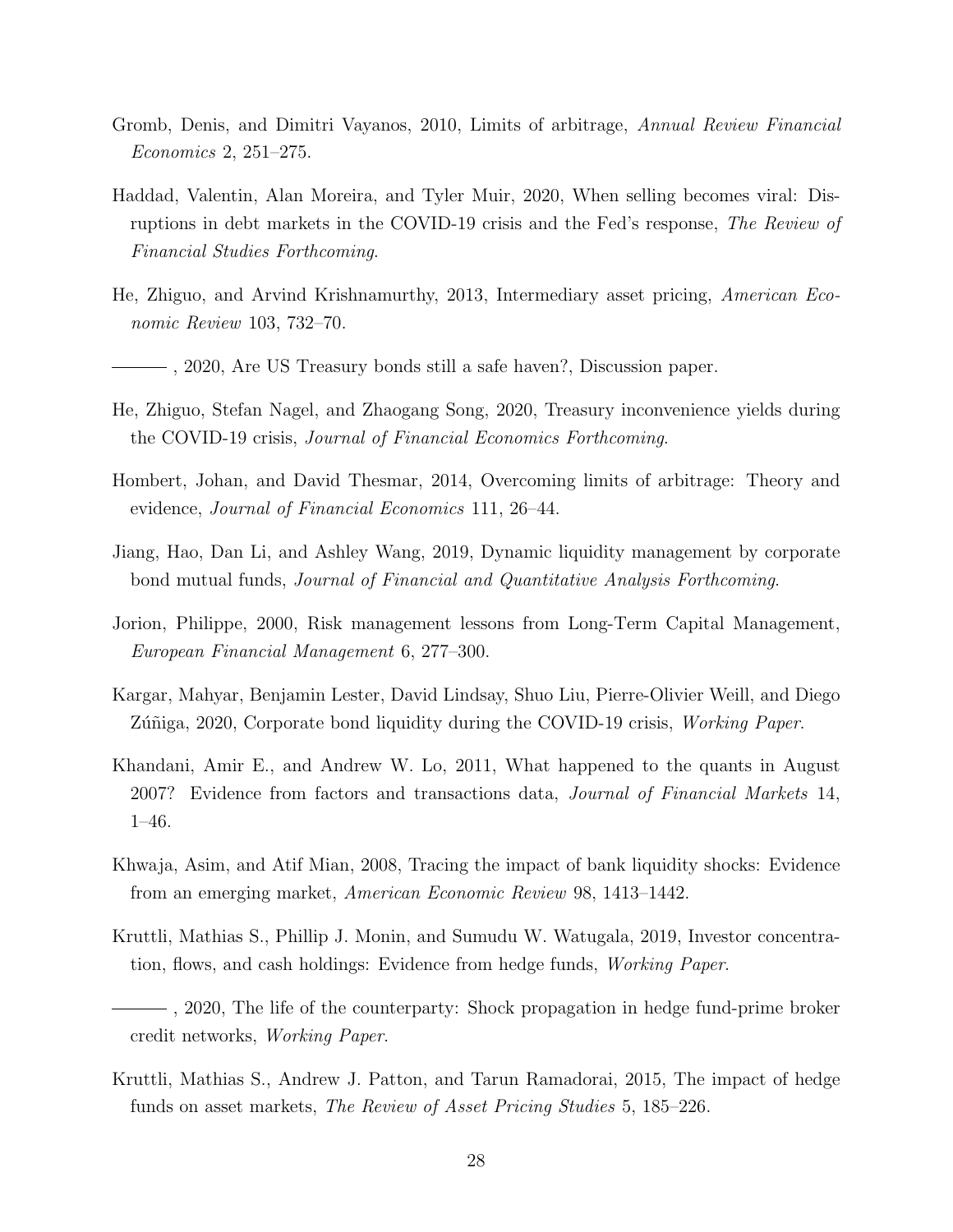Gromb, Denis, and Dimitri Vayanos, 2010, Limits of arbitrage, *Annual Review Financial Economics* 2, 251–275.

Haddad, Valentin, Alan Moreira, and Tyler Muir, 2020, When selling becomes viral: Disruptions in debt markets in the COVID-19 crisis and the Fed's response, *The Review of Financial Studies Forthcoming*.

He, Zhiguo, and Arvind Krishnamurthy, 2013, Intermediary asset pricing, *American Economic Review* 103, 732–70.

———, 2020, Are US Treasury bonds still a safe haven?, Discussion paper.

He, Zhiguo, Stefan Nagel, and Zhaogang Song, 2020, Treasury inconvenience yields during the COVID-19 crisis, *Journal of Financial Economics Forthcoming*.

Hombert, Johan, and David Thesmar, 2014, Overcoming limits of arbitrage: Theory and evidence, *Journal of Financial Economics* 111, 26–44.

Jiang, Hao, Dan Li, and Ashley Wang, 2019, Dynamic liquidity management by corporate bond mutual funds, *Journal of Financial and Quantitative Analysis Forthcoming*.

Jorion, Philippe, 2000, Risk management lessons from Long-Term Capital Management, *European Financial Management* 6, 277–300.

Kargar, Mahyar, Benjamin Lester, David Lindsay, Shuo Liu, Pierre-Olivier Weill, and Diego Zúñiga, 2020, Corporate bond liquidity during the COVID-19 crisis, *Working Paper*.

Khandani, Amir E., and Andrew W. Lo, 2011, What happened to the quants in August 2007? Evidence from factors and transactions data, *Journal of Financial Markets* 14, 1–46.

Khwaja, Asim, and Atif Mian, 2008, Tracing the impact of bank liquidity shocks: Evidence from an emerging market, *American Economic Review* 98, 1413–1442.

Kruttli, Mathias S., Phillip J. Monin, and Sumudu W. Watugala, 2019, Investor concentration, flows, and cash holdings: Evidence from hedge funds, *Working Paper*.

———, 2020, The life of the counterparty: Shock propagation in hedge fund-prime broker credit networks, *Working Paper*.

Kruttli, Mathias S., Andrew J. Patton, and Tarun Ramadorai, 2015, The impact of hedge funds on asset markets, *The Review of Asset Pricing Studies* 5, 185–226.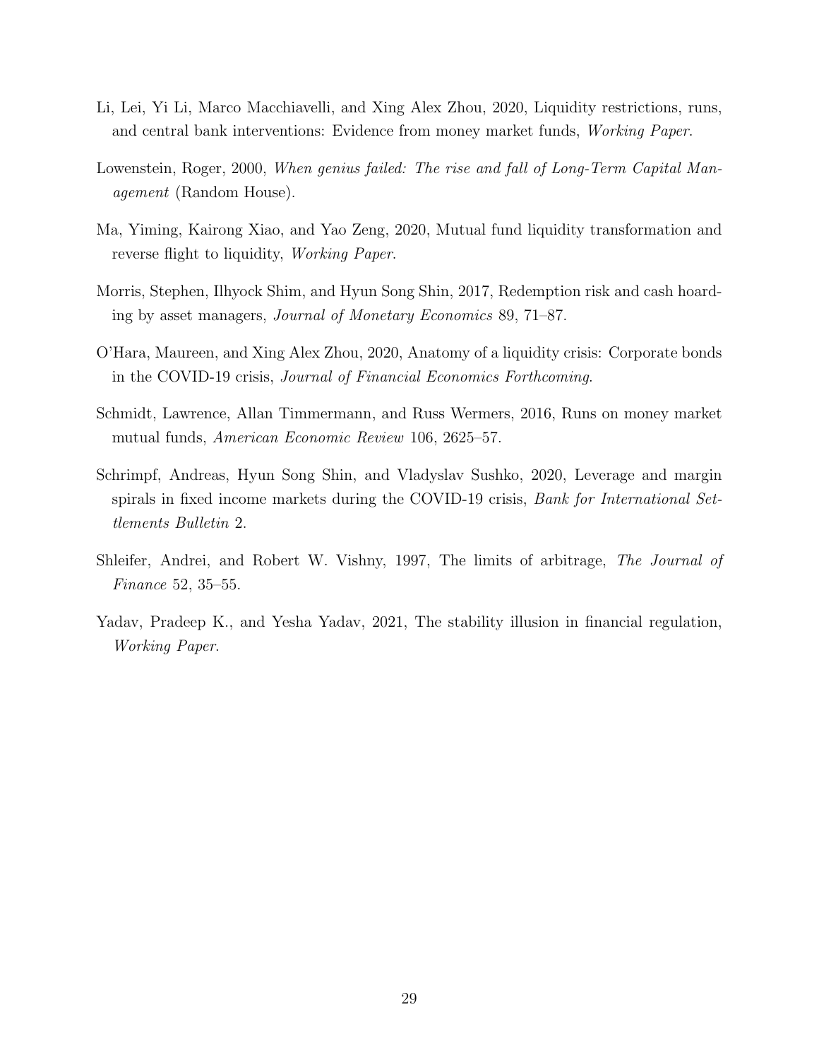Li, Lei, Yi Li, Marco Macchiavelli, and Xing Alex Zhou, 2020, Liquidity restrictions, runs, and central bank interventions: Evidence from money market funds, *Working Paper*.

Lowenstein, Roger, 2000, *When genius failed: The rise and fall of Long-Term Capital Management* (Random House).

Ma, Yiming, Kairong Xiao, and Yao Zeng, 2020, Mutual fund liquidity transformation and reverse flight to liquidity, *Working Paper*.

Morris, Stephen, Ilhyock Shim, and Hyun Song Shin, 2017, Redemption risk and cash hoarding by asset managers, *Journal of Monetary Economics* 89, 71–87.

O'Hara, Maureen, and Xing Alex Zhou, 2020, Anatomy of a liquidity crisis: Corporate bonds in the COVID-19 crisis, *Journal of Financial Economics Forthcoming*.

Schmidt, Lawrence, Allan Timmermann, and Russ Wermers, 2016, Runs on money market mutual funds, *American Economic Review* 106, 2625–57.

Schrimpf, Andreas, Hyun Song Shin, and Vladyslav Sushko, 2020, Leverage and margin spirals in fixed income markets during the COVID-19 crisis, *Bank for International Settlements Bulletin* 2.

Shleifer, Andrei, and Robert W. Vishny, 1997, The limits of arbitrage, *The Journal of Finance* 52, 35–55.

Yadav, Pradeep K., and Yesha Yadav, 2021, The stability illusion in financial regulation, *Working Paper*.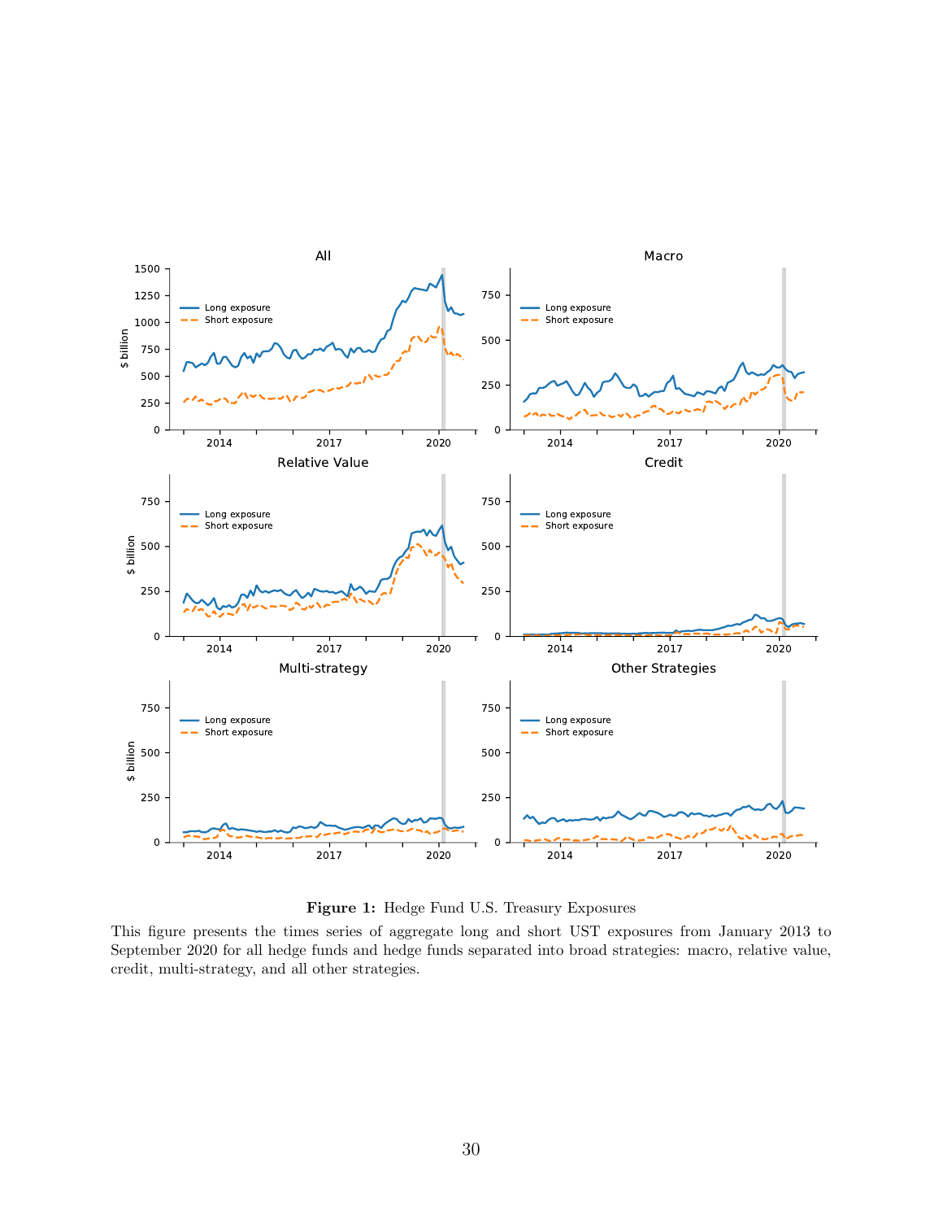All

1500
1250
1000
750
500
250
0

$ billion

Long exposure
Short exposure

2014
2017
2020

Macro

750
500
250
0

Long exposure
Short exposure

2014
2017
2020

Relative Value

750
500
250
0

$ billion

Long exposure
Short exposure

2014
2017
2020

Credit

750
500
250
0

Long exposure
Short exposure

2014
2017
2020

Multi-strategy

750
500
250
0

$ billion

Long exposure
Short exposure

2014
2017
2020

Other Strategies

750
500
250
0

Long exposure
Short exposure

2014
2017
2020

**Figure 1:** Hedge Fund U.S. Treasury Exposures

This figure presents the times series of aggregate long and short UST exposures from January 2013 to September 2020 for all hedge funds and hedge funds separated into broad strategies: macro, relative value, credit, multi-strategy, and all other strategies.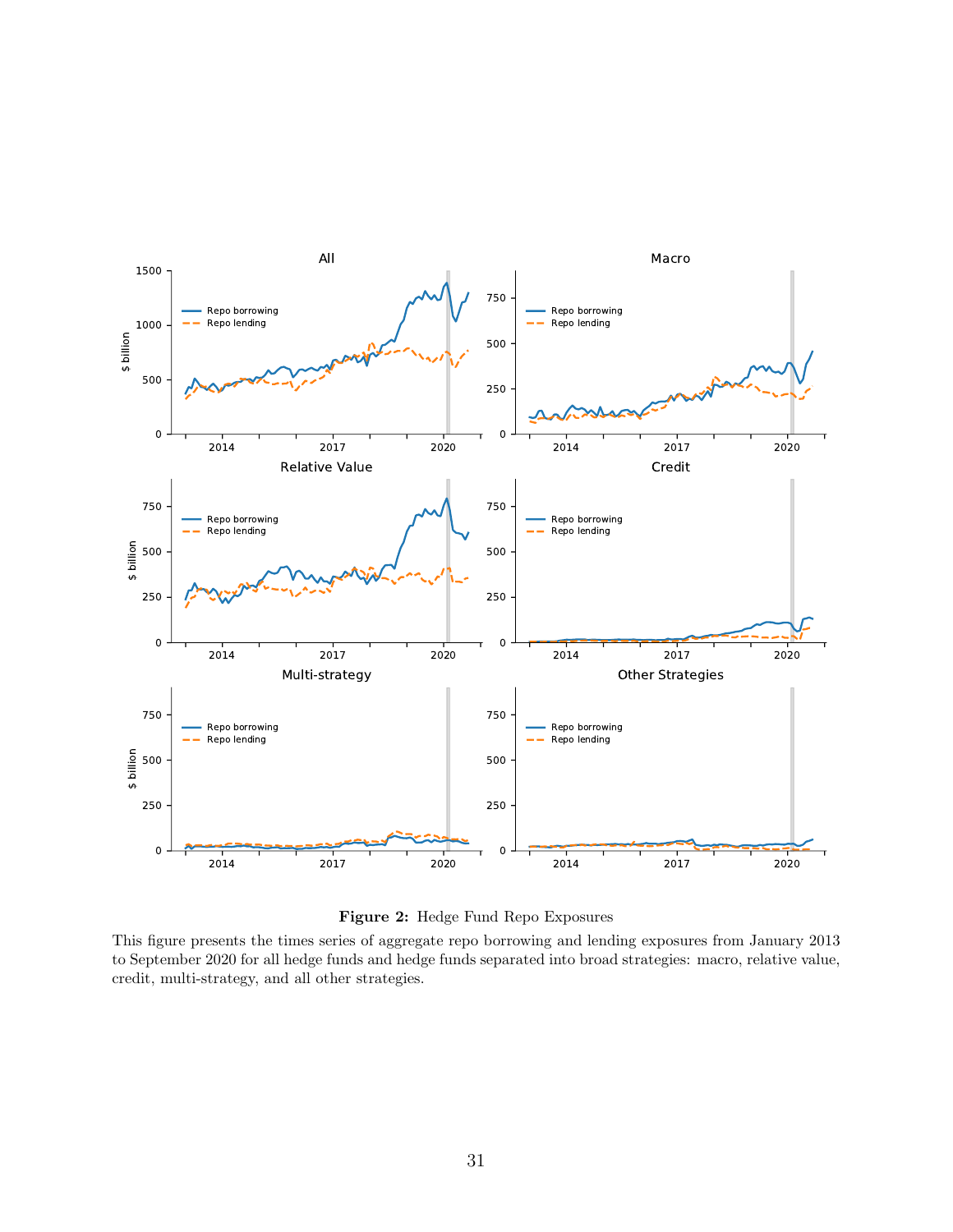All

1500
1000
500
0

Repo borrowing
Repo lending

$ billion

2014 2017 2020

Macro

750
500
250
0

Repo borrowing
Repo lending

2014 2017 2020

Relative Value

750
500
250
0

Repo borrowing
Repo lending

$ billion

2014 2017 2020

Credit

750
500
250
0

Repo borrowing
Repo lending

2014 2017 2020

Multi-strategy

750
500
250
0

Repo borrowing
Repo lending

$ billion

2014 2017 2020

Other Strategies

750
500
250
0

Repo borrowing
Repo lending

2014 2017 2020

**Figure 2:** Hedge Fund Repo Exposures

This figure presents the times series of aggregate repo borrowing and lending exposures from January 2013 to September 2020 for all hedge funds and hedge funds separated into broad strategies: macro, relative value, credit, multi-strategy, and all other strategies.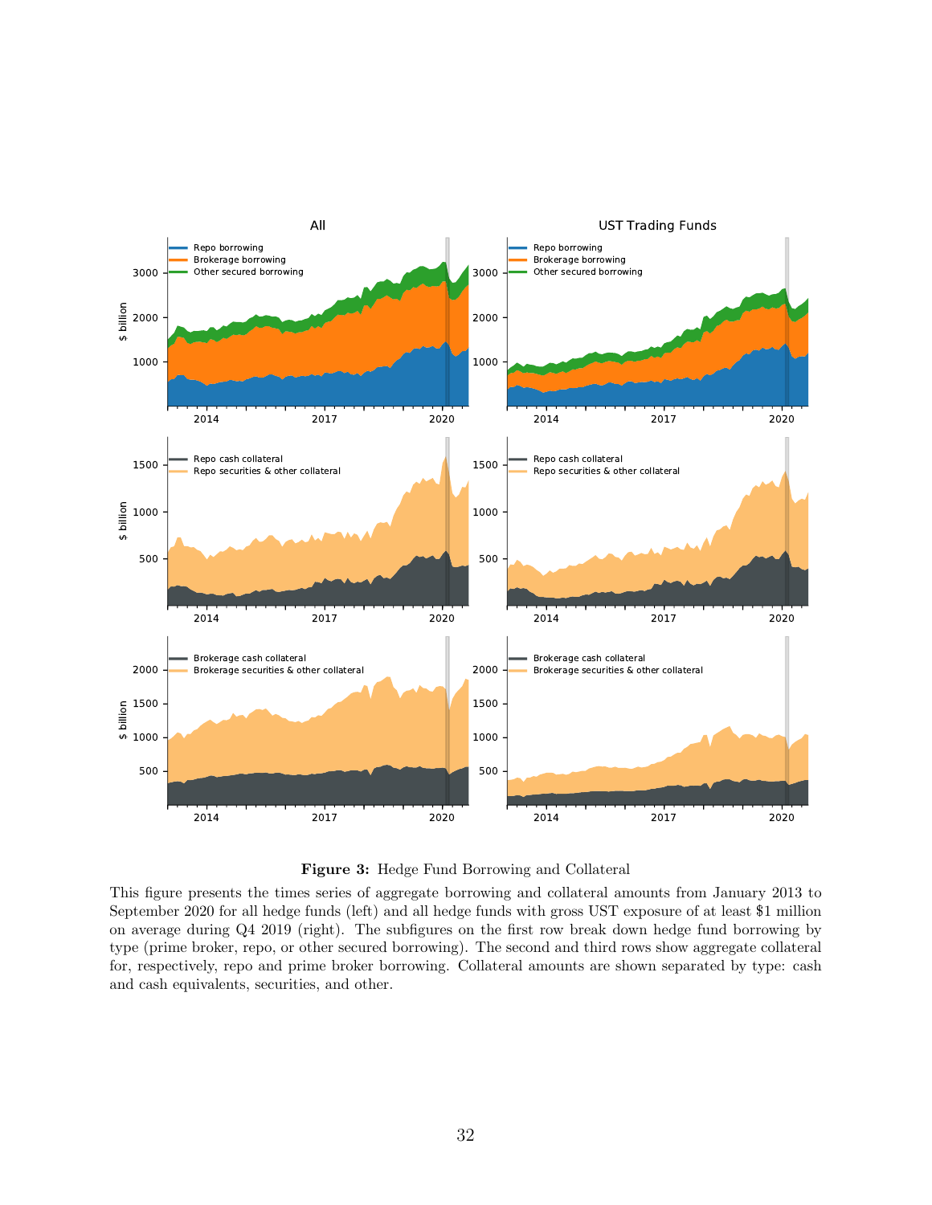All

UST Trading Funds

Repo borrowing
Brokerage borrowing
Other secured borrowing

$ billion

3000
2000
1000

2014
2017
2020

Repo cash collateral
Repo securities & other collateral

1500
1000
500

Brokerage cash collateral
Brokerage securities & other collateral

2000
1500
1000
500

**Figure 3:** Hedge Fund Borrowing and Collateral

This figure presents the times series of aggregate borrowing and collateral amounts from January 2013 to September 2020 for all hedge funds (left) and all hedge funds with gross UST exposure of at least $1 million on average during Q4 2019 (right). The subfigures on the first row break down hedge fund borrowing by type (prime broker, repo, or other secured borrowing). The second and third rows show aggregate collateral for, respectively, repo and prime broker borrowing. Collateral amounts are shown separated by type: cash and cash equivalents, securities, and other.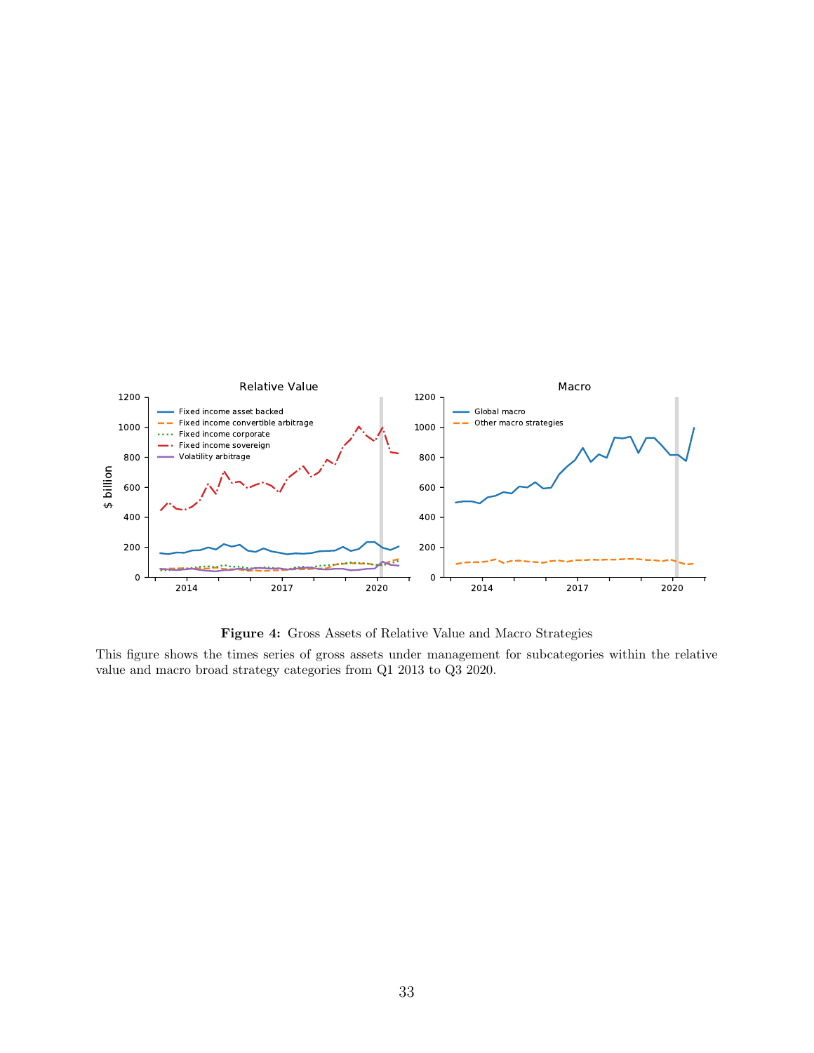Relative Value

1200
1000
800
600
400
200
0

$ billion

2014
2017
2020

Fixed income asset backed
Fixed income convertible arbitrage
Fixed income corporate
Fixed income sovereign
Volatility arbitrage

Macro

1200
1000
800
600
400
200
0

2014
2017
2020

Global macro
Other macro strategies

**Figure 4:** Gross Assets of Relative Value and Macro Strategies

This figure shows the times series of gross assets under management for subcategories within the relative value and macro broad strategy categories from Q1 2013 to Q3 2020.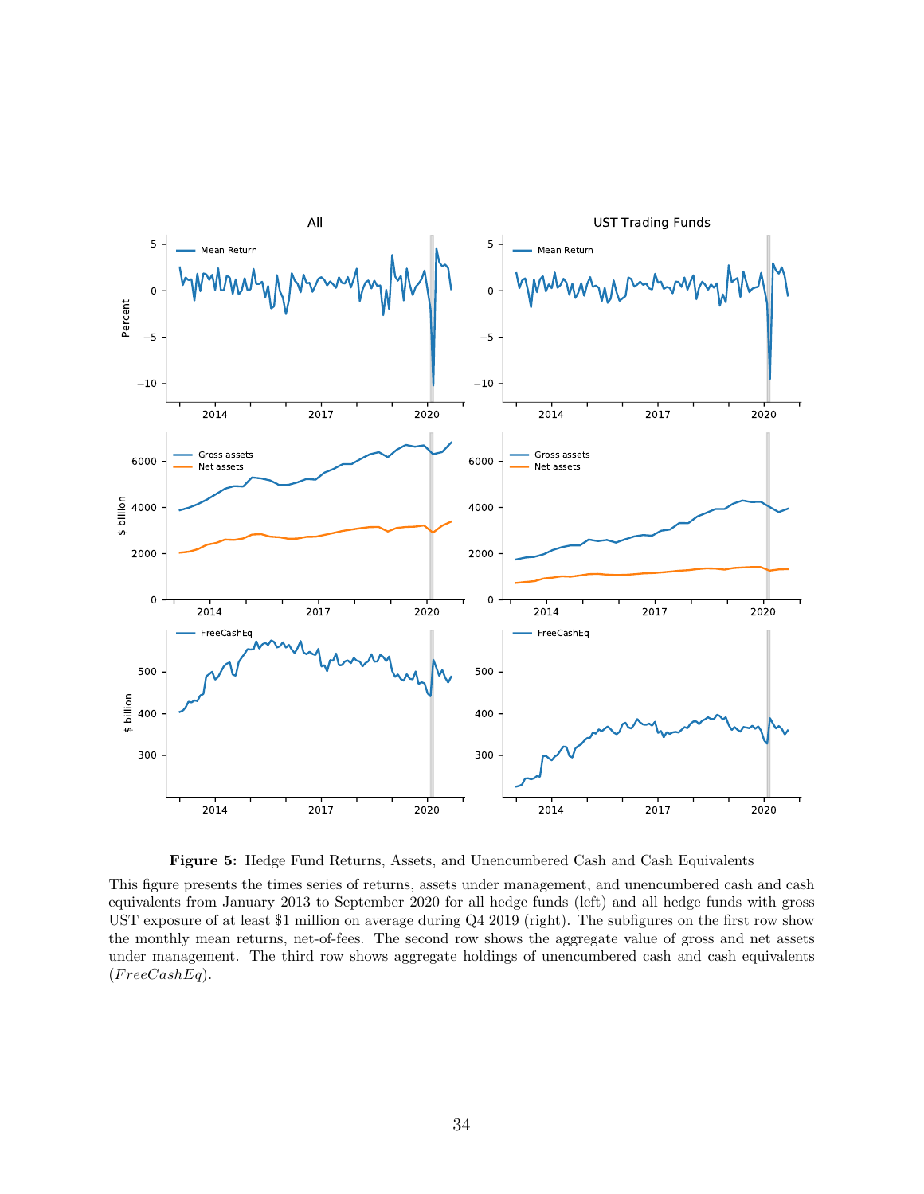All

UST Trading Funds

Mean Return

Percent

5
0
−5
−10

2014
2017
2020

Gross assets
Net assets

$ billion

6000
4000
2000
0

FreeCashEq

500
400
300

**Figure 5:** Hedge Fund Returns, Assets, and Unencumbered Cash and Cash Equivalents

This figure presents the times series of returns, assets under management, and unencumbered cash and cash equivalents from January 2013 to September 2020 for all hedge funds (left) and all hedge funds with gross UST exposure of at least $1 million on average during Q4 2019 (right). The subfigures on the first row show the monthly mean returns, net-of-fees. The second row shows the aggregate value of gross and net assets under management. The third row shows aggregate holdings of unencumbered cash and cash equivalents ($FreeCashEq$).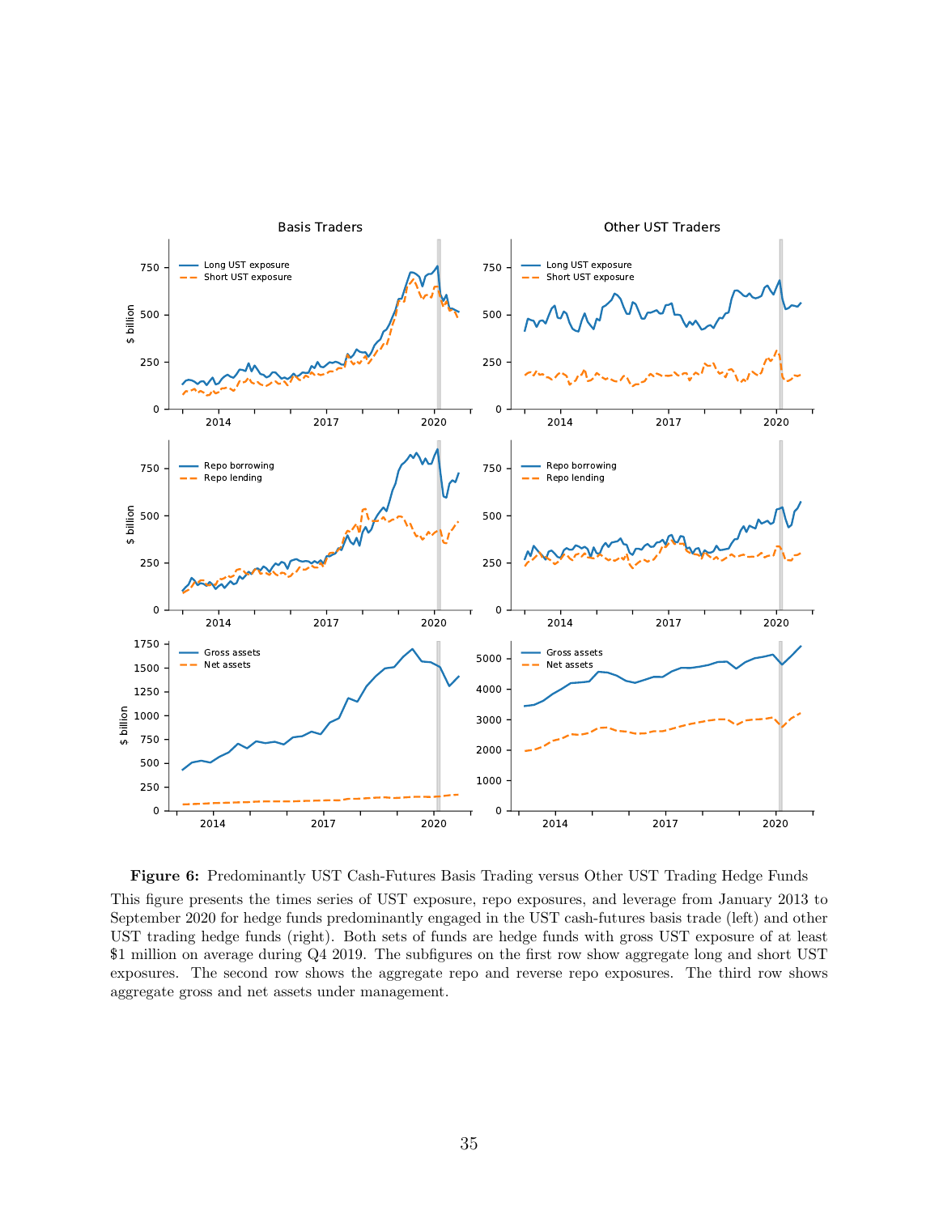Basis Traders

Other UST Traders

$ billion

750
500
250
0

2014
2017
2020

Long UST exposure
Short UST exposure

Repo borrowing
Repo lending

Gross assets
Net assets

1750
1500
1250
1000
750
500
250
0

5000
4000
3000
2000
1000
0

**Figure 6:** Predominantly UST Cash-Futures Basis Trading versus Other UST Trading Hedge Funds

This figure presents the times series of UST exposure, repo exposures, and leverage from January 2013 to September 2020 for hedge funds predominantly engaged in the UST cash-futures basis trade (left) and other UST trading hedge funds (right). Both sets of funds are hedge funds with gross UST exposure of at least $1 million on average during Q4 2019. The subfigures on the first row show aggregate long and short UST exposures. The second row shows the aggregate repo and reverse repo exposures. The third row shows aggregate gross and net assets under management.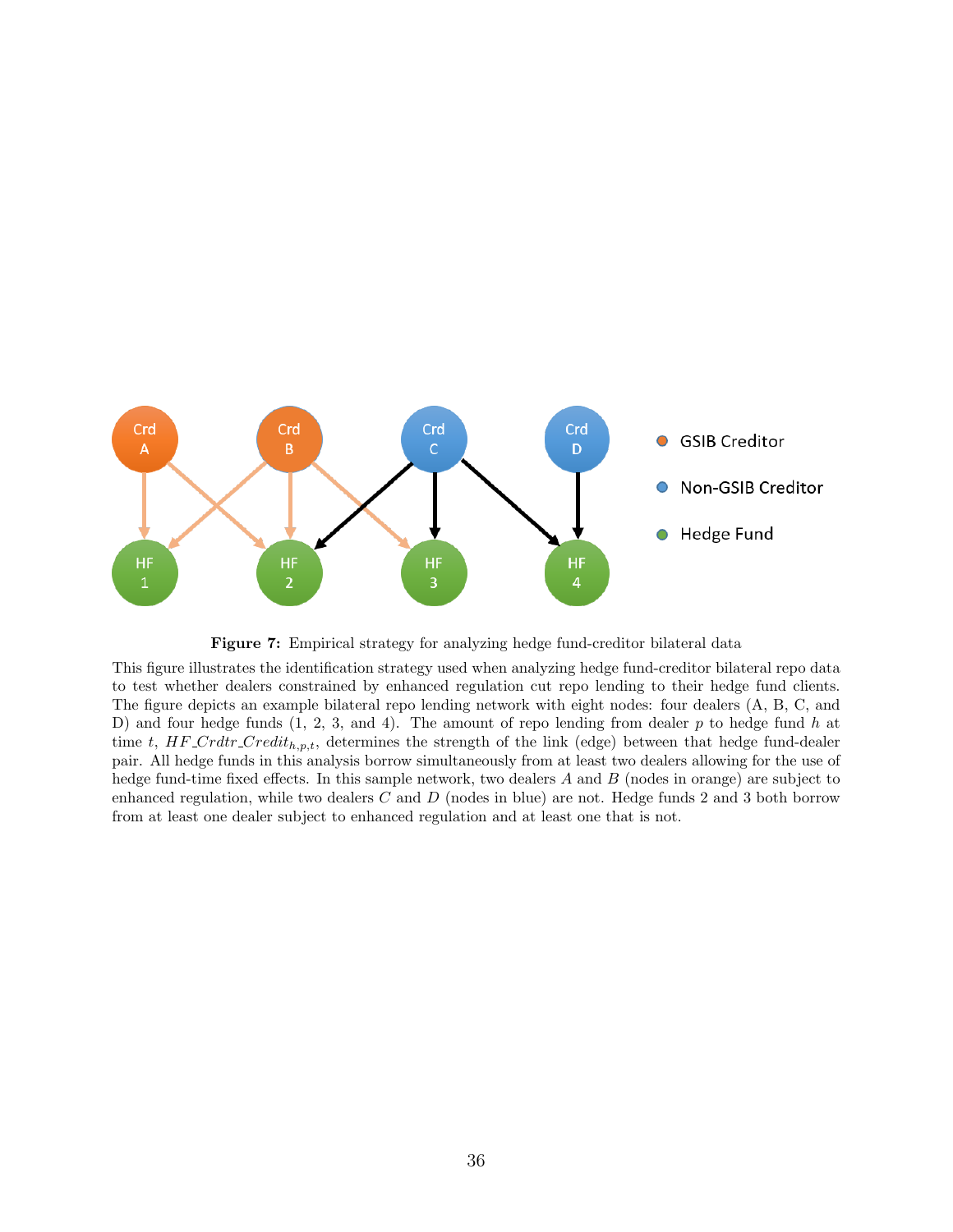Crd A

Crd B

Crd C

Crd D

HF 1

HF 2

HF 3

HF 4

GSIB Creditor

Non-GSIB Creditor

Hedge Fund

**Figure 7:** Empirical strategy for analyzing hedge fund-creditor bilateral data

This figure illustrates the identification strategy used when analyzing hedge fund-creditor bilateral repo data to test whether dealers constrained by enhanced regulation cut repo lending to their hedge fund clients. The figure depicts an example bilateral repo lending network with eight nodes: four dealers (A, B, C, and D) and four hedge funds (1, 2, 3, and 4). The amount of repo lending from dealer $p$ to hedge fund $h$ at time $t$, $HF\_Crdtr\_Credit_{h,p,t}$, determines the strength of the link (edge) between that hedge fund-dealer pair. All hedge funds in this analysis borrow simultaneously from at least two dealers allowing for the use of hedge fund-time fixed effects. In this sample network, two dealers $A$ and $B$ (nodes in orange) are subject to enhanced regulation, while two dealers $C$ and $D$ (nodes in blue) are not. Hedge funds 2 and 3 both borrow from at least one dealer subject to enhanced regulation and at least one that is not.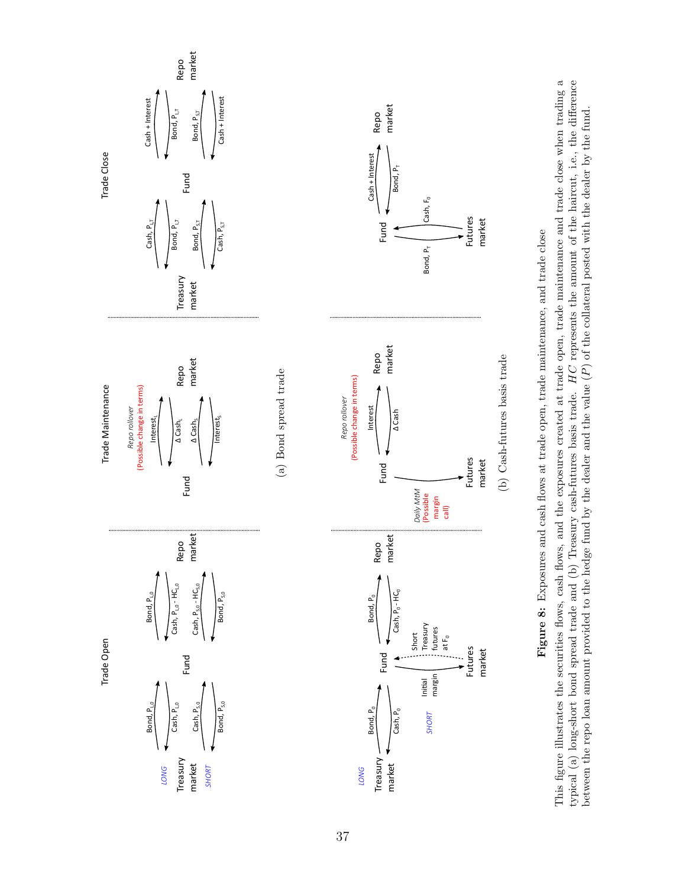Trade Open

Trade Maintenance

Trade Close

LONG

SHORT

Treasury market

Fund

Repo market

Bond, $P_{L,0}$

Cash, $P_{L,0}$

Cash, $P_{S,0}$

Bond, $P_{S,0}$

Bond, $P_{L,0}$

Cash, $P_{L,0}$ - $HC_{L,0}$

Cash, $P_{S,0}$ - $HC_{S,0}$

Bond, $P_{S,0}$

*Repo rollover*

(Possible change in terms)

$\text{Interest}_L$

$\Delta\ \text{Cash}_L$

$\Delta\ \text{Cash}_S$

$\text{Interest}_S$

Cash, $P_{L,T}$

Bond, $P_{L,T}$

Bond, $P_{S,T}$

Cash, $P_{S,T}$

Cash + Interest

Bond, $P_{L,T}$

Bond, $P_{S,T}$

Cash + Interest

(a) Bond spread trade

LONG

Treasury market

Fund

Repo market

Futures market

Bond, $P_0$

Cash, $P_0$

Bond, $P_0$

Cash, $P_0$ - $HC_0$

SHORT

Initial margin

Short Treasury futures at $F_0$

*Repo rollover*

(Possible change in terms)

Interest

$\Delta$ Cash

*Daily MtM*

(Possible margin call)

Cash + Interest

Bond, $P_T$

Bond, $P_T$

Cash, $F_0$

(b) Cash-futures basis trade

**Figure 8:** Exposures and cash flows at trade open, trade maintenance, and trade close

This figure illustrates the securities flows, cash flows, and the exposures created at trade open, trade maintenance and trade close when trading a typical (a) long-short bond spread trade and (b) Treasury cash-futures basis trade. $HC$ represents the amount of the haircut, i.e., the difference between the repo loan amount provided to the hedge fund by the dealer and the value ($P$) of the collateral posted with the dealer by the fund.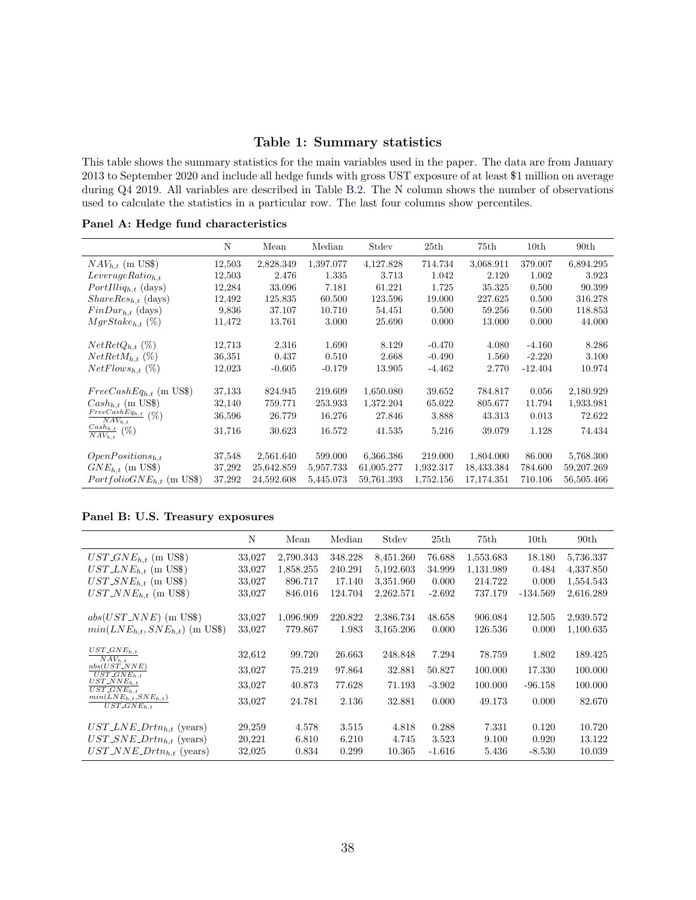## Table 1: Summary statistics

This table shows the summary statistics for the main variables used in the paper. The data are from January 2013 to September 2020 and include all hedge funds with gross UST exposure of at least \$1 million on average during Q4 2019. All variables are described in Table B.2. The N column shows the number of observations used to calculate the statistics in a particular row. The last four columns show percentiles.

**Panel A: Hedge fund characteristics**

| | N | Mean | Median | Stdev | 25th | 75th | 10th | 90th |
|---|---|---|---|---|---|---|---|---|
| $NAV_{h,t}$ (m US\$) | 12,503 | 2,828.349 | 1,397.077 | 4,127.828 | 714.734 | 3,068.911 | 379.007 | 6,894.295 |
| $LeverageRatio_{h,t}$ | 12,503 | 2.476 | 1.335 | 3.713 | 1.042 | 2.120 | 1.002 | 3.923 |
| $PortIlliq_{h,t}$ (days) | 12,284 | 33.096 | 7.181 | 61.221 | 1.725 | 35.325 | 0.500 | 90.399 |
| $ShareRes_{h,t}$ (days) | 12,492 | 125.835 | 60.500 | 123.596 | 19.000 | 227.625 | 0.500 | 316.278 |
| $FinDur_{h,t}$ (days) | 9,836 | 37.107 | 10.710 | 54.451 | 0.500 | 59.256 | 0.500 | 118.853 |
| $MgrStake_{h,t}$ (%) | 11,472 | 13.761 | 3.000 | 25.690 | 0.000 | 13.000 | 0.000 | 44.000 |
| $NetRetQ_{h,t}$ (%) | 12,713 | 2.316 | 1.690 | 8.129 | -0.470 | 4.080 | -4.160 | 8.286 |
| $NetRetM_{h,t}$ (%) | 36,351 | 0.437 | 0.510 | 2.668 | -0.490 | 1.560 | -2.220 | 3.100 |
| $NetFlows_{h,t}$ (%) | 12,023 | -0.605 | -0.179 | 13.905 | -4.462 | 2.770 | -12.404 | 10.974 |
| $FreeCashEq_{h,t}$ (m US\$) | 37,133 | 824.945 | 219.609 | 1,650.080 | 39.652 | 784.817 | 0.056 | 2,180.929 |
| $Cash_{h,t}$ (m US\$) | 32,140 | 759.771 | 253.933 | 1,372.204 | 65.022 | 805.677 | 11.794 | 1,933.981 |
| $\frac{FreeCashEq_{h,t}}{NAV_{h,t}}$ (%) | 36,596 | 26.779 | 16.276 | 27.846 | 3.888 | 43.313 | 0.013 | 72.622 |
| $\frac{Cash_{h,t}}{NAV_{h,t}}$ (%) | 31,716 | 30.623 | 16.572 | 41.535 | 5.216 | 39.079 | 1.128 | 74.434 |
| $OpenPositions_{h,t}$ | 37,548 | 2,561.640 | 599.000 | 6,366.386 | 219.000 | 1,804.000 | 86.000 | 5,768.300 |
| $GNE_{h,t}$ (m US\$) | 37,292 | 25,642.859 | 5,957.733 | 61,005.277 | 1,932.317 | 18,433.384 | 784.600 | 59,207.269 |
| $PortfolioGNE_{h,t}$ (m US\$) | 37,292 | 24,592.608 | 5,445.073 | 59,761.393 | 1,752.156 | 17,174.351 | 710.106 | 56,505.466 |

**Panel B: U.S. Treasury exposures**

| | N | Mean | Median | Stdev | 25th | 75th | 10th | 90th |
|---|---|---|---|---|---|---|---|---|
| $UST\_GNE_{h,t}$ (m US\$) | 33,027 | 2,790.343 | 348.228 | 8,451.260 | 76.688 | 1,553.683 | 18.180 | 5,736.337 |
| $UST\_LNE_{h,t}$ (m US\$) | 33,027 | 1,858.255 | 240.291 | 5,192.603 | 34.999 | 1,131.989 | 0.484 | 4,337.850 |
| $UST\_SNE_{h,t}$ (m US\$) | 33,027 | 896.717 | 17.140 | 3,351.960 | 0.000 | 214.722 | 0.000 | 1,554.543 |
| $UST\_NNE_{h,t}$ (m US\$) | 33,027 | 846.016 | 124.704 | 2,262.571 | -2.692 | 737.179 | -134.569 | 2,616.289 |
| $abs(UST\_NNE)$ (m US\$) | 33,027 | 1,096.909 | 220.822 | 2,386.734 | 48.658 | 906.084 | 12.505 | 2,939.572 |
| $min(LNE_{h,t}, SNE_{h,t})$ (m US\$) | 33,027 | 779.867 | 1.983 | 3,165.206 | 0.000 | 126.536 | 0.000 | 1,100.635 |
| $\frac{UST\_GNE_{h,t}}{NAV_{h,t}}$ | 32,612 | 99.720 | 26.663 | 248.848 | 7.294 | 78.759 | 1.802 | 189.425 |
| $\frac{abs(UST\_NNE)}{UST\_GNE_{h,t}}$ | 33,027 | 75.219 | 97.864 | 32.881 | 50.827 | 100.000 | 17.330 | 100.000 |
| $\frac{UST\_NNE_{h,t}}{UST\_GNE_{h,t}}$ | 33,027 | 40.873 | 77.628 | 71.193 | -3.902 | 100.000 | -96.158 | 100.000 |
| $\frac{min(LNE_{h,t}, SNE_{h,t})}{UST\_GNE_{h,t}}$ | 33,027 | 24.781 | 2.136 | 32.881 | 0.000 | 49.173 | 0.000 | 82.670 |
| $UST\_LNE\_Drtn_{h,t}$ (years) | 29,259 | 4.578 | 3.515 | 4.818 | 0.288 | 7.331 | 0.120 | 10.720 |
| $UST\_SNE\_Drtn_{h,t}$ (years) | 20,221 | 6.810 | 6.210 | 4.745 | 3.523 | 9.100 | 0.920 | 13.122 |
| $UST\_NNE\_Drtn_{h,t}$ (years) | 32,025 | 0.834 | 0.299 | 10.365 | -1.616 | 5.436 | -8.530 | 10.039 |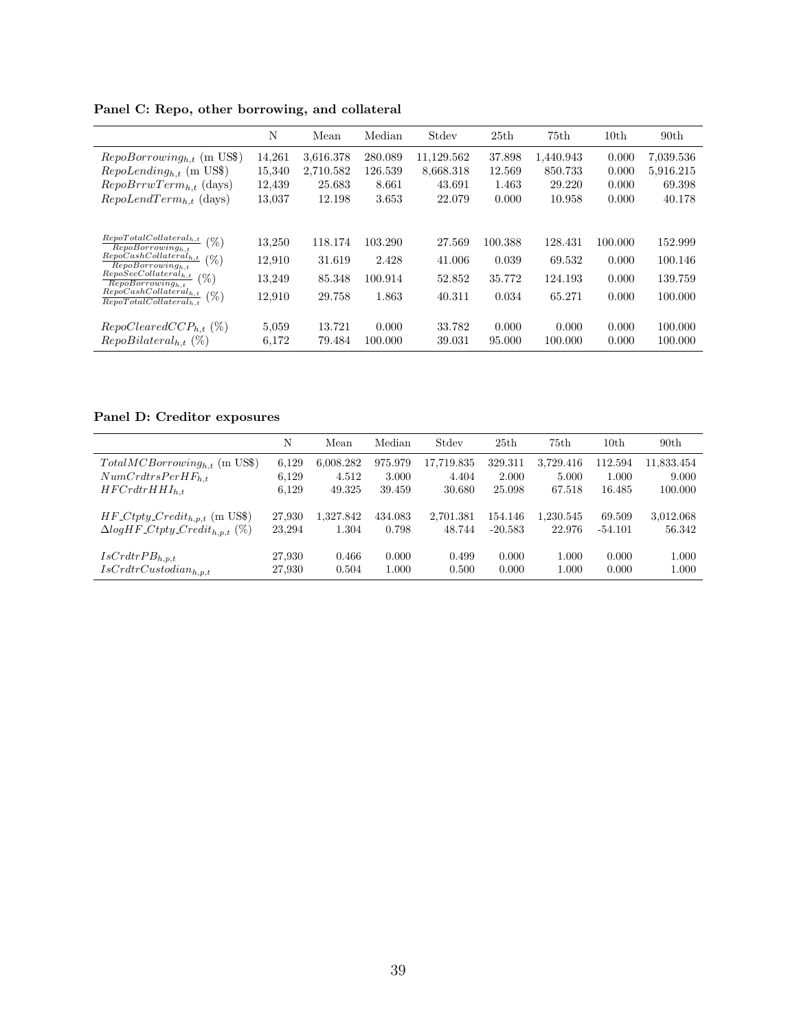**Panel C: Repo, other borrowing, and collateral**

| | N | Mean | Median | Stdev | 25th | 75th | 10th | 90th |
|---|---|---|---|---|---|---|---|---|
| $RepoBorrowing_{h,t}$ (m US$) | 14,261 | 3,616.378 | 280.089 | 11,129.562 | 37.898 | 1,440.943 | 0.000 | 7,039.536 |
| $RepoLending_{h,t}$ (m US$) | 15,340 | 2,710.582 | 126.539 | 8,668.318 | 12.569 | 850.733 | 0.000 | 5,916.215 |
| $RepoBrrwTerm_{h,t}$ (days) | 12,439 | 25.683 | 8.661 | 43.691 | 1.463 | 29.220 | 0.000 | 69.398 |
| $RepoLendTerm_{h,t}$ (days) | 13,037 | 12.198 | 3.653 | 22.079 | 0.000 | 10.958 | 0.000 | 40.178 |
| $\frac{RepoTotalCollateral_{h,t}}{RepoBorrowing_{h,t}}$ (%) | 13,250 | 118.174 | 103.290 | 27.569 | 100.388 | 128.431 | 100.000 | 152.999 |
| $\frac{RepoCashCollateral_{h,t}}{RepoBorrowing_{h,t}}$ (%) | 12,910 | 31.619 | 2.428 | 41.006 | 0.039 | 69.532 | 0.000 | 100.146 |
| $\frac{RepoSecCollateral_{h,t}}{RepoBorrowing_{h,t}}$ (%) | 13,249 | 85.348 | 100.914 | 52.852 | 35.772 | 124.193 | 0.000 | 139.759 |
| $\frac{RepoCashCollateral_{h,t}}{RepoTotalCollateral_{h,t}}$ (%) | 12,910 | 29.758 | 1.863 | 40.311 | 0.034 | 65.271 | 0.000 | 100.000 |
| $RepoClearedCCP_{h,t}$ (%) | 5,059 | 13.721 | 0.000 | 33.782 | 0.000 | 0.000 | 0.000 | 100.000 |
| $RepoBilateral_{h,t}$ (%) | 6,172 | 79.484 | 100.000 | 39.031 | 95.000 | 100.000 | 0.000 | 100.000 |

**Panel D: Creditor exposures**

| | N | Mean | Median | Stdev | 25th | 75th | 10th | 90th |
|---|---|---|---|---|---|---|---|---|
| $TotalMCBorrowing_{h,t}$ (m US$) | 6,129 | 6,008.282 | 975.979 | 17,719.835 | 329.311 | 3,729.416 | 112.594 | 11,833.454 |
| $NumCrdtrsPerHF_{h,t}$ | 6,129 | 4.512 | 3.000 | 4.404 | 2.000 | 5.000 | 1.000 | 9.000 |
| $HFCrdtrHHI_{h,t}$ | 6,129 | 49.325 | 39.459 | 30.680 | 25.098 | 67.518 | 16.485 | 100.000 |
| $HF\_Ctpty\_Credit_{h,p,t}$ (m US$) | 27,930 | 1,327.842 | 434.083 | 2,701.381 | 154.146 | 1,230.545 | 69.509 | 3,012.068 |
| $\Delta logHF\_Ctpty\_Credit_{h,p,t}$ (%) | 23,294 | 1.304 | 0.798 | 48.744 | -20.583 | 22.976 | -54.101 | 56.342 |
| $IsCrdtrPB_{h,p,t}$ | 27,930 | 0.466 | 0.000 | 0.499 | 0.000 | 1.000 | 0.000 | 1.000 |
| $IsCrdtrCustodian_{h,p,t}$ | 27,930 | 0.504 | 1.000 | 0.500 | 0.000 | 1.000 | 0.000 | 1.000 |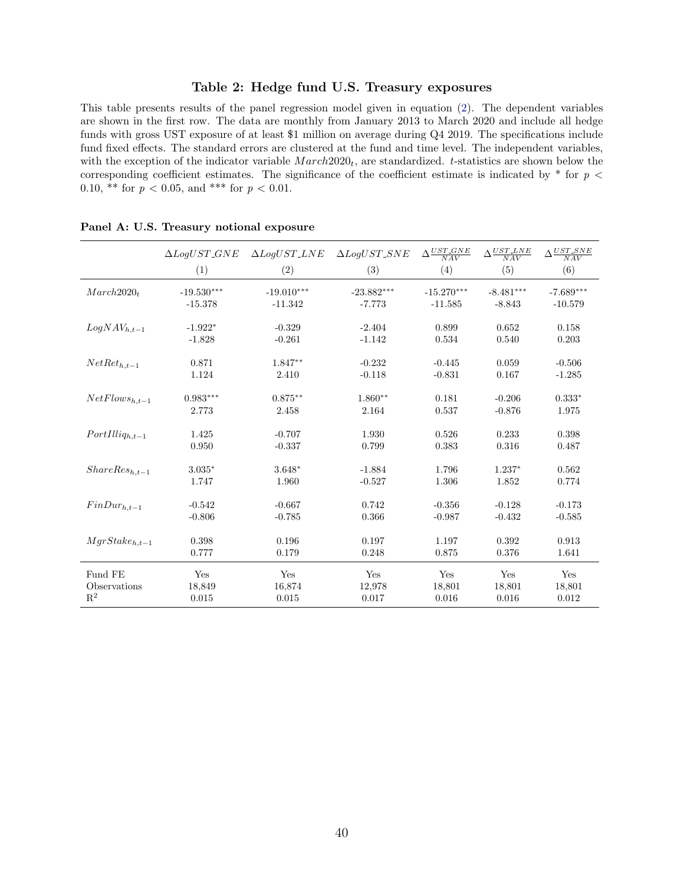## Table 2: Hedge fund U.S. Treasury exposures

This table presents results of the panel regression model given in equation (2). The dependent variables are shown in the first row. The data are monthly from January 2013 to March 2020 and include all hedge funds with gross UST exposure of at least $1 million on average during Q4 2019. The specifications include fund fixed effects. The standard errors are clustered at the fund and time level. The independent variables, with the exception of the indicator variable $March2020_t$, are standardized. $t$-statistics are shown below the corresponding coefficient estimates. The significance of the coefficient estimate is indicated by * for $p < 0.10$, ** for $p < 0.05$, and *** for $p < 0.01$.

**Panel A: U.S. Treasury notional exposure**

| | $\Delta LogUST\_GNE$ | $\Delta LogUST\_LNE$ | $\Delta LogUST\_SNE$ | $\Delta\frac{UST\_GNE}{NAV}$ | $\Delta\frac{UST\_LNE}{NAV}$ | $\Delta\frac{UST\_SNE}{NAV}$ |
|---|---|---|---|---|---|---|
| | (1) | (2) | (3) | (4) | (5) | (6) |
| $March2020_t$ | -19.530*** | -19.010*** | -23.882*** | -15.270*** | -8.481*** | -7.689*** |
| | -15.378 | -11.342 | -7.773 | -11.585 | -8.843 | -10.579 |
| $LogNAV_{h,t-1}$ | -1.922* | -0.329 | -2.404 | 0.899 | 0.652 | 0.158 |
| | -1.828 | -0.261 | -1.142 | 0.534 | 0.540 | 0.203 |
| $NetRet_{h,t-1}$ | 0.871 | 1.847** | -0.232 | -0.445 | 0.059 | -0.506 |
| | 1.124 | 2.410 | -0.118 | -0.831 | 0.167 | -1.285 |
| $NetFlows_{h,t-1}$ | 0.983*** | 0.875** | 1.860** | 0.181 | -0.206 | 0.333* |
| | 2.773 | 2.458 | 2.164 | 0.537 | -0.876 | 1.975 |
| $PortIlliq_{h,t-1}$ | 1.425 | -0.707 | 1.930 | 0.526 | 0.233 | 0.398 |
| | 0.950 | -0.337 | 0.799 | 0.383 | 0.316 | 0.487 |
| $ShareRes_{h,t-1}$ | 3.035* | 3.648* | -1.884 | 1.796 | 1.237* | 0.562 |
| | 1.747 | 1.960 | -0.527 | 1.306 | 1.852 | 0.774 |
| $FinDur_{h,t-1}$ | -0.542 | -0.667 | 0.742 | -0.356 | -0.128 | -0.173 |
| | -0.806 | -0.785 | 0.366 | -0.987 | -0.432 | -0.585 |
| $MgrStake_{h,t-1}$ | 0.398 | 0.196 | 0.197 | 1.197 | 0.392 | 0.913 |
| | 0.777 | 0.179 | 0.248 | 0.875 | 0.376 | 1.641 |
| Fund FE | Yes | Yes | Yes | Yes | Yes | Yes |
| Observations | 18,849 | 16,874 | 12,978 | 18,801 | 18,801 | 18,801 |
| $R^2$ | 0.015 | 0.015 | 0.017 | 0.016 | 0.016 | 0.012 |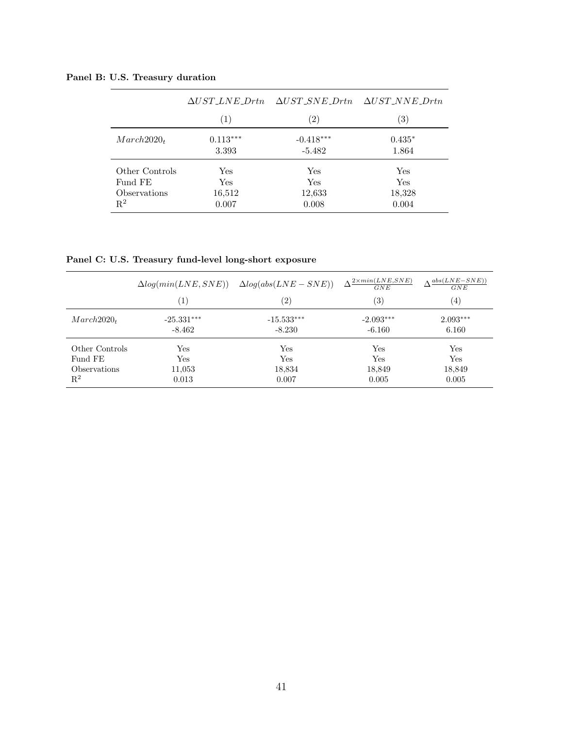**Panel B: U.S. Treasury duration**

| | $\Delta UST\_LNE\_Drtn$ | $\Delta UST\_SNE\_Drtn$ | $\Delta UST\_NNE\_Drtn$ |
|---|---|---|---|
| | (1) | (2) | (3) |
| $March2020_t$ | 0.113*** | -0.418*** | 0.435* |
| | 3.393 | -5.482 | 1.864 |
| Other Controls | Yes | Yes | Yes |
| Fund FE | Yes | Yes | Yes |
| Observations | 16,512 | 12,633 | 18,328 |
| $R^2$ | 0.007 | 0.008 | 0.004 |

**Panel C: U.S. Treasury fund-level long-short exposure**

| | $\Delta log(min(LNE, SNE))$ | $\Delta log(abs(LNE - SNE))$ | $\Delta \frac{2 \times min(LNE,SNE)}{GNE}$ | $\Delta \frac{abs(LNE-SNE))}{GNE}$ |
|---|---|---|---|---|
| | (1) | (2) | (3) | (4) |
| $March2020_t$ | -25.331*** | -15.533*** | -2.093*** | 2.093*** |
| | -8.462 | -8.230 | -6.160 | 6.160 |
| Other Controls | Yes | Yes | Yes | Yes |
| Fund FE | Yes | Yes | Yes | Yes |
| Observations | 11,053 | 18,834 | 18,849 | 18,849 |
| $R^2$ | 0.013 | 0.007 | 0.005 | 0.005 |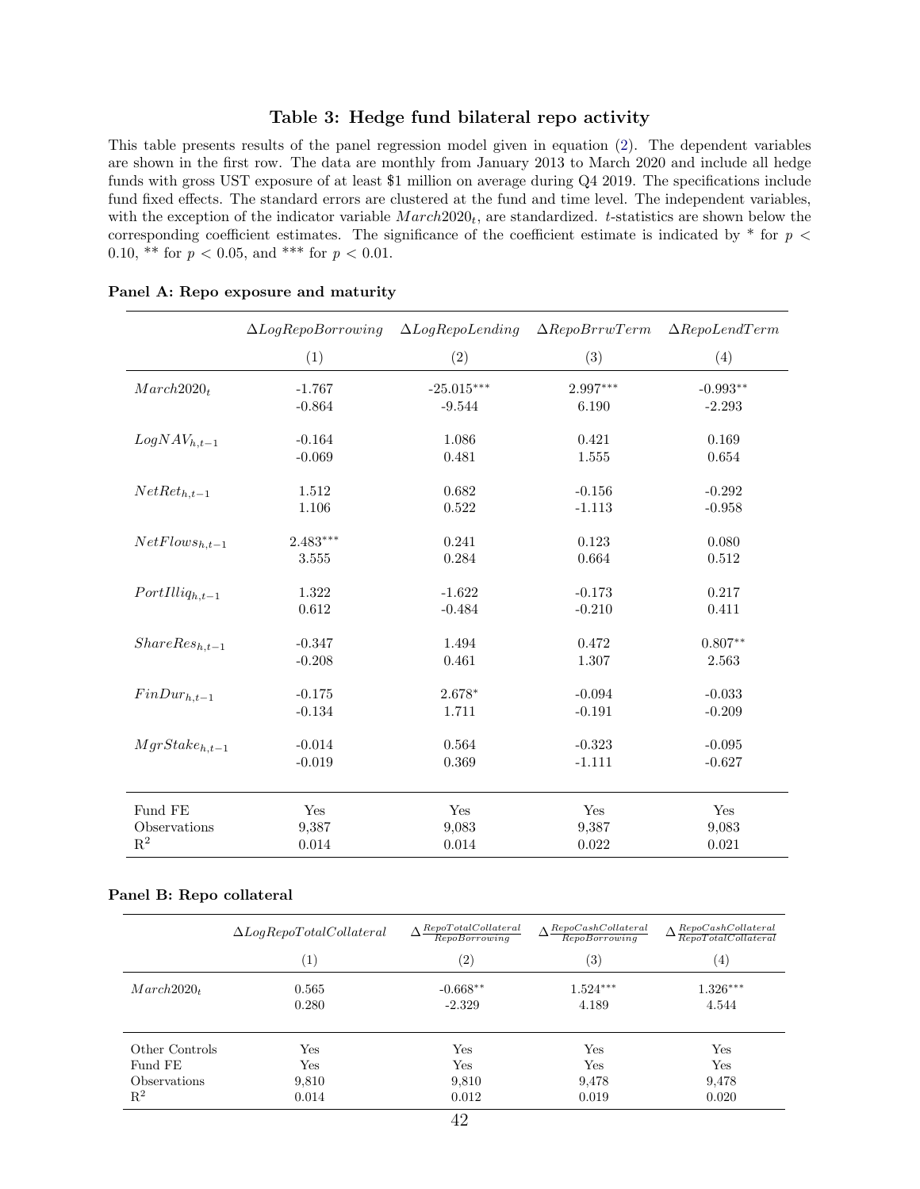## Table 3: Hedge fund bilateral repo activity

This table presents results of the panel regression model given in equation (2). The dependent variables are shown in the first row. The data are monthly from January 2013 to March 2020 and include all hedge funds with gross UST exposure of at least \$1 million on average during Q4 2019. The specifications include fund fixed effects. The standard errors are clustered at the fund and time level. The independent variables, with the exception of the indicator variable $March2020_t$, are standardized. $t$-statistics are shown below the corresponding coefficient estimates. The significance of the coefficient estimate is indicated by * for $p < 0.10$, ** for $p < 0.05$, and *** for $p < 0.01$.

**Panel A: Repo exposure and maturity**

| | $\Delta LogRepoBorrowing$ | $\Delta LogRepoLending$ | $\Delta RepoBrrwTerm$ | $\Delta RepoLendTerm$ |
|---|---|---|---|---|
| | (1) | (2) | (3) | (4) |
| $March2020_t$ | -1.767 | -25.015*** | 2.997*** | -0.993** |
| | -0.864 | -9.544 | 6.190 | -2.293 |
| $LogNAV_{h,t-1}$ | -0.164 | 1.086 | 0.421 | 0.169 |
| | -0.069 | 0.481 | 1.555 | 0.654 |
| $NetRet_{h,t-1}$ | 1.512 | 0.682 | -0.156 | -0.292 |
| | 1.106 | 0.522 | -1.113 | -0.958 |
| $NetFlows_{h,t-1}$ | 2.483*** | 0.241 | 0.123 | 0.080 |
| | 3.555 | 0.284 | 0.664 | 0.512 |
| $PortIlliq_{h,t-1}$ | 1.322 | -1.622 | -0.173 | 0.217 |
| | 0.612 | -0.484 | -0.210 | 0.411 |
| $ShareRes_{h,t-1}$ | -0.347 | 1.494 | 0.472 | 0.807** |
| | -0.208 | 0.461 | 1.307 | 2.563 |
| $FinDur_{h,t-1}$ | -0.175 | 2.678* | -0.094 | -0.033 |
| | -0.134 | 1.711 | -0.191 | -0.209 |
| $MgrStake_{h,t-1}$ | -0.014 | 0.564 | -0.323 | -0.095 |
| | -0.019 | 0.369 | -1.111 | -0.627 |
| Fund FE | Yes | Yes | Yes | Yes |
| Observations | 9,387 | 9,083 | 9,387 | 9,083 |
| $R^2$ | 0.014 | 0.014 | 0.022 | 0.021 |

**Panel B: Repo collateral**

| | $\Delta LogRepoTotalCollateral$ | $\Delta \frac{RepoTotalCollateral}{RepoBorrowing}$ | $\Delta \frac{RepoCashCollateral}{RepoBorrowing}$ | $\Delta \frac{RepoCashCollateral}{RepoTotalCollateral}$ |
|---|---|---|---|---|
| | (1) | (2) | (3) | (4) |
| $March2020_t$ | 0.565 | -0.668** | 1.524*** | 1.326*** |
| | 0.280 | -2.329 | 4.189 | 4.544 |
| Other Controls | Yes | Yes | Yes | Yes |
| Fund FE | Yes | Yes | Yes | Yes |
| Observations | 9,810 | 9,810 | 9,478 | 9,478 |
| $R^2$ | 0.014 | 0.012 | 0.019 | 0.020 |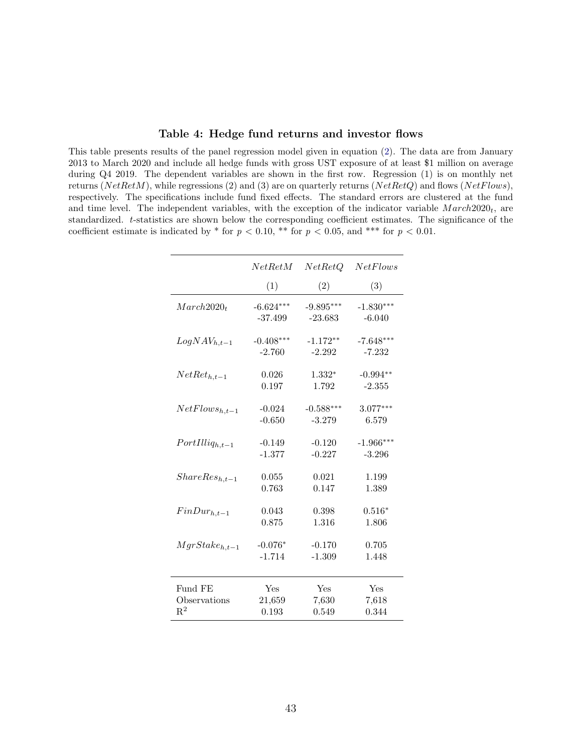### Table 4: Hedge fund returns and investor flows

This table presents results of the panel regression model given in equation (2). The data are from January 2013 to March 2020 and include all hedge funds with gross UST exposure of at least \$1 million on average during Q4 2019. The dependent variables are shown in the first row. Regression (1) is on monthly net returns ($NetRetM$), while regressions (2) and (3) are on quarterly returns ($NetRetQ$) and flows ($NetFlows$), respectively. The specifications include fund fixed effects. The standard errors are clustered at the fund and time level. The independent variables, with the exception of the indicator variable $March2020_t$, are standardized. $t$-statistics are shown below the corresponding coefficient estimates. The significance of the coefficient estimate is indicated by * for $p < 0.10$, ** for $p < 0.05$, and *** for $p < 0.01$.

| | $NetRetM$ | $NetRetQ$ | $NetFlows$ |
|---|---|---|---|
| | (1) | (2) | (3) |
| $March2020_t$ | -6.624*** | -9.895*** | -1.830*** |
| | -37.499 | -23.683 | -6.040 |
| $LogNAV_{h,t-1}$ | -0.408*** | -1.172** | -7.648*** |
| | -2.760 | -2.292 | -7.232 |
| $NetRet_{h,t-1}$ | 0.026 | 1.332* | -0.994** |
| | 0.197 | 1.792 | -2.355 |
| $NetFlows_{h,t-1}$ | -0.024 | -0.588*** | 3.077*** |
| | -0.650 | -3.279 | 6.579 |
| $PortIlliq_{h,t-1}$ | -0.149 | -0.120 | -1.966*** |
| | -1.377 | -0.227 | -3.296 |
| $ShareRes_{h,t-1}$ | 0.055 | 0.021 | 1.199 |
| | 0.763 | 0.147 | 1.389 |
| $FinDur_{h,t-1}$ | 0.043 | 0.398 | 0.516* |
| | 0.875 | 1.316 | 1.806 |
| $MgrStake_{h,t-1}$ | -0.076* | -0.170 | 0.705 |
| | -1.714 | -1.309 | 1.448 |
| Fund FE | Yes | Yes | Yes |
| Observations | 21,659 | 7,630 | 7,618 |
| $R^2$ | 0.193 | 0.549 | 0.344 |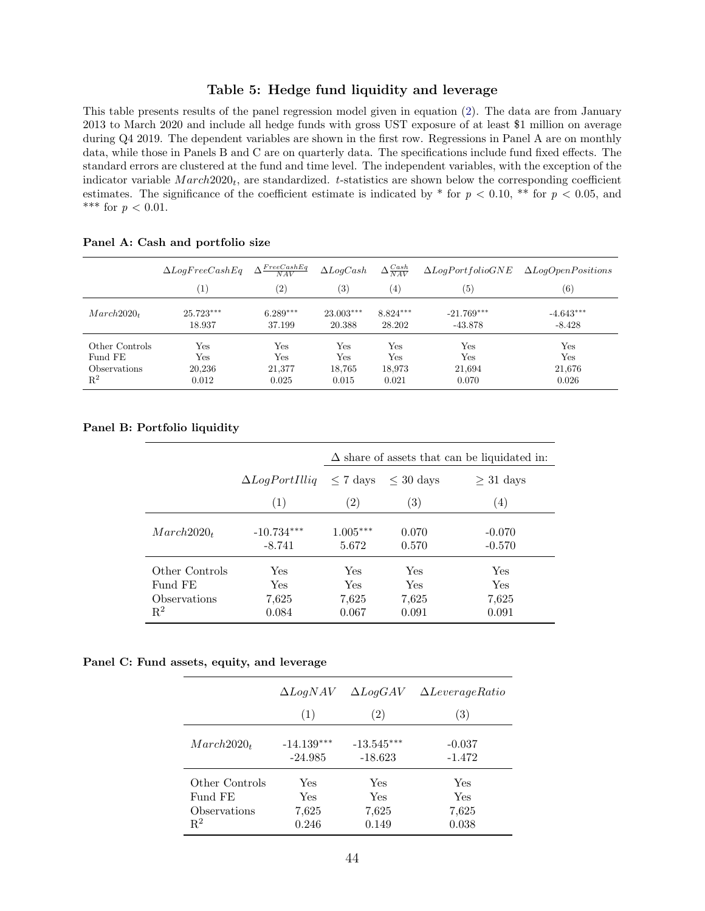### Table 5: Hedge fund liquidity and leverage

This table presents results of the panel regression model given in equation (2). The data are from January 2013 to March 2020 and include all hedge funds with gross UST exposure of at least $1 million on average during Q4 2019. The dependent variables are shown in the first row. Regressions in Panel A are on monthly data, while those in Panels B and C are on quarterly data. The specifications include fund fixed effects. The standard errors are clustered at the fund and time level. The independent variables, with the exception of the indicator variable $March2020_t$, are standardized. $t$-statistics are shown below the corresponding coefficient estimates. The significance of the coefficient estimate is indicated by * for $p < 0.10$, ** for $p < 0.05$, and *** for $p < 0.01$.

**Panel A: Cash and portfolio size**

| | $\Delta LogFreeCashEq$ | $\Delta \frac{FreeCashEq}{NAV}$ | $\Delta LogCash$ | $\Delta \frac{Cash}{NAV}$ | $\Delta LogPortfolioGNE$ | $\Delta LogOpenPositions$ |
|---|---|---|---|---|---|---|
| | (1) | (2) | (3) | (4) | (5) | (6) |
| $March2020_t$ | 25.723*** | 6.289*** | 23.003*** | 8.824*** | -21.769*** | -4.643*** |
| | 18.937 | 37.199 | 20.388 | 28.202 | -43.878 | -8.428 |
| Other Controls | Yes | Yes | Yes | Yes | Yes | Yes |
| Fund FE | Yes | Yes | Yes | Yes | Yes | Yes |
| Observations | 20,236 | 21,377 | 18,765 | 18,973 | 21,694 | 21,676 |
| $R^2$ | 0.012 | 0.025 | 0.015 | 0.021 | 0.070 | 0.026 |

**Panel B: Portfolio liquidity**

| | | $\Delta$ share of assets that can be liquidated in: | | |
|---|---|---|---|---|
| | $\Delta LogPortIlliq$ | $\leq 7$ days | $\leq 30$ days | $\geq 31$ days |
| | (1) | (2) | (3) | (4) |
| $March2020_t$ | -10.734*** | 1.005*** | 0.070 | -0.070 |
| | -8.741 | 5.672 | 0.570 | -0.570 |
| Other Controls | Yes | Yes | Yes | Yes |
| Fund FE | Yes | Yes | Yes | Yes |
| Observations | 7,625 | 7,625 | 7,625 | 7,625 |
| $R^2$ | 0.084 | 0.067 | 0.091 | 0.091 |

**Panel C: Fund assets, equity, and leverage**

| | $\Delta LogNAV$ | $\Delta LogGAV$ | $\Delta LeverageRatio$ |
|---|---|---|---|
| | (1) | (2) | (3) |
| $March2020_t$ | -14.139*** | -13.545*** | -0.037 |
| | -24.985 | -18.623 | -1.472 |
| Other Controls | Yes | Yes | Yes |
| Fund FE | Yes | Yes | Yes |
| Observations | 7,625 | 7,625 | 7,625 |
| $R^2$ | 0.246 | 0.149 | 0.038 |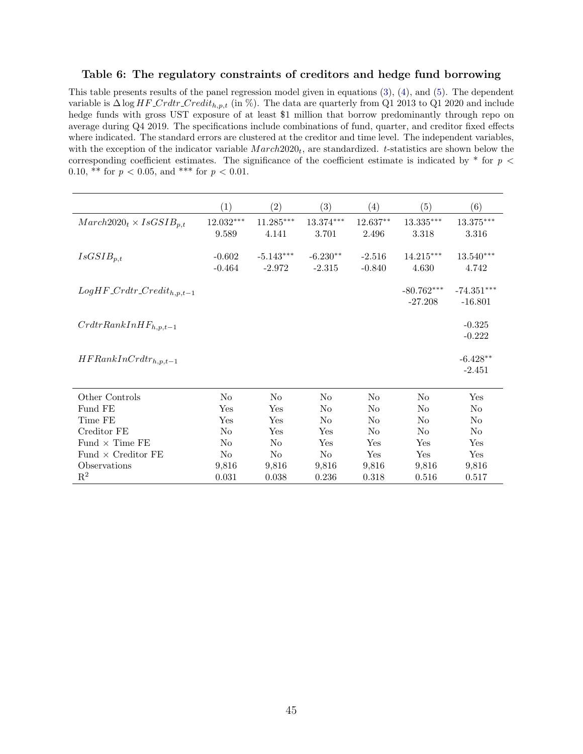### Table 6: The regulatory constraints of creditors and hedge fund borrowing

This table presents results of the panel regression model given in equations (3), (4), and (5). The dependent variable is $\Delta \log HF\_Crdtr\_Credit_{h,p,t}$ (in %). The data are quarterly from Q1 2013 to Q1 2020 and include hedge funds with gross UST exposure of at least \$1 million that borrow predominantly through repo on average during Q4 2019. The specifications include combinations of fund, quarter, and creditor fixed effects where indicated. The standard errors are clustered at the creditor and time level. The independent variables, with the exception of the indicator variable $March2020_t$, are standardized. $t$-statistics are shown below the corresponding coefficient estimates. The significance of the coefficient estimate is indicated by * for $p < 0.10$, ** for $p < 0.05$, and *** for $p < 0.01$.

| | (1) | (2) | (3) | (4) | (5) | (6) |
|---|---|---|---|---|---|---|
| $March2020_t \times IsGSIB_{p,t}$ | 12.032*** | 11.285*** | 13.374*** | 12.637** | 13.335*** | 13.375*** |
| | 9.589 | 4.141 | 3.701 | 2.496 | 3.318 | 3.316 |
| $IsGSIB_{p,t}$ | -0.602 | -5.143*** | -6.230** | -2.516 | 14.215*** | 13.540*** |
| | -0.464 | -2.972 | -2.315 | -0.840 | 4.630 | 4.742 |
| $LogHF\_Crdtr\_Credit_{h,p,t-1}$ | | | | | -80.762*** | -74.351*** |
| | | | | | -27.208 | -16.801 |
| $CrdtrRankInHF_{h,p,t-1}$ | | | | | | -0.325 |
| | | | | | | -0.222 |
| $HFRankInCrdtr_{h,p,t-1}$ | | | | | | -6.428** |
| | | | | | | -2.451 |
| Other Controls | No | No | No | No | No | Yes |
| Fund FE | Yes | Yes | No | No | No | No |
| Time FE | Yes | Yes | No | No | No | No |
| Creditor FE | No | Yes | Yes | No | No | No |
| Fund × Time FE | No | No | Yes | Yes | Yes | Yes |
| Fund × Creditor FE | No | No | No | Yes | Yes | Yes |
| Observations | 9,816 | 9,816 | 9,816 | 9,816 | 9,816 | 9,816 |
| $R^2$ | 0.031 | 0.038 | 0.236 | 0.318 | 0.516 | 0.517 |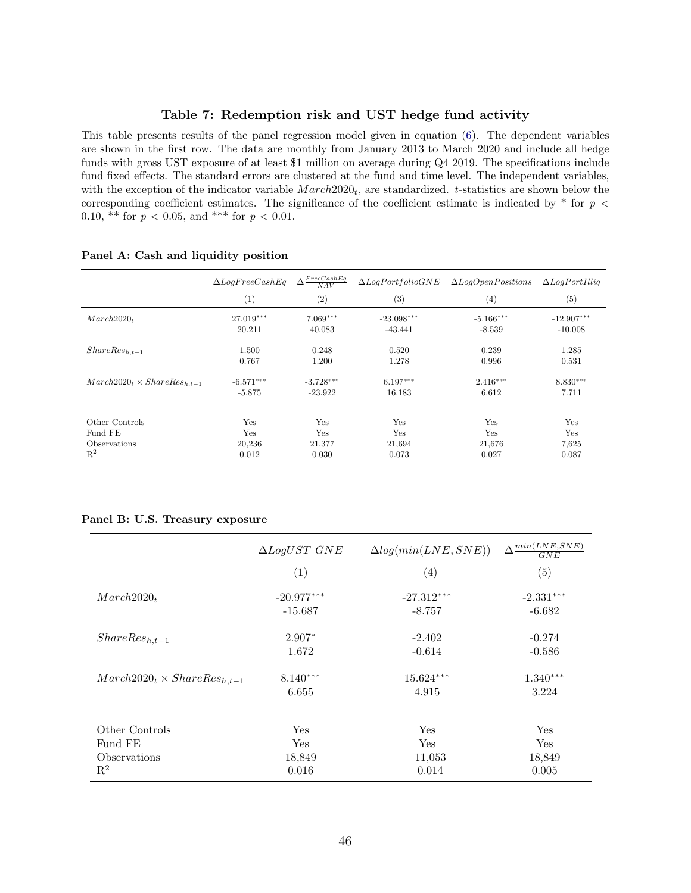## Table 7: Redemption risk and UST hedge fund activity

This table presents results of the panel regression model given in equation (6). The dependent variables are shown in the first row. The data are monthly from January 2013 to March 2020 and include all hedge funds with gross UST exposure of at least \$1 million on average during Q4 2019. The specifications include fund fixed effects. The standard errors are clustered at the fund and time level. The independent variables, with the exception of the indicator variable $March2020_t$, are standardized. $t$-statistics are shown below the corresponding coefficient estimates. The significance of the coefficient estimate is indicated by * for $p < 0.10$, ** for $p < 0.05$, and *** for $p < 0.01$.

**Panel A: Cash and liquidity position**

| | $\Delta LogFreeCashEq$ | $\Delta \frac{FreeCashEq}{NAV}$ | $\Delta LogPortfolioGNE$ | $\Delta LogOpenPositions$ | $\Delta LogPortIlliq$ |
|---|---|---|---|---|---|
| | (1) | (2) | (3) | (4) | (5) |
| $March2020_t$ | 27.019*** | 7.069*** | -23.098*** | -5.166*** | -12.907*** |
| | 20.211 | 40.083 | -43.441 | -8.539 | -10.008 |
| $ShareRes_{h,t-1}$ | 1.500 | 0.248 | 0.520 | 0.239 | 1.285 |
| | 0.767 | 1.200 | 1.278 | 0.996 | 0.531 |
| $March2020_t \times ShareRes_{h,t-1}$ | -6.571*** | -3.728*** | 6.197*** | 2.416*** | 8.830*** |
| | -5.875 | -23.922 | 16.183 | 6.612 | 7.711 |
| Other Controls | Yes | Yes | Yes | Yes | Yes |
| Fund FE | Yes | Yes | Yes | Yes | Yes |
| Observations | 20,236 | 21,377 | 21,694 | 21,676 | 7,625 |
| $R^2$ | 0.012 | 0.030 | 0.073 | 0.027 | 0.087 |

**Panel B: U.S. Treasury exposure**

| | $\Delta LogUST\_GNE$ | $\Delta log(min(LNE, SNE))$ | $\Delta \frac{min(LNE,SNE)}{GNE}$ |
|---|---|---|---|
| | (1) | (4) | (5) |
| $March2020_t$ | -20.977*** | -27.312*** | -2.331*** |
| | -15.687 | -8.757 | -6.682 |
| $ShareRes_{h,t-1}$ | 2.907* | -2.402 | -0.274 |
| | 1.672 | -0.614 | -0.586 |
| $March2020_t \times ShareRes_{h,t-1}$ | 8.140*** | 15.624*** | 1.340*** |
| | 6.655 | 4.915 | 3.224 |
| Other Controls | Yes | Yes | Yes |
| Fund FE | Yes | Yes | Yes |
| Observations | 18,849 | 11,053 | 18,849 |
| $R^2$ | 0.016 | 0.014 | 0.005 |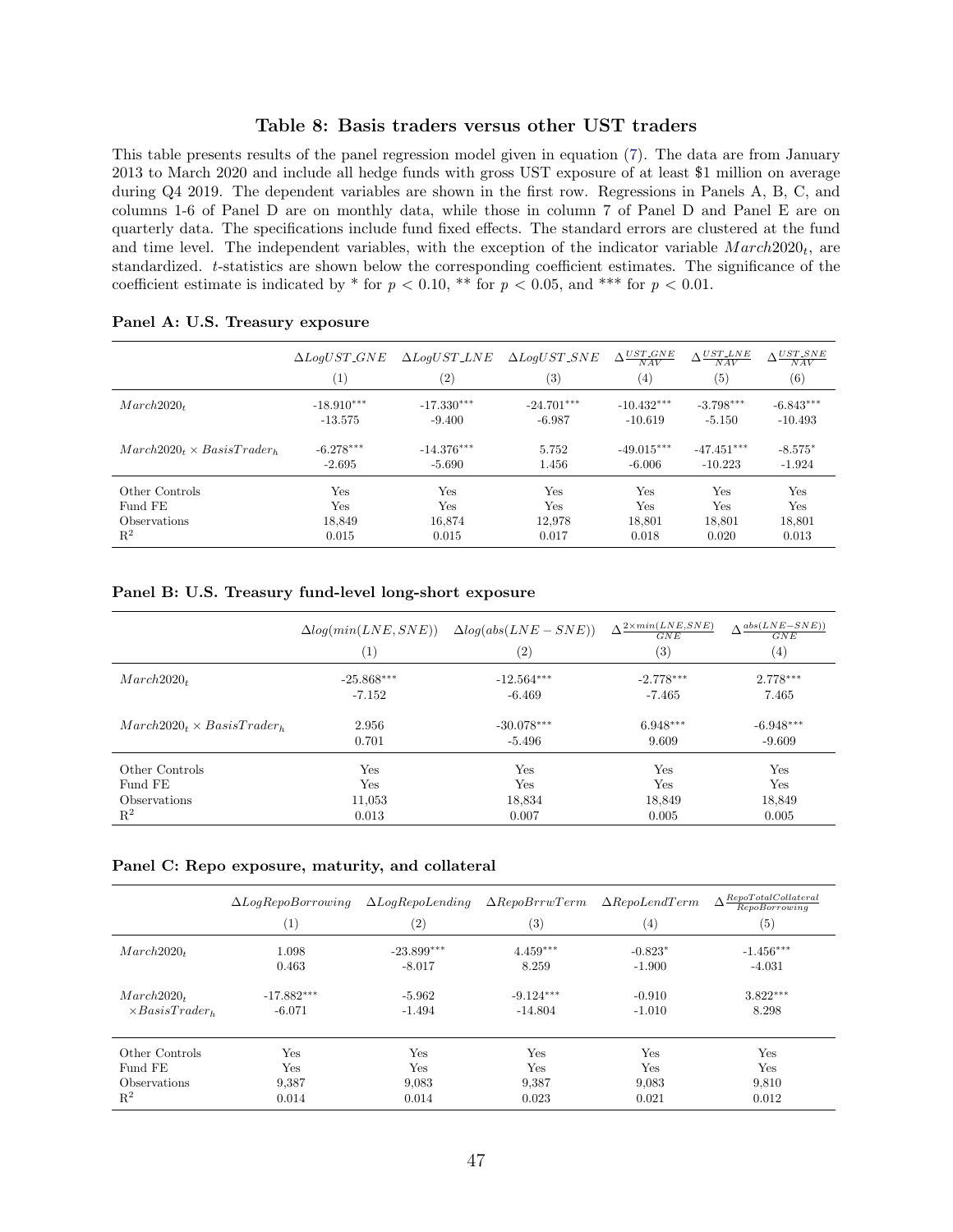### Table 8: Basis traders versus other UST traders

This table presents results of the panel regression model given in equation (7). The data are from January 2013 to March 2020 and include all hedge funds with gross UST exposure of at least $1 million on average during Q4 2019. The dependent variables are shown in the first row. Regressions in Panels A, B, C, and columns 1-6 of Panel D are on monthly data, while those in column 7 of Panel D and Panel E are on quarterly data. The specifications include fund fixed effects. The standard errors are clustered at the fund and time level. The independent variables, with the exception of the indicator variable $March2020_t$, are standardized. $t$-statistics are shown below the corresponding coefficient estimates. The significance of the coefficient estimate is indicated by * for $p < 0.10$, ** for $p < 0.05$, and *** for $p < 0.01$.

**Panel A: U.S. Treasury exposure**

| | $\Delta LogUST\_GNE$ | $\Delta LogUST\_LNE$ | $\Delta LogUST\_SNE$ | $\Delta\frac{UST\_GNE}{NAV}$ | $\Delta\frac{UST\_LNE}{NAV}$ | $\Delta\frac{UST\_SNE}{NAV}$ |
|---|---|---|---|---|---|---|
| | (1) | (2) | (3) | (4) | (5) | (6) |
| $March2020_t$ | -18.910*** | -17.330*** | -24.701*** | -10.432*** | -3.798*** | -6.843*** |
| | -13.575 | -9.400 | -6.987 | -10.619 | -5.150 | -10.493 |
| $March2020_t \times BasisTrader_h$ | -6.278*** | -14.376*** | 5.752 | -49.015*** | -47.451*** | -8.575* |
| | -2.695 | -5.690 | 1.456 | -6.006 | -10.223 | -1.924 |
| Other Controls | Yes | Yes | Yes | Yes | Yes | Yes |
| Fund FE | Yes | Yes | Yes | Yes | Yes | Yes |
| Observations | 18,849 | 16,874 | 12,978 | 18,801 | 18,801 | 18,801 |
| $R^2$ | 0.015 | 0.015 | 0.017 | 0.018 | 0.020 | 0.013 |

**Panel B: U.S. Treasury fund-level long-short exposure**

| | $\Delta log(min(LNE, SNE))$ | $\Delta log(abs(LNE - SNE))$ | $\Delta\frac{2\times min(LNE,SNE)}{GNE}$ | $\Delta\frac{abs(LNE-SNE))}{GNE}$ |
|---|---|---|---|---|
| | (1) | (2) | (3) | (4) |
| $March2020_t$ | -25.868*** | -12.564*** | -2.778*** | 2.778*** |
| | -7.152 | -6.469 | -7.465 | 7.465 |
| $March2020_t \times BasisTrader_h$ | 2.956 | -30.078*** | 6.948*** | -6.948*** |
| | 0.701 | -5.496 | 9.609 | -9.609 |
| Other Controls | Yes | Yes | Yes | Yes |
| Fund FE | Yes | Yes | Yes | Yes |
| Observations | 11,053 | 18,834 | 18,849 | 18,849 |
| $R^2$ | 0.013 | 0.007 | 0.005 | 0.005 |

**Panel C: Repo exposure, maturity, and collateral**

| | $\Delta LogRepoBorrowing$ | $\Delta LogRepoLending$ | $\Delta RepoBrrwTerm$ | $\Delta RepoLendTerm$ | $\Delta\frac{RepoTotalCollateral}{RepoBorrowing}$ |
|---|---|---|---|---|---|
| | (1) | (2) | (3) | (4) | (5) |
| $March2020_t$ | 1.098 | -23.899*** | 4.459*** | -0.823* | -1.456*** |
| | 0.463 | -8.017 | 8.259 | -1.900 | -4.031 |
| $March2020_t \times BasisTrader_h$ | -17.882*** | -5.962 | -9.124*** | -0.910 | 3.822*** |
| | -6.071 | -1.494 | -14.804 | -1.010 | 8.298 |
| Other Controls | Yes | Yes | Yes | Yes | Yes |
| Fund FE | Yes | Yes | Yes | Yes | Yes |
| Observations | 9,387 | 9,083 | 9,387 | 9,083 | 9,810 |
| $R^2$ | 0.014 | 0.014 | 0.023 | 0.021 | 0.012 |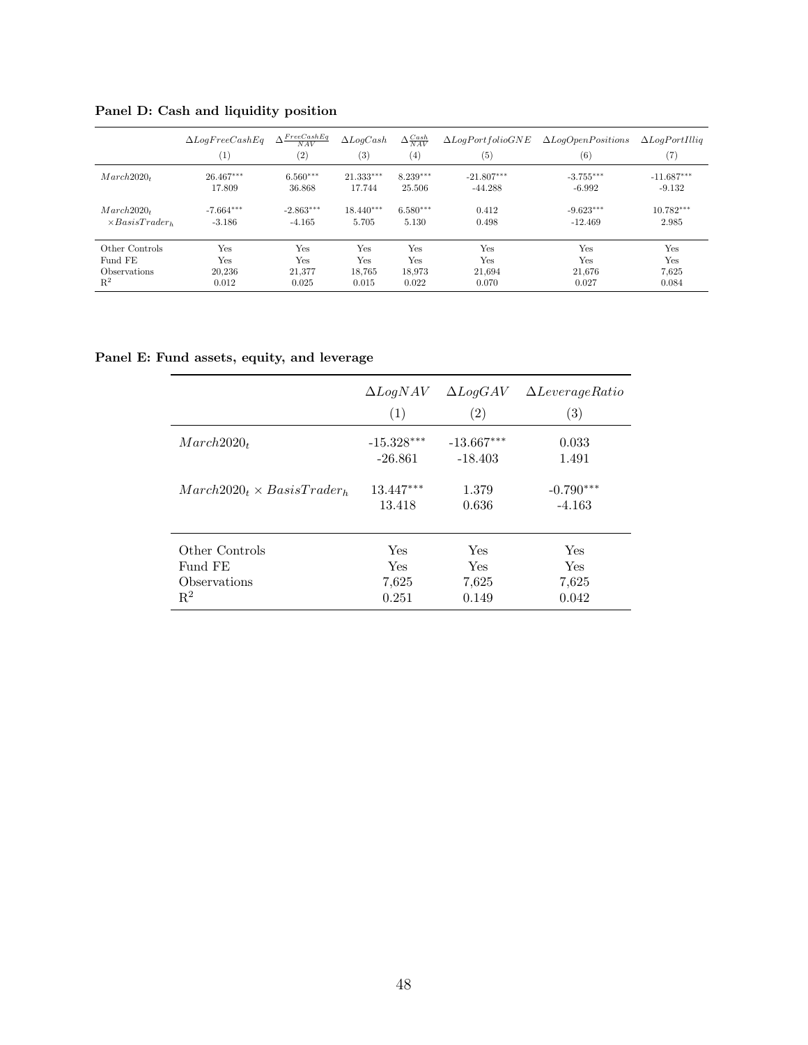**Panel D: Cash and liquidity position**

| | $\Delta LogFreeCashEq$ | $\Delta \frac{FreeCashEq}{NAV}$ | $\Delta LogCash$ | $\Delta \frac{Cash}{NAV}$ | $\Delta LogPortfolioGNE$ | $\Delta LogOpenPositions$ | $\Delta LogPortIlliq$ |
|---|---|---|---|---|---|---|---|
| | (1) | (2) | (3) | (4) | (5) | (6) | (7) |
| $March2020_t$ | 26.467*** | 6.560*** | 21.333*** | 8.239*** | -21.807*** | -3.755*** | -11.687*** |
| | 17.809 | 36.868 | 17.744 | 25.506 | -44.288 | -6.992 | -9.132 |
| $March2020_t \times BasisTrader_h$ | -7.664*** | -2.863*** | 18.440*** | 6.580*** | 0.412 | -9.623*** | 10.782*** |
| | -3.186 | -4.165 | 5.705 | 5.130 | 0.498 | -12.469 | 2.985 |
| Other Controls | Yes | Yes | Yes | Yes | Yes | Yes | Yes |
| Fund FE | Yes | Yes | Yes | Yes | Yes | Yes | Yes |
| Observations | 20,236 | 21,377 | 18,765 | 18,973 | 21,694 | 21,676 | 7,625 |
| $R^2$ | 0.012 | 0.025 | 0.015 | 0.022 | 0.070 | 0.027 | 0.084 |

**Panel E: Fund assets, equity, and leverage**

| | $\Delta LogNAV$ | $\Delta LogGAV$ | $\Delta LeverageRatio$ |
|---|---|---|---|
| | (1) | (2) | (3) |
| $March2020_t$ | -15.328*** | -13.667*** | 0.033 |
| | -26.861 | -18.403 | 1.491 |
| $March2020_t \times BasisTrader_h$ | 13.447*** | 1.379 | -0.790*** |
| | 13.418 | 0.636 | -4.163 |
| Other Controls | Yes | Yes | Yes |
| Fund FE | Yes | Yes | Yes |
| Observations | 7,625 | 7,625 | 7,625 |
| $R^2$ | 0.251 | 0.149 | 0.042 |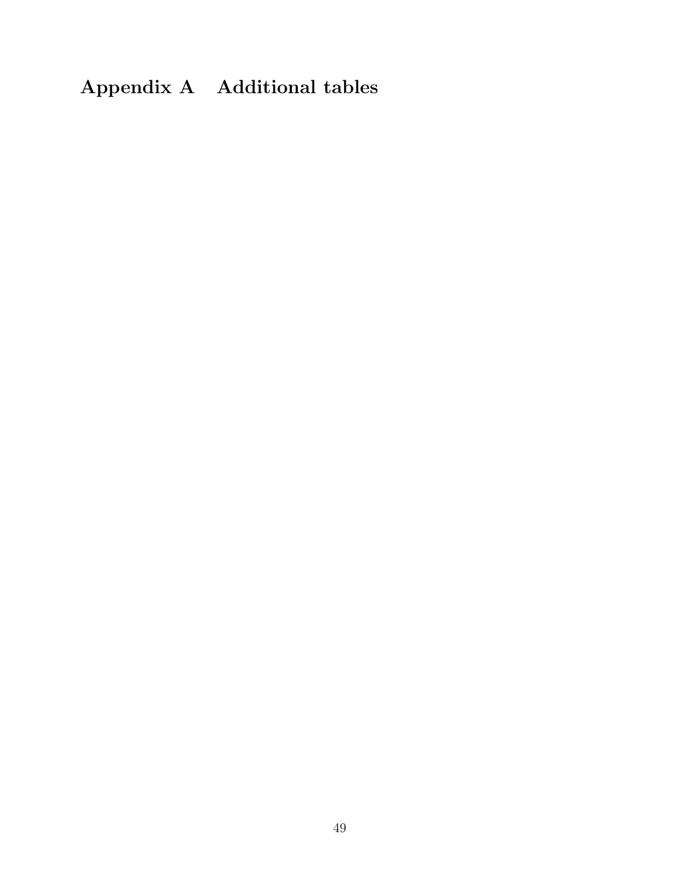# Appendix A Additional tables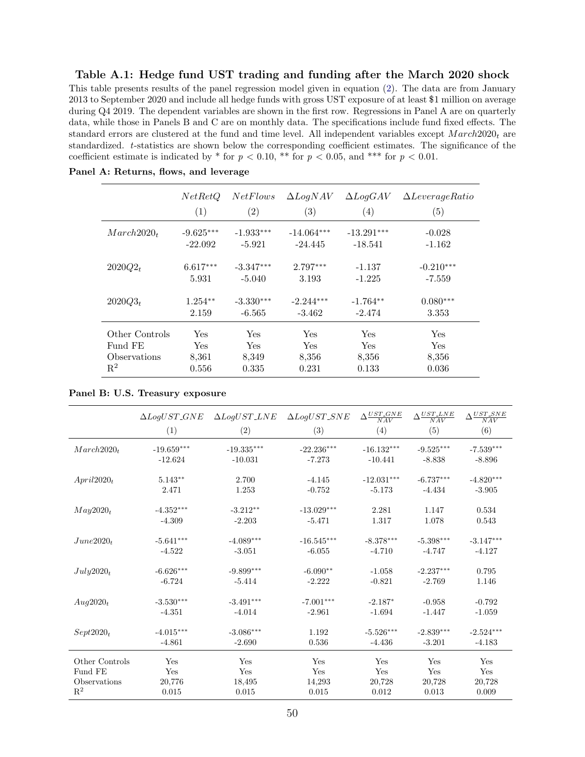### Table A.1: Hedge fund UST trading and funding after the March 2020 shock

This table presents results of the panel regression model given in equation (2). The data are from January 2013 to September 2020 and include all hedge funds with gross UST exposure of at least \$1 million on average during Q4 2019. The dependent variables are shown in the first row. Regressions in Panel A are on quarterly data, while those in Panels B and C are on monthly data. The specifications include fund fixed effects. The standard errors are clustered at the fund and time level. All independent variables except $March2020_t$ are standardized. $t$-statistics are shown below the corresponding coefficient estimates. The significance of the coefficient estimate is indicated by * for $p < 0.10$, ** for $p < 0.05$, and *** for $p < 0.01$.

**Panel A: Returns, flows, and leverage**

| | $NetRetQ$ | $NetFlows$ | $\Delta LogNAV$ | $\Delta LogGAV$ | $\Delta LeverageRatio$ |
|---|---|---|---|---|---|
| | (1) | (2) | (3) | (4) | (5) |
| $March2020_t$ | -9.625*** | -1.933*** | -14.064*** | -13.291*** | -0.028 |
| | -22.092 | -5.921 | -24.445 | -18.541 | -1.162 |
| $2020Q2_t$ | 6.617*** | -3.347*** | 2.797*** | -1.137 | -0.210*** |
| | 5.931 | -5.040 | 3.193 | -1.225 | -7.559 |
| $2020Q3_t$ | 1.254** | -3.330*** | -2.244*** | -1.764** | 0.080*** |
| | 2.159 | -6.565 | -3.462 | -2.474 | 3.353 |
| Other Controls | Yes | Yes | Yes | Yes | Yes |
| Fund FE | Yes | Yes | Yes | Yes | Yes |
| Observations | 8,361 | 8,349 | 8,356 | 8,356 | 8,356 |
| $R^2$ | 0.556 | 0.335 | 0.231 | 0.133 | 0.036 |

**Panel B: U.S. Treasury exposure**

| | $\Delta LogUST\_GNE$ | $\Delta LogUST\_LNE$ | $\Delta LogUST\_SNE$ | $\Delta\frac{UST\_GNE}{NAV}$ | $\Delta\frac{UST\_LNE}{NAV}$ | $\Delta\frac{UST\_SNE}{NAV}$ |
|---|---|---|---|---|---|---|
| | (1) | (2) | (3) | (4) | (5) | (6) |
| $March2020_t$ | -19.659*** | -19.335*** | -22.236*** | -16.132*** | -9.525*** | -7.539*** |
| | -12.624 | -10.031 | -7.273 | -10.441 | -8.838 | -8.896 |
| $April2020_t$ | 5.143** | 2.700 | -4.145 | -12.031*** | -6.737*** | -4.820*** |
| | 2.471 | 1.253 | -0.752 | -5.173 | -4.434 | -3.905 |
| $May2020_t$ | -4.352*** | -3.212** | -13.029*** | 2.281 | 1.147 | 0.534 |
| | -4.309 | -2.203 | -5.471 | 1.317 | 1.078 | 0.543 |
| $June2020_t$ | -5.641*** | -4.089*** | -16.545*** | -8.378*** | -5.398*** | -3.147*** |
| | -4.522 | -3.051 | -6.055 | -4.710 | -4.747 | -4.127 |
| $July2020_t$ | -6.626*** | -9.899*** | -6.090** | -1.058 | -2.237*** | 0.795 |
| | -6.724 | -5.414 | -2.222 | -0.821 | -2.769 | 1.146 |
| $Aug2020_t$ | -3.530*** | -3.491*** | -7.001*** | -2.187* | -0.958 | -0.792 |
| | -4.351 | -4.014 | -2.961 | -1.694 | -1.447 | -1.059 |
| $Sept2020_t$ | -4.015*** | -3.086*** | 1.192 | -5.526*** | -2.839*** | -2.524*** |
| | -4.861 | -2.690 | 0.536 | -4.436 | -3.201 | -4.183 |
| Other Controls | Yes | Yes | Yes | Yes | Yes | Yes |
| Fund FE | Yes | Yes | Yes | Yes | Yes | Yes |
| Observations | 20,776 | 18,495 | 14,293 | 20,728 | 20,728 | 20,728 |
| $R^2$ | 0.015 | 0.015 | 0.015 | 0.012 | 0.013 | 0.009 |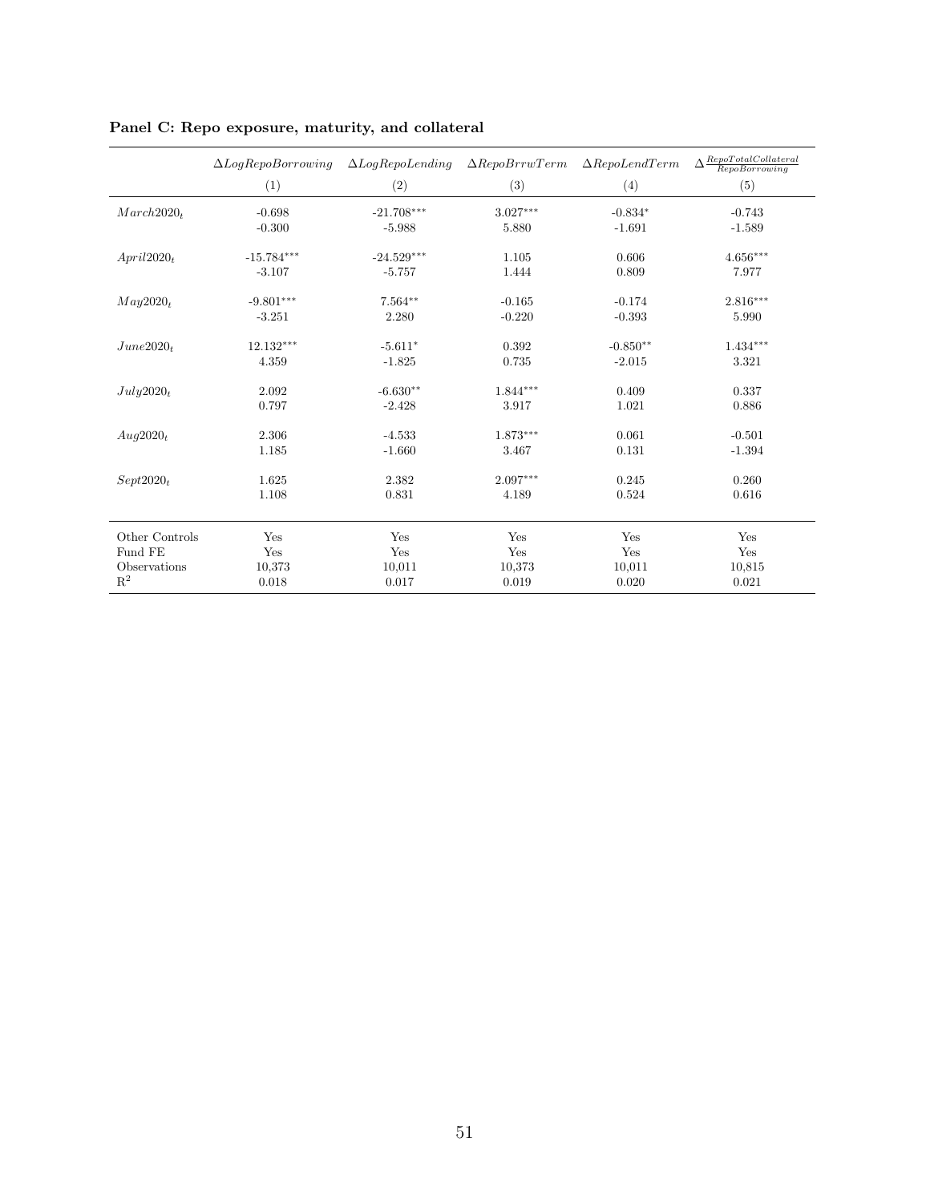**Panel C: Repo exposure, maturity, and collateral**

| | $\Delta LogRepoBorrowing$ | $\Delta LogRepoLending$ | $\Delta RepoBrrwTerm$ | $\Delta RepoLendTerm$ | $\Delta \frac{RepoTotalCollateral}{RepoBorrowing}$ |
|---|---|---|---|---|---|
| | (1) | (2) | (3) | (4) | (5) |
| $March2020_t$ | -0.698 | -21.708*** | 3.027*** | -0.834* | -0.743 |
| | -0.300 | -5.988 | 5.880 | -1.691 | -1.589 |
| $April2020_t$ | -15.784*** | -24.529*** | 1.105 | 0.606 | 4.656*** |
| | -3.107 | -5.757 | 1.444 | 0.809 | 7.977 |
| $May2020_t$ | -9.801*** | 7.564** | -0.165 | -0.174 | 2.816*** |
| | -3.251 | 2.280 | -0.220 | -0.393 | 5.990 |
| $June2020_t$ | 12.132*** | -5.611* | 0.392 | -0.850** | 1.434*** |
| | 4.359 | -1.825 | 0.735 | -2.015 | 3.321 |
| $July2020_t$ | 2.092 | -6.630** | 1.844*** | 0.409 | 0.337 |
| | 0.797 | -2.428 | 3.917 | 1.021 | 0.886 |
| $Aug2020_t$ | 2.306 | -4.533 | 1.873*** | 0.061 | -0.501 |
| | 1.185 | -1.660 | 3.467 | 0.131 | -1.394 |
| $Sept2020_t$ | 1.625 | 2.382 | 2.097*** | 0.245 | 0.260 |
| | 1.108 | 0.831 | 4.189 | 0.524 | 0.616 |
| Other Controls | Yes | Yes | Yes | Yes | Yes |
| Fund FE | Yes | Yes | Yes | Yes | Yes |
| Observations | 10,373 | 10,011 | 10,373 | 10,011 | 10,815 |
| $R^2$ | 0.018 | 0.017 | 0.019 | 0.020 | 0.021 |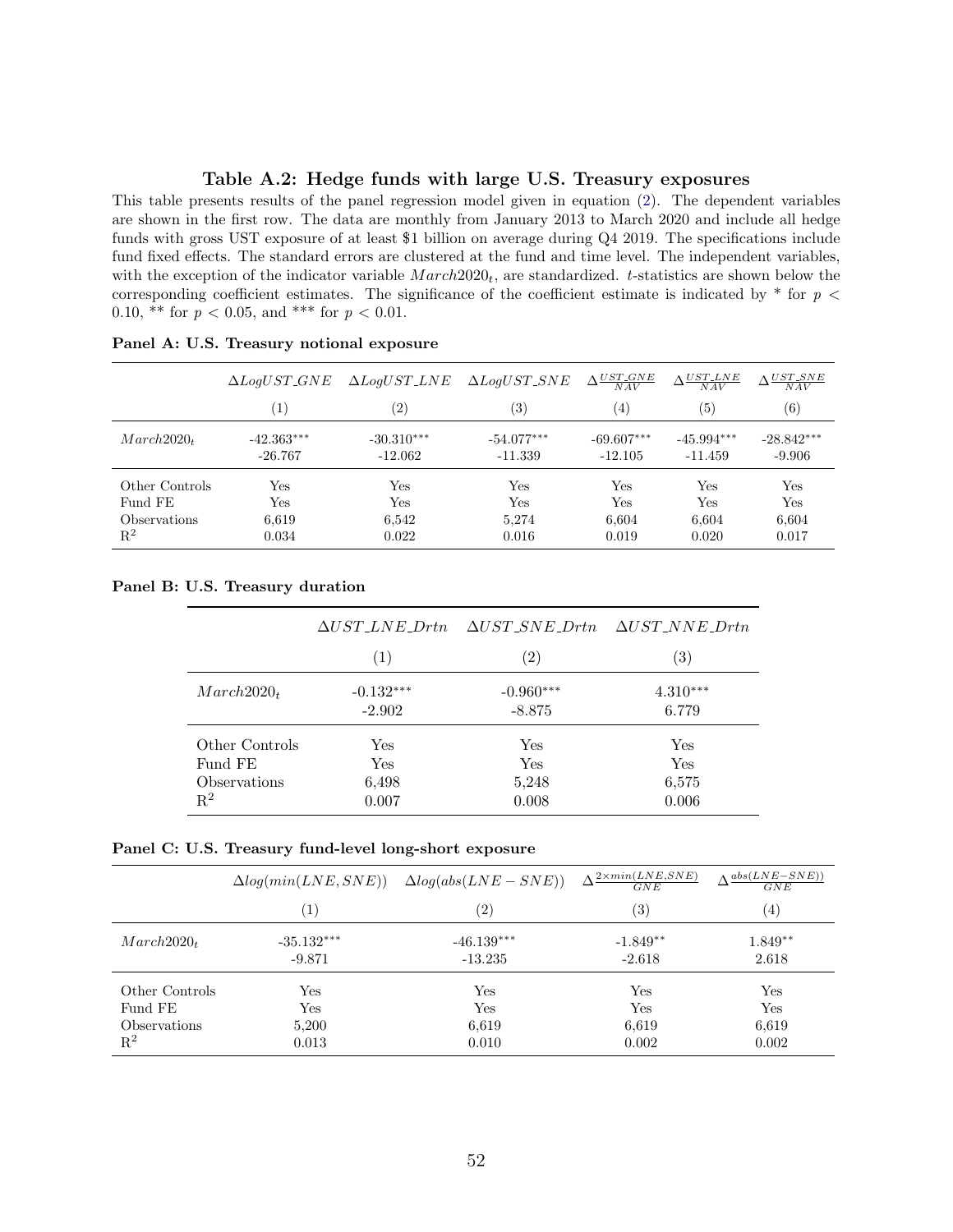### Table A.2: Hedge funds with large U.S. Treasury exposures

This table presents results of the panel regression model given in equation (2). The dependent variables are shown in the first row. The data are monthly from January 2013 to March 2020 and include all hedge funds with gross UST exposure of at least \$1 billion on average during Q4 2019. The specifications include fund fixed effects. The standard errors are clustered at the fund and time level. The independent variables, with the exception of the indicator variable $March2020_t$, are standardized. $t$-statistics are shown below the corresponding coefficient estimates. The significance of the coefficient estimate is indicated by * for $p < 0.10$, ** for $p < 0.05$, and *** for $p < 0.01$.

**Panel A: U.S. Treasury notional exposure**

| | $\Delta LogUST\_GNE$ | $\Delta LogUST\_LNE$ | $\Delta LogUST\_SNE$ | $\Delta \frac{UST\_GNE}{NAV}$ | $\Delta \frac{UST\_LNE}{NAV}$ | $\Delta \frac{UST\_SNE}{NAV}$ |
|---|---|---|---|---|---|---|
| | (1) | (2) | (3) | (4) | (5) | (6) |
| $March2020_t$ | -42.363*** | -30.310*** | -54.077*** | -69.607*** | -45.994*** | -28.842*** |
| | -26.767 | -12.062 | -11.339 | -12.105 | -11.459 | -9.906 |
| Other Controls | Yes | Yes | Yes | Yes | Yes | Yes |
| Fund FE | Yes | Yes | Yes | Yes | Yes | Yes |
| Observations | 6,619 | 6,542 | 5,274 | 6,604 | 6,604 | 6,604 |
| $R^2$ | 0.034 | 0.022 | 0.016 | 0.019 | 0.020 | 0.017 |

**Panel B: U.S. Treasury duration**

| | $\Delta UST\_LNE\_Drtn$ | $\Delta UST\_SNE\_Drtn$ | $\Delta UST\_NNE\_Drtn$ |
|---|---|---|---|
| | (1) | (2) | (3) |
| $March2020_t$ | -0.132*** | -0.960*** | 4.310*** |
| | -2.902 | -8.875 | 6.779 |
| Other Controls | Yes | Yes | Yes |
| Fund FE | Yes | Yes | Yes |
| Observations | 6,498 | 5,248 | 6,575 |
| $R^2$ | 0.007 | 0.008 | 0.006 |

**Panel C: U.S. Treasury fund-level long-short exposure**

| | $\Delta log(min(LNE, SNE))$ | $\Delta log(abs(LNE - SNE))$ | $\Delta \frac{2 \times min(LNE,SNE)}{GNE}$ | $\Delta \frac{abs(LNE-SNE))}{GNE}$ |
|---|---|---|---|---|
| | (1) | (2) | (3) | (4) |
| $March2020_t$ | -35.132*** | -46.139*** | -1.849** | 1.849** |
| | -9.871 | -13.235 | -2.618 | 2.618 |
| Other Controls | Yes | Yes | Yes | Yes |
| Fund FE | Yes | Yes | Yes | Yes |
| Observations | 5,200 | 6,619 | 6,619 | 6,619 |
| $R^2$ | 0.013 | 0.010 | 0.002 | 0.002 |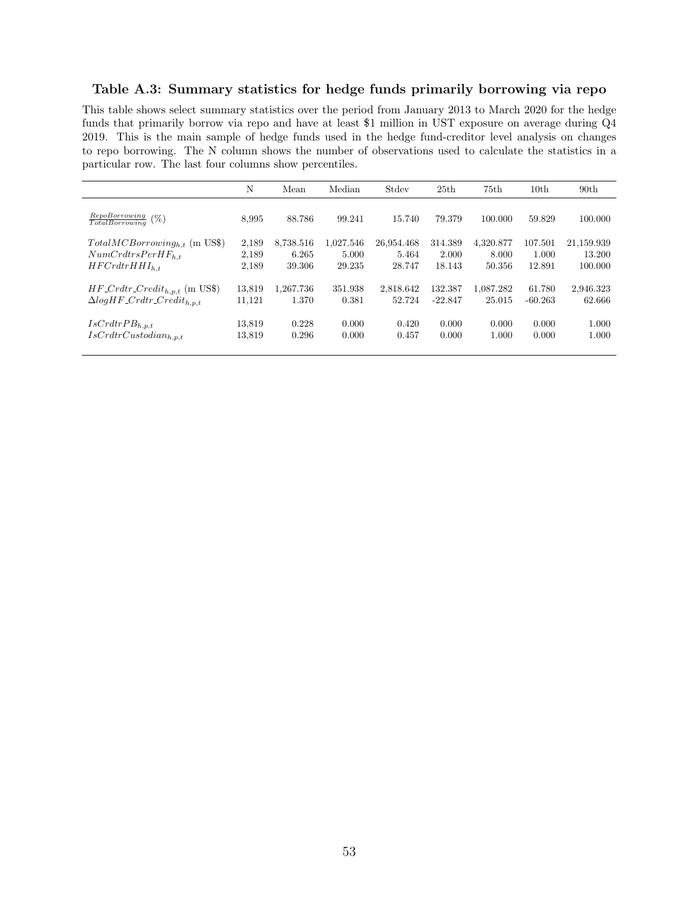**Table A.3: Summary statistics for hedge funds primarily borrowing via repo**

This table shows select summary statistics over the period from January 2013 to March 2020 for the hedge funds that primarily borrow via repo and have at least $1 million in UST exposure on average during Q4 2019. This is the main sample of hedge funds used in the hedge fund-creditor level analysis on changes to repo borrowing. The N column shows the number of observations used to calculate the statistics in a particular row. The last four columns show percentiles.

| | N | Mean | Median | Stdev | 25th | 75th | 10th | 90th |
|---|---|---|---|---|---|---|---|---|
| $\frac{RepoBorrowing}{TotalBorrowing}$ (%) | 8,995 | 88.786 | 99.241 | 15.740 | 79.379 | 100.000 | 59.829 | 100.000 |
| $TotalMCBorrowing_{h,t}$ (m US$) | 2,189 | 8,738.516 | 1,027.546 | 26,954.468 | 314.389 | 4,320.877 | 107.501 | 21,159.939 |
| $NumCrdtrsPerHF_{h,t}$ | 2,189 | 6.265 | 5.000 | 5.464 | 2.000 | 8.000 | 1.000 | 13.200 |
| $HFCrdtrHHI_{h,t}$ | 2,189 | 39.306 | 29.235 | 28.747 | 18.143 | 50.356 | 12.891 | 100.000 |
| $HF\_Crdtr\_Credit_{h,p,t}$ (m US$) | 13,819 | 1,267.736 | 351.938 | 2,818.642 | 132.387 | 1,087.282 | 61.780 | 2,946.323 |
| $\Delta logHF\_Crdtr\_Credit_{h,p,t}$ | 11,121 | 1.370 | 0.381 | 52.724 | -22.847 | 25.015 | -60.263 | 62.666 |
| $IsCrdtrPB_{h,p,t}$ | 13,819 | 0.228 | 0.000 | 0.420 | 0.000 | 0.000 | 0.000 | 1.000 |
| $IsCrdtrCustodian_{h,p,t}$ | 13,819 | 0.296 | 0.000 | 0.457 | 0.000 | 1.000 | 0.000 | 1.000 |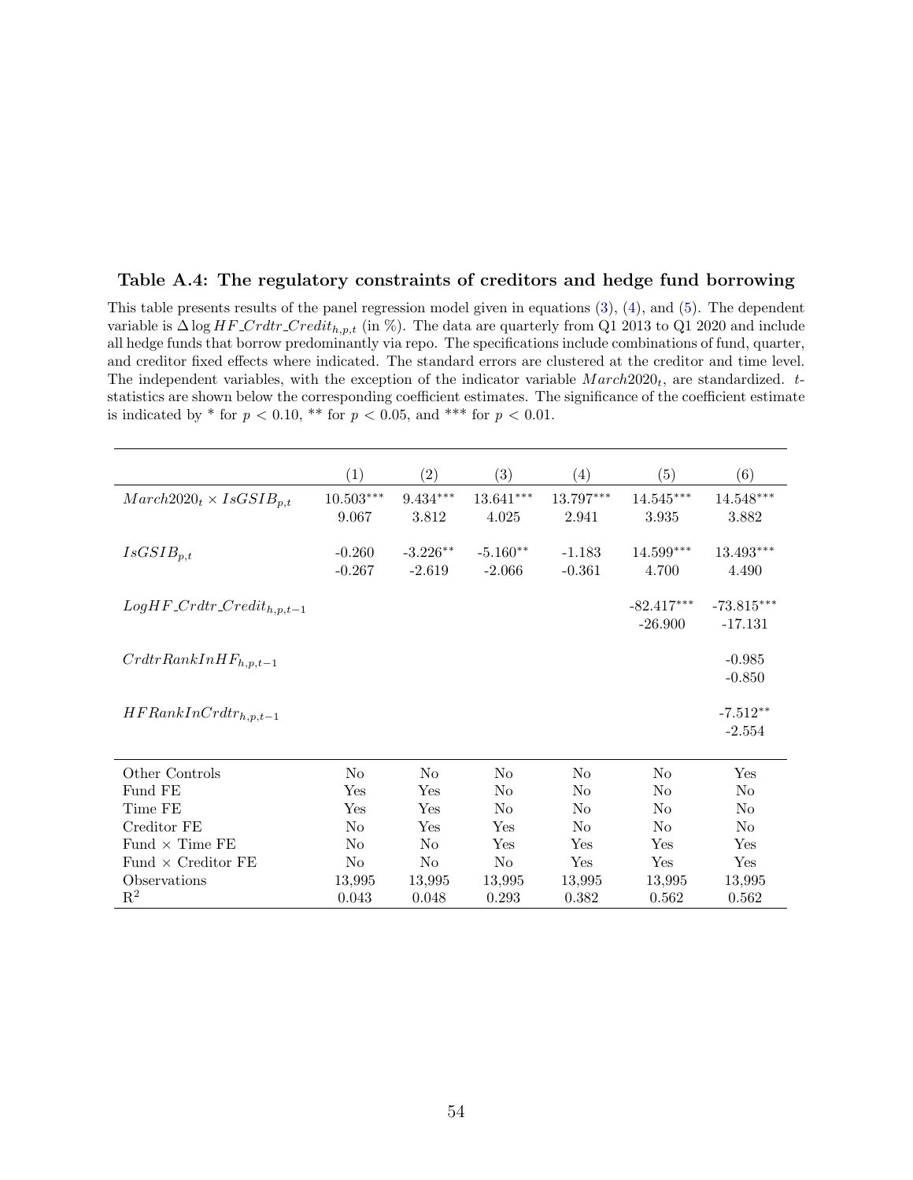**Table A.4: The regulatory constraints of creditors and hedge fund borrowing**

This table presents results of the panel regression model given in equations (3), (4), and (5). The dependent variable is $\Delta \log HF\_Crdtr\_Credit_{h,p,t}$ (in %). The data are quarterly from Q1 2013 to Q1 2020 and include all hedge funds that borrow predominantly via repo. The specifications include combinations of fund, quarter, and creditor fixed effects where indicated. The standard errors are clustered at the creditor and time level. The independent variables, with the exception of the indicator variable $March2020_t$, are standardized. $t$-statistics are shown below the corresponding coefficient estimates. The significance of the coefficient estimate is indicated by * for $p < 0.10$, ** for $p < 0.05$, and *** for $p < 0.01$.

| | (1) | (2) | (3) | (4) | (5) | (6) |
|---|---|---|---|---|---|---|
| $March2020_t \times IsGSIB_{p,t}$ | 10.503*** | 9.434*** | 13.641*** | 13.797*** | 14.545*** | 14.548*** |
| | 9.067 | 3.812 | 4.025 | 2.941 | 3.935 | 3.882 |
| $IsGSIB_{p,t}$ | -0.260 | -3.226** | -5.160** | -1.183 | 14.599*** | 13.493*** |
| | -0.267 | -2.619 | -2.066 | -0.361 | 4.700 | 4.490 |
| $LogHF\_Crdtr\_Credit_{h,p,t-1}$ | | | | | -82.417*** | -73.815*** |
| | | | | | -26.900 | -17.131 |
| $CrdtrRankInHF_{h,p,t-1}$ | | | | | | -0.985 |
| | | | | | | -0.850 |
| $HFRankInCrdtr_{h,p,t-1}$ | | | | | | -7.512** |
| | | | | | | -2.554 |
| Other Controls | No | No | No | No | No | Yes |
| Fund FE | Yes | Yes | No | No | No | No |
| Time FE | Yes | Yes | No | No | No | No |
| Creditor FE | No | Yes | Yes | No | No | No |
| Fund $\times$ Time FE | No | No | Yes | Yes | Yes | Yes |
| Fund $\times$ Creditor FE | No | No | No | Yes | Yes | Yes |
| Observations | 13,995 | 13,995 | 13,995 | 13,995 | 13,995 | 13,995 |
| $R^2$ | 0.043 | 0.048 | 0.293 | 0.382 | 0.562 | 0.562 |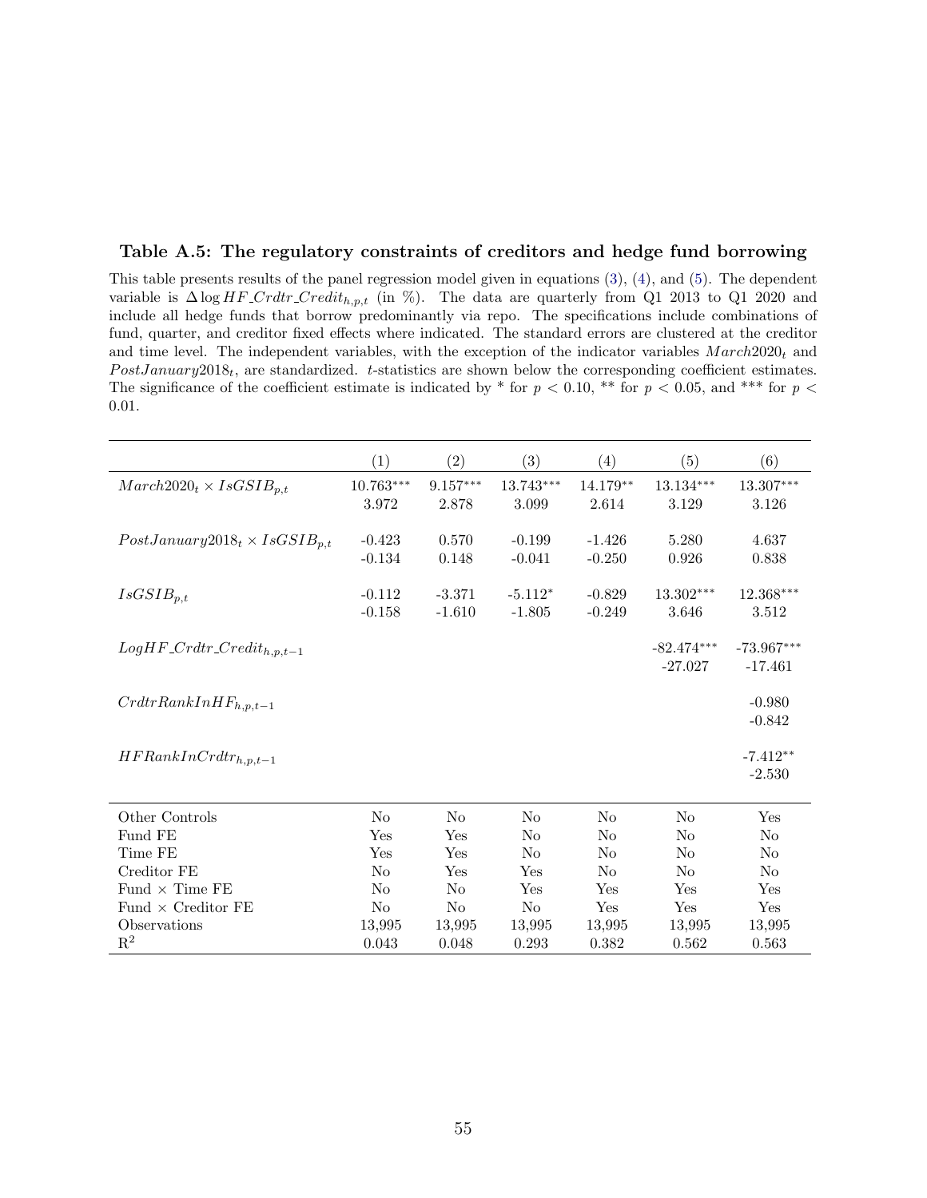**Table A.5: The regulatory constraints of creditors and hedge fund borrowing**

This table presents results of the panel regression model given in equations (3), (4), and (5). The dependent variable is $\Delta \log HF\_Crdtr\_Credit_{h,p,t}$ (in %). The data are quarterly from Q1 2013 to Q1 2020 and include all hedge funds that borrow predominantly via repo. The specifications include combinations of fund, quarter, and creditor fixed effects where indicated. The standard errors are clustered at the creditor and time level. The independent variables, with the exception of the indicator variables $March2020_t$ and $PostJanuary2018_t$, are standardized. $t$-statistics are shown below the corresponding coefficient estimates. The significance of the coefficient estimate is indicated by * for $p < 0.10$, ** for $p < 0.05$, and *** for $p < 0.01$.

| | (1) | (2) | (3) | (4) | (5) | (6) |
|---|---|---|---|---|---|---|
| $March2020_t \times IsGSIB_{p,t}$ | 10.763*** | 9.157*** | 13.743*** | 14.179** | 13.134*** | 13.307*** |
| | 3.972 | 2.878 | 3.099 | 2.614 | 3.129 | 3.126 |
| $PostJanuary2018_t \times IsGSIB_{p,t}$ | -0.423 | 0.570 | -0.199 | -1.426 | 5.280 | 4.637 |
| | -0.134 | 0.148 | -0.041 | -0.250 | 0.926 | 0.838 |
| $IsGSIB_{p,t}$ | -0.112 | -3.371 | -5.112* | -0.829 | 13.302*** | 12.368*** |
| | -0.158 | -1.610 | -1.805 | -0.249 | 3.646 | 3.512 |
| $LogHF\_Crdtr\_Credit_{h,p,t-1}$ | | | | | -82.474*** | -73.967*** |
| | | | | | -27.027 | -17.461 |
| $CrdtrRankInHF_{h,p,t-1}$ | | | | | | -0.980 |
| | | | | | | -0.842 |
| $HFRankInCrdtr_{h,p,t-1}$ | | | | | | -7.412** |
| | | | | | | -2.530 |
| Other Controls | No | No | No | No | No | Yes |
| Fund FE | Yes | Yes | No | No | No | No |
| Time FE | Yes | Yes | No | No | No | No |
| Creditor FE | No | Yes | Yes | No | No | No |
| Fund $\times$ Time FE | No | No | Yes | Yes | Yes | Yes |
| Fund $\times$ Creditor FE | No | No | No | Yes | Yes | Yes |
| Observations | 13,995 | 13,995 | 13,995 | 13,995 | 13,995 | 13,995 |
| $R^2$ | 0.043 | 0.048 | 0.293 | 0.382 | 0.562 | 0.563 |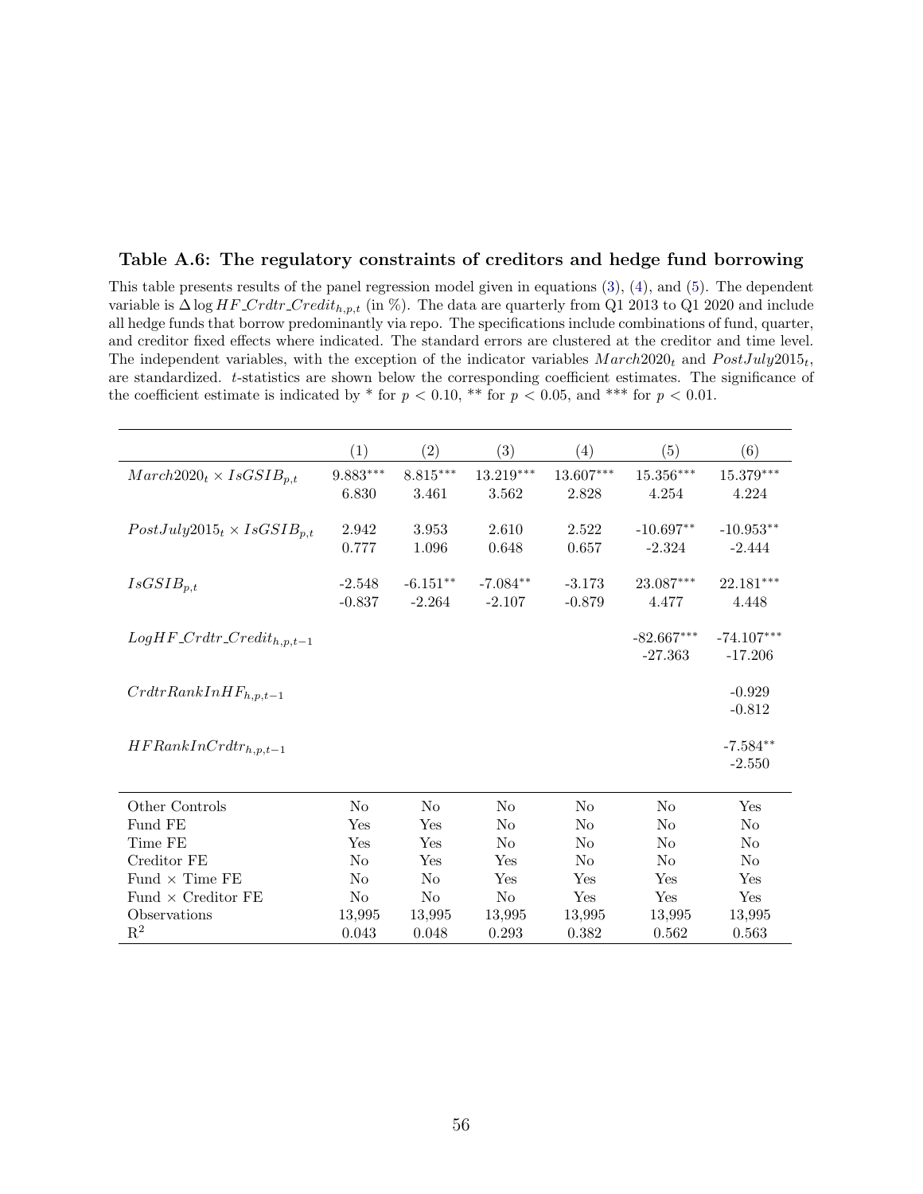### Table A.6: The regulatory constraints of creditors and hedge fund borrowing

This table presents results of the panel regression model given in equations (3), (4), and (5). The dependent variable is $\Delta \log HF\_Crdtr\_Credit_{h,p,t}$ (in %). The data are quarterly from Q1 2013 to Q1 2020 and include all hedge funds that borrow predominantly via repo. The specifications include combinations of fund, quarter, and creditor fixed effects where indicated. The standard errors are clustered at the creditor and time level. The independent variables, with the exception of the indicator variables $March2020_t$ and $PostJuly2015_t$, are standardized. $t$-statistics are shown below the corresponding coefficient estimates. The significance of the coefficient estimate is indicated by * for $p < 0.10$, ** for $p < 0.05$, and *** for $p < 0.01$.

| | (1) | (2) | (3) | (4) | (5) | (6) |
|---|---|---|---|---|---|---|
| $March2020_t \times IsGSIB_{p,t}$ | 9.883*** | 8.815*** | 13.219*** | 13.607*** | 15.356*** | 15.379*** |
| | 6.830 | 3.461 | 3.562 | 2.828 | 4.254 | 4.224 |
| $PostJuly2015_t \times IsGSIB_{p,t}$ | 2.942 | 3.953 | 2.610 | 2.522 | -10.697** | -10.953** |
| | 0.777 | 1.096 | 0.648 | 0.657 | -2.324 | -2.444 |
| $IsGSIB_{p,t}$ | -2.548 | -6.151** | -7.084** | -3.173 | 23.087*** | 22.181*** |
| | -0.837 | -2.264 | -2.107 | -0.879 | 4.477 | 4.448 |
| $LogHF\_Crdtr\_Credit_{h,p,t-1}$ | | | | | -82.667*** | -74.107*** |
| | | | | | -27.363 | -17.206 |
| $CrdtrRankInHF_{h,p,t-1}$ | | | | | | -0.929 |
| | | | | | | -0.812 |
| $HFRankInCrdtr_{h,p,t-1}$ | | | | | | -7.584** |
| | | | | | | -2.550 |
| Other Controls | No | No | No | No | No | Yes |
| Fund FE | Yes | Yes | No | No | No | No |
| Time FE | Yes | Yes | No | No | No | No |
| Creditor FE | No | Yes | Yes | No | No | No |
| Fund × Time FE | No | No | Yes | Yes | Yes | Yes |
| Fund × Creditor FE | No | No | No | Yes | Yes | Yes |
| Observations | 13,995 | 13,995 | 13,995 | 13,995 | 13,995 | 13,995 |
| $R^2$ | 0.043 | 0.048 | 0.293 | 0.382 | 0.562 | 0.563 |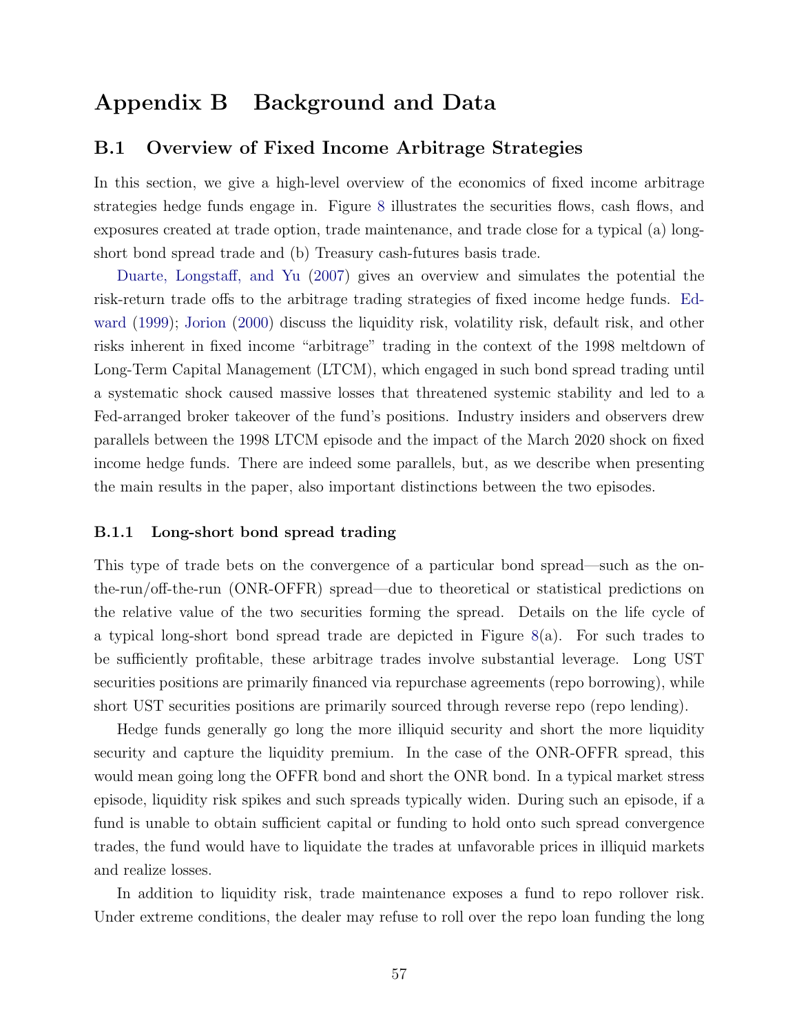# Appendix B Background and Data

## B.1 Overview of Fixed Income Arbitrage Strategies

In this section, we give a high-level overview of the economics of fixed income arbitrage strategies hedge funds engage in. Figure 8 illustrates the securities flows, cash flows, and exposures created at trade option, trade maintenance, and trade close for a typical (a) long-short bond spread trade and (b) Treasury cash-futures basis trade.

Duarte, Longstaff, and Yu (2007) gives an overview and simulates the potential the risk-return trade offs to the arbitrage trading strategies of fixed income hedge funds. Edward (1999); Jorion (2000) discuss the liquidity risk, volatility risk, default risk, and other risks inherent in fixed income "arbitrage" trading in the context of the 1998 meltdown of Long-Term Capital Management (LTCM), which engaged in such bond spread trading until a systematic shock caused massive losses that threatened systemic stability and led to a Fed-arranged broker takeover of the fund's positions. Industry insiders and observers drew parallels between the 1998 LTCM episode and the impact of the March 2020 shock on fixed income hedge funds. There are indeed some parallels, but, as we describe when presenting the main results in the paper, also important distinctions between the two episodes.

### B.1.1 Long-short bond spread trading

This type of trade bets on the convergence of a particular bond spread—such as the on-the-run/off-the-run (ONR-OFFR) spread—due to theoretical or statistical predictions on the relative value of the two securities forming the spread. Details on the life cycle of a typical long-short bond spread trade are depicted in Figure 8(a). For such trades to be sufficiently profitable, these arbitrage trades involve substantial leverage. Long UST securities positions are primarily financed via repurchase agreements (repo borrowing), while short UST securities positions are primarily sourced through reverse repo (repo lending).

Hedge funds generally go long the more illiquid security and short the more liquidity security and capture the liquidity premium. In the case of the ONR-OFFR spread, this would mean going long the OFFR bond and short the ONR bond. In a typical market stress episode, liquidity risk spikes and such spreads typically widen. During such an episode, if a fund is unable to obtain sufficient capital or funding to hold onto such spread convergence trades, the fund would have to liquidate the trades at unfavorable prices in illiquid markets and realize losses.

In addition to liquidity risk, trade maintenance exposes a fund to repo rollover risk. Under extreme conditions, the dealer may refuse to roll over the repo loan funding the long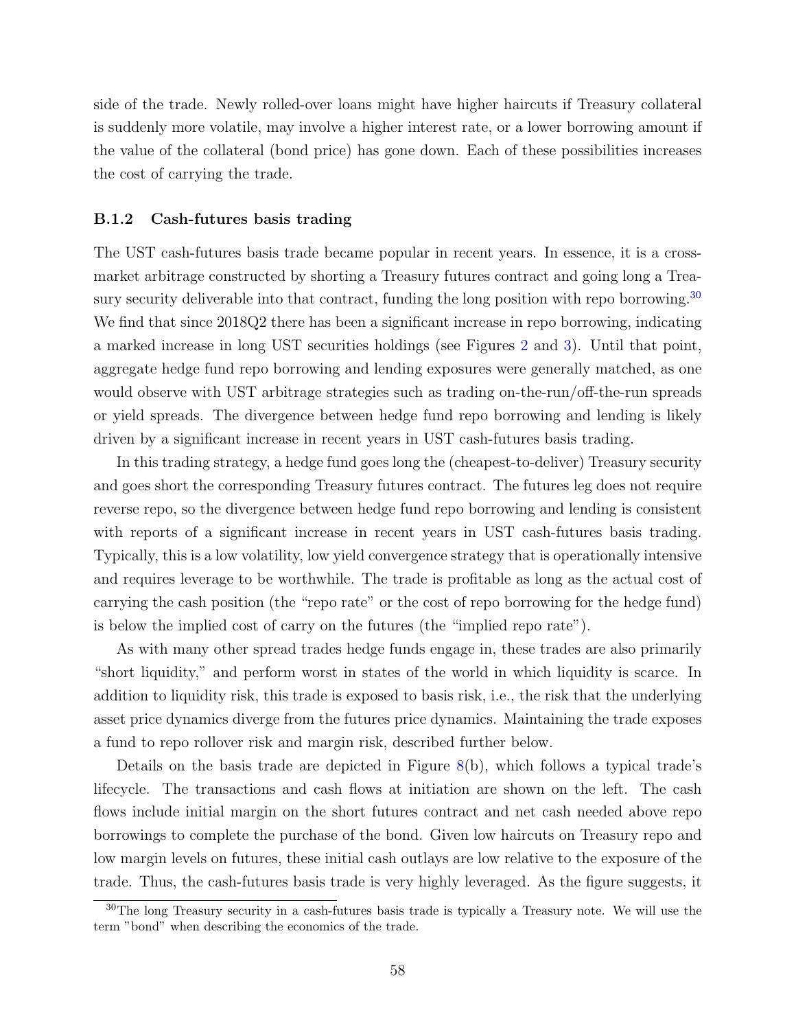side of the trade. Newly rolled-over loans might have higher haircuts if Treasury collateral is suddenly more volatile, may involve a higher interest rate, or a lower borrowing amount if the value of the collateral (bond price) has gone down. Each of these possibilities increases the cost of carrying the trade.

### B.1.2 Cash-futures basis trading

The UST cash-futures basis trade became popular in recent years. In essence, it is a cross-market arbitrage constructed by shorting a Treasury futures contract and going long a Treasury security deliverable into that contract, funding the long position with repo borrowing.[30] We find that since 2018Q2 there has been a significant increase in repo borrowing, indicating a marked increase in long UST securities holdings (see Figures 2 and 3). Until that point, aggregate hedge fund repo borrowing and lending exposures were generally matched, as one would observe with UST arbitrage strategies such as trading on-the-run/off-the-run spreads or yield spreads. The divergence between hedge fund repo borrowing and lending is likely driven by a significant increase in recent years in UST cash-futures basis trading.

In this trading strategy, a hedge fund goes long the (cheapest-to-deliver) Treasury security and goes short the corresponding Treasury futures contract. The futures leg does not require reverse repo, so the divergence between hedge fund repo borrowing and lending is consistent with reports of a significant increase in recent years in UST cash-futures basis trading. Typically, this is a low volatility, low yield convergence strategy that is operationally intensive and requires leverage to be worthwhile. The trade is profitable as long as the actual cost of carrying the cash position (the "repo rate" or the cost of repo borrowing for the hedge fund) is below the implied cost of carry on the futures (the "implied repo rate").

As with many other spread trades hedge funds engage in, these trades are also primarily "short liquidity," and perform worst in states of the world in which liquidity is scarce. In addition to liquidity risk, this trade is exposed to basis risk, i.e., the risk that the underlying asset price dynamics diverge from the futures price dynamics. Maintaining the trade exposes a fund to repo rollover risk and margin risk, described further below.

Details on the basis trade are depicted in Figure 8(b), which follows a typical trade's lifecycle. The transactions and cash flows at initiation are shown on the left. The cash flows include initial margin on the short futures contract and net cash needed above repo borrowings to complete the purchase of the bond. Given low haircuts on Treasury repo and low margin levels on futures, these initial cash outlays are low relative to the exposure of the trade. Thus, the cash-futures basis trade is very highly leveraged. As the figure suggests, it

[30] The long Treasury security in a cash-futures basis trade is typically a Treasury note. We will use the term "bond" when describing the economics of the trade.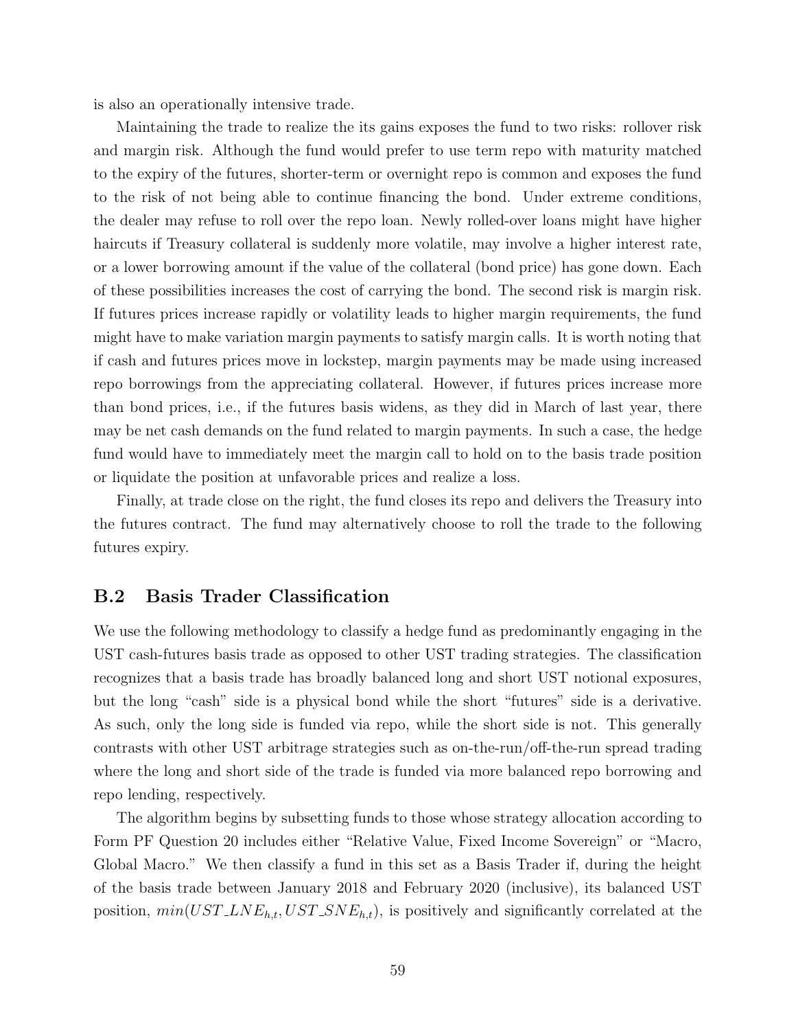is also an operationally intensive trade.

Maintaining the trade to realize the its gains exposes the fund to two risks: rollover risk and margin risk. Although the fund would prefer to use term repo with maturity matched to the expiry of the futures, shorter-term or overnight repo is common and exposes the fund to the risk of not being able to continue financing the bond. Under extreme conditions, the dealer may refuse to roll over the repo loan. Newly rolled-over loans might have higher haircuts if Treasury collateral is suddenly more volatile, may involve a higher interest rate, or a lower borrowing amount if the value of the collateral (bond price) has gone down. Each of these possibilities increases the cost of carrying the bond. The second risk is margin risk. If futures prices increase rapidly or volatility leads to higher margin requirements, the fund might have to make variation margin payments to satisfy margin calls. It is worth noting that if cash and futures prices move in lockstep, margin payments may be made using increased repo borrowings from the appreciating collateral. However, if futures prices increase more than bond prices, i.e., if the futures basis widens, as they did in March of last year, there may be net cash demands on the fund related to margin payments. In such a case, the hedge fund would have to immediately meet the margin call to hold on to the basis trade position or liquidate the position at unfavorable prices and realize a loss.

Finally, at trade close on the right, the fund closes its repo and delivers the Treasury into the futures contract. The fund may alternatively choose to roll the trade to the following futures expiry.

## B.2 Basis Trader Classification

We use the following methodology to classify a hedge fund as predominantly engaging in the UST cash-futures basis trade as opposed to other UST trading strategies. The classification recognizes that a basis trade has broadly balanced long and short UST notional exposures, but the long "cash" side is a physical bond while the short "futures" side is a derivative. As such, only the long side is funded via repo, while the short side is not. This generally contrasts with other UST arbitrage strategies such as on-the-run/off-the-run spread trading where the long and short side of the trade is funded via more balanced repo borrowing and repo lending, respectively.

The algorithm begins by subsetting funds to those whose strategy allocation according to Form PF Question 20 includes either "Relative Value, Fixed Income Sovereign" or "Macro, Global Macro." We then classify a fund in this set as a Basis Trader if, during the height of the basis trade between January 2018 and February 2020 (inclusive), its balanced UST position, $min(UST\_LNE_{h,t}, UST\_SNE_{h,t})$, is positively and significantly correlated at the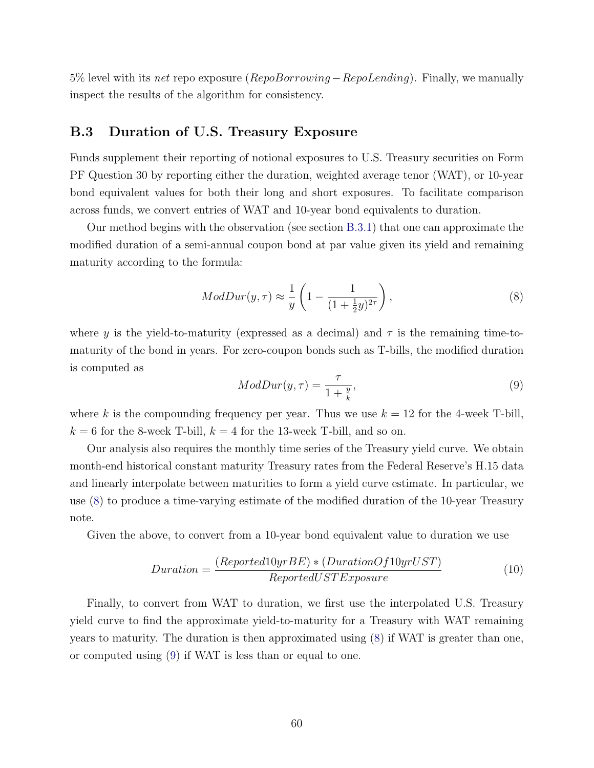5% level with its *net* repo exposure ($RepoBorrowing - RepoLending$). Finally, we manually inspect the results of the algorithm for consistency.

### B.3 Duration of U.S. Treasury Exposure

Funds supplement their reporting of notional exposures to U.S. Treasury securities on Form PF Question 30 by reporting either the duration, weighted average tenor (WAT), or 10-year bond equivalent values for both their long and short exposures. To facilitate comparison across funds, we convert entries of WAT and 10-year bond equivalents to duration.

Our method begins with the observation (see section B.3.1) that one can approximate the modified duration of a semi-annual coupon bond at par value given its yield and remaining maturity according to the formula:

$$ModDur(y, \tau) \approx \frac{1}{y}\left(1 - \frac{1}{(1 + \frac{1}{2}y)^{2\tau}}\right), \tag{8}$$

where $y$ is the yield-to-maturity (expressed as a decimal) and $\tau$ is the remaining time-to-maturity of the bond in years. For zero-coupon bonds such as T-bills, the modified duration is computed as

$$ModDur(y, \tau) = \frac{\tau}{1 + \frac{y}{k}}, \tag{9}$$

where $k$ is the compounding frequency per year. Thus we use $k = 12$ for the 4-week T-bill, $k = 6$ for the 8-week T-bill, $k = 4$ for the 13-week T-bill, and so on.

Our analysis also requires the monthly time series of the Treasury yield curve. We obtain month-end historical constant maturity Treasury rates from the Federal Reserve's H.15 data and linearly interpolate between maturities to form a yield curve estimate. In particular, we use (8) to produce a time-varying estimate of the modified duration of the 10-year Treasury note.

Given the above, to convert from a 10-year bond equivalent value to duration we use

$$Duration = \frac{(Reported10yrBE) * (DurationOf10yrUST)}{ReportedUSTExposure} \tag{10}$$

Finally, to convert from WAT to duration, we first use the interpolated U.S. Treasury yield curve to find the approximate yield-to-maturity for a Treasury with WAT remaining years to maturity. The duration is then approximated using (8) if WAT is greater than one, or computed using (9) if WAT is less than or equal to one.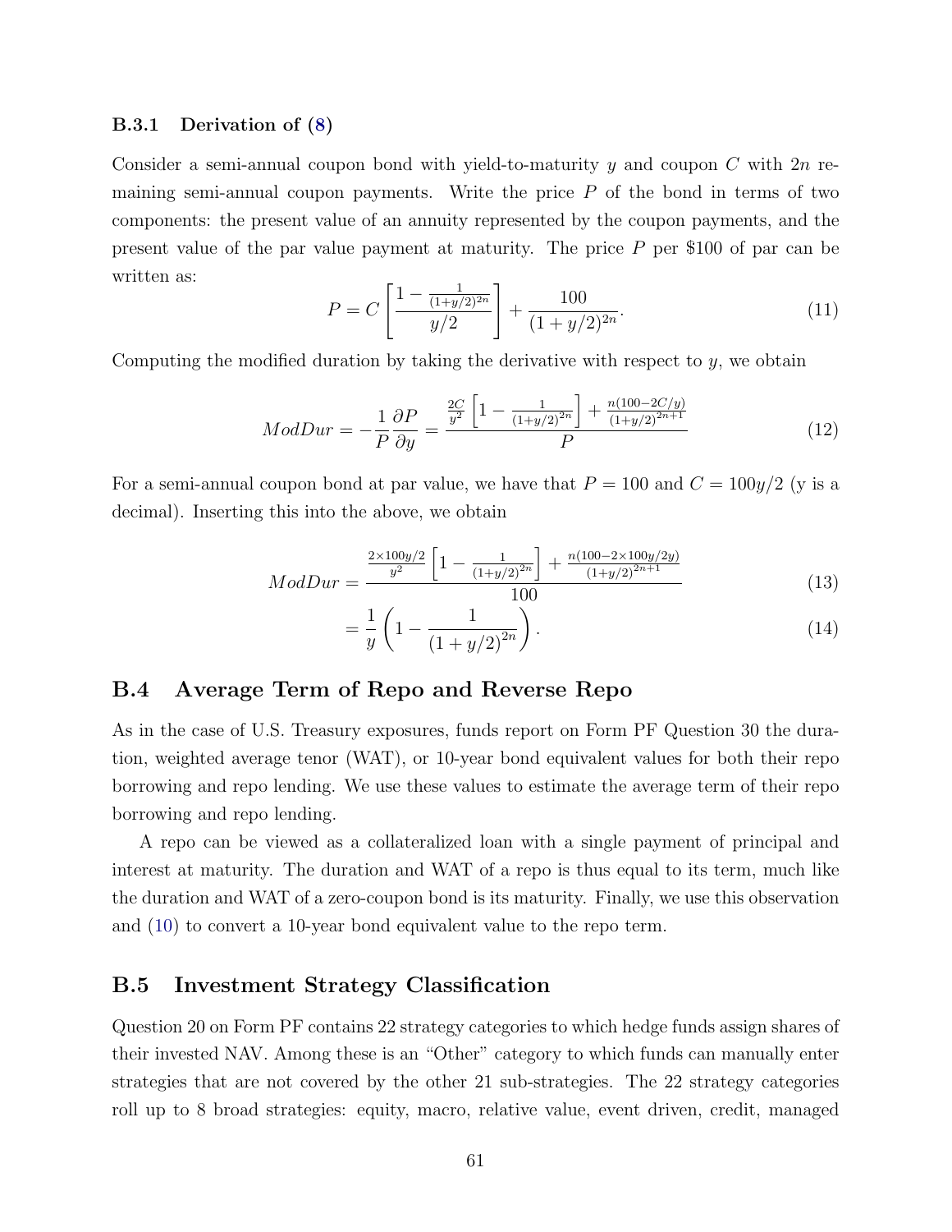### B.3.1 Derivation of (8)

Consider a semi-annual coupon bond with yield-to-maturity $y$ and coupon $C$ with $2n$ remaining semi-annual coupon payments. Write the price $P$ of the bond in terms of two components: the present value of an annuity represented by the coupon payments, and the present value of the par value payment at maturity. The price $P$ per \$100 of par can be written as:

$$P = C\left[\frac{1 - \frac{1}{(1+y/2)^{2n}}}{y/2}\right] + \frac{100}{(1+y/2)^{2n}}. \tag{11}$$

Computing the modified duration by taking the derivative with respect to $y$, we obtain

$$ModDur = -\frac{1}{P}\frac{\partial P}{\partial y} = \frac{\frac{2C}{y^2}\left[1 - \frac{1}{(1+y/2)^{2n}}\right] + \frac{n(100-2C/y)}{(1+y/2)^{2n+1}}}{P} \tag{12}$$

For a semi-annual coupon bond at par value, we have that $P = 100$ and $C = 100y/2$ (y is a decimal). Inserting this into the above, we obtain

$$ModDur = \frac{\frac{2\times 100y/2}{y^2}\left[1 - \frac{1}{(1+y/2)^{2n}}\right] + \frac{n(100-2\times 100y/2y)}{(1+y/2)^{2n+1}}}{100} \tag{13}$$

$$= \frac{1}{y}\left(1 - \frac{1}{(1+y/2)^{2n}}\right). \tag{14}$$

## B.4 Average Term of Repo and Reverse Repo

As in the case of U.S. Treasury exposures, funds report on Form PF Question 30 the duration, weighted average tenor (WAT), or 10-year bond equivalent values for both their repo borrowing and repo lending. We use these values to estimate the average term of their repo borrowing and repo lending.

A repo can be viewed as a collateralized loan with a single payment of principal and interest at maturity. The duration and WAT of a repo is thus equal to its term, much like the duration and WAT of a zero-coupon bond is its maturity. Finally, we use this observation and (10) to convert a 10-year bond equivalent value to the repo term.

## B.5 Investment Strategy Classification

Question 20 on Form PF contains 22 strategy categories to which hedge funds assign shares of their invested NAV. Among these is an "Other" category to which funds can manually enter strategies that are not covered by the other 21 sub-strategies. The 22 strategy categories roll up to 8 broad strategies: equity, macro, relative value, event driven, credit, managed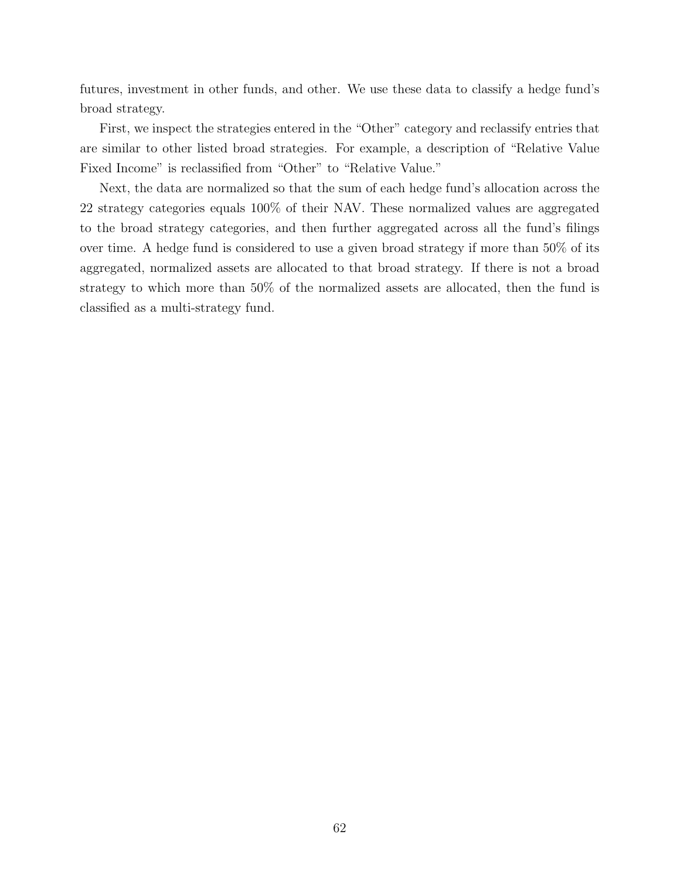futures, investment in other funds, and other. We use these data to classify a hedge fund's broad strategy.

First, we inspect the strategies entered in the "Other" category and reclassify entries that are similar to other listed broad strategies. For example, a description of "Relative Value Fixed Income" is reclassified from "Other" to "Relative Value."

Next, the data are normalized so that the sum of each hedge fund's allocation across the 22 strategy categories equals 100% of their NAV. These normalized values are aggregated to the broad strategy categories, and then further aggregated across all the fund's filings over time. A hedge fund is considered to use a given broad strategy if more than 50% of its aggregated, normalized assets are allocated to that broad strategy. If there is not a broad strategy to which more than 50% of the normalized assets are allocated, then the fund is classified as a multi-strategy fund.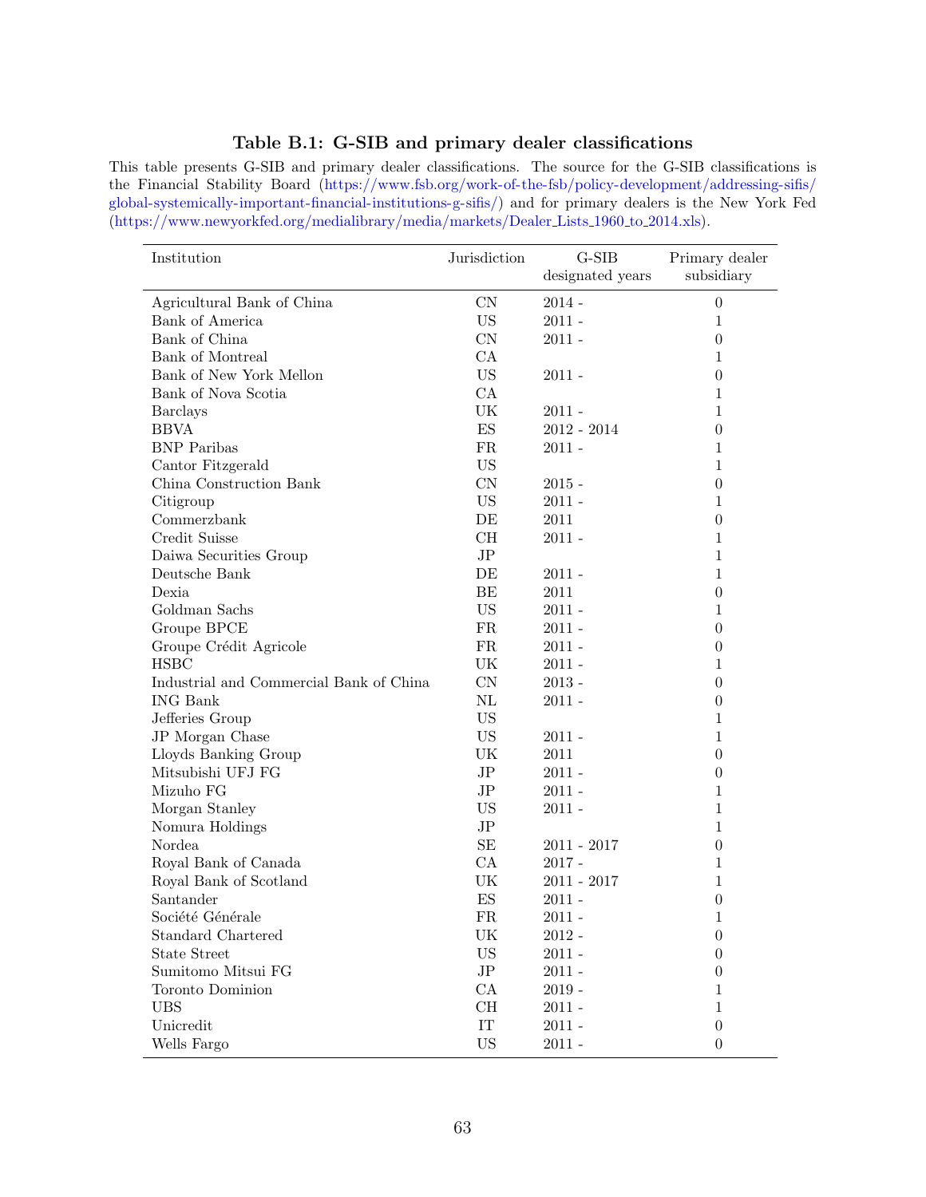### Table B.1: G-SIB and primary dealer classifications

This table presents G-SIB and primary dealer classifications. The source for the G-SIB classifications is the Financial Stability Board (https://www.fsb.org/work-of-the-fsb/policy-development/addressing-sifis/global-systemically-important-financial-institutions-g-sifis/) and for primary dealers is the New York Fed (https://www.newyorkfed.org/medialibrary/media/markets/Dealer_Lists_1960_to_2014.xls).

| Institution | Jurisdiction | G-SIB designated years | Primary dealer subsidiary |
|---|---|---|---|
| Agricultural Bank of China | CN | 2014 - | 0 |
| Bank of America | US | 2011 - | 1 |
| Bank of China | CN | 2011 - | 0 |
| Bank of Montreal | CA | | 1 |
| Bank of New York Mellon | US | 2011 - | 0 |
| Bank of Nova Scotia | CA | | 1 |
| Barclays | UK | 2011 - | 1 |
| BBVA | ES | 2012 - 2014 | 0 |
| BNP Paribas | FR | 2011 - | 1 |
| Cantor Fitzgerald | US | | 1 |
| China Construction Bank | CN | 2015 - | 0 |
| Citigroup | US | 2011 - | 1 |
| Commerzbank | DE | 2011 | 0 |
| Credit Suisse | CH | 2011 - | 1 |
| Daiwa Securities Group | JP | | 1 |
| Deutsche Bank | DE | 2011 - | 1 |
| Dexia | BE | 2011 | 0 |
| Goldman Sachs | US | 2011 - | 1 |
| Groupe BPCE | FR | 2011 - | 0 |
| Groupe Crédit Agricole | FR | 2011 - | 0 |
| HSBC | UK | 2011 - | 1 |
| Industrial and Commercial Bank of China | CN | 2013 - | 0 |
| ING Bank | NL | 2011 - | 0 |
| Jefferies Group | US | | 1 |
| JP Morgan Chase | US | 2011 - | 1 |
| Lloyds Banking Group | UK | 2011 | 0 |
| Mitsubishi UFJ FG | JP | 2011 - | 0 |
| Mizuho FG | JP | 2011 - | 1 |
| Morgan Stanley | US | 2011 - | 1 |
| Nomura Holdings | JP | | 1 |
| Nordea | SE | 2011 - 2017 | 0 |
| Royal Bank of Canada | CA | 2017 - | 1 |
| Royal Bank of Scotland | UK | 2011 - 2017 | 1 |
| Santander | ES | 2011 - | 0 |
| Société Générale | FR | 2011 - | 1 |
| Standard Chartered | UK | 2012 - | 0 |
| State Street | US | 2011 - | 0 |
| Sumitomo Mitsui FG | JP | 2011 - | 0 |
| Toronto Dominion | CA | 2019 - | 1 |
| UBS | CH | 2011 - | 1 |
| Unicredit | IT | 2011 - | 0 |
| Wells Fargo | US | 2011 - | 0 |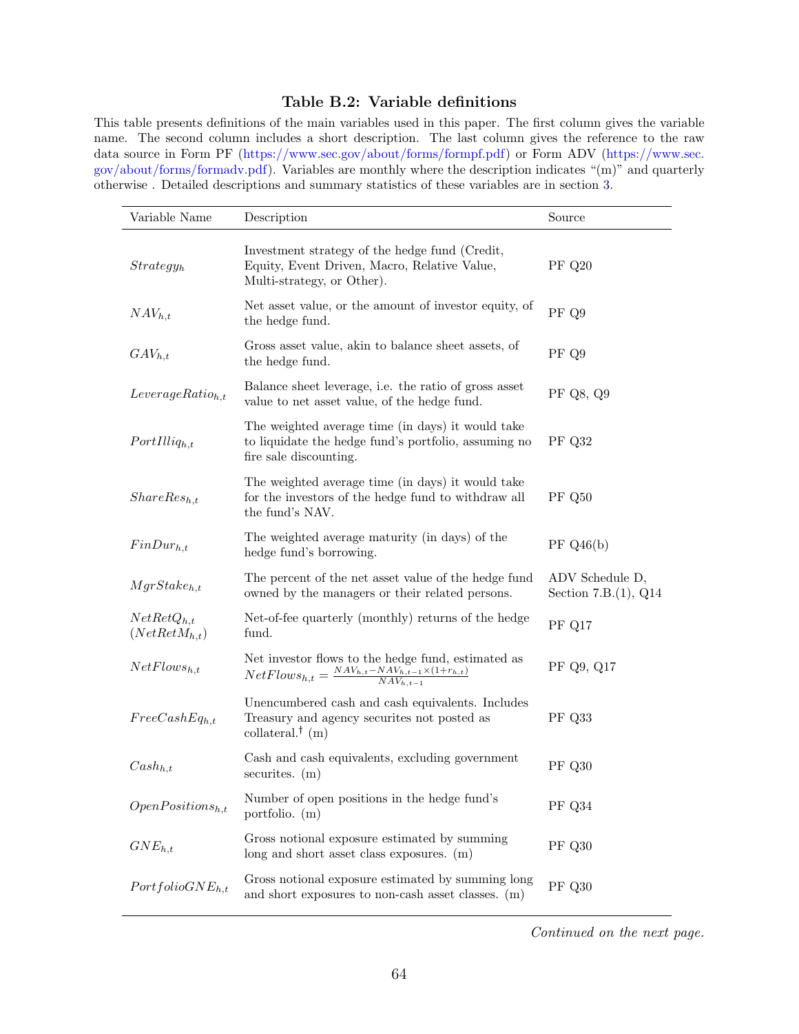# Table B.2: Variable definitions

This table presents definitions of the main variables used in this paper. The first column gives the variable name. The second column includes a short description. The last column gives the reference to the raw data source in Form PF (https://www.sec.gov/about/forms/formpf.pdf) or Form ADV (https://www.sec.gov/about/forms/formadv.pdf). Variables are monthly where the description indicates "(m)" and quarterly otherwise . Detailed descriptions and summary statistics of these variables are in section 3.

| Variable Name | Description | Source |
|---|---|---|
| $Strategy_h$ | Investment strategy of the hedge fund (Credit, Equity, Event Driven, Macro, Relative Value, Multi-strategy, or Other). | PF Q20 |
| $NAV_{h,t}$ | Net asset value, or the amount of investor equity, of the hedge fund. | PF Q9 |
| $GAV_{h,t}$ | Gross asset value, akin to balance sheet assets, of the hedge fund. | PF Q9 |
| $LeverageRatio_{h,t}$ | Balance sheet leverage, i.e. the ratio of gross asset value to net asset value, of the hedge fund. | PF Q8, Q9 |
| $PortIlliq_{h,t}$ | The weighted average time (in days) it would take to liquidate the hedge fund's portfolio, assuming no fire sale discounting. | PF Q32 |
| $ShareRes_{h,t}$ | The weighted average time (in days) it would take for the investors of the hedge fund to withdraw all the fund's NAV. | PF Q50 |
| $FinDur_{h,t}$ | The weighted average maturity (in days) of the hedge fund's borrowing. | PF Q46(b) |
| $MgrStake_{h,t}$ | The percent of the net asset value of the hedge fund owned by the managers or their related persons. | ADV Schedule D, Section 7.B.(1), Q14 |
| $NetRetQ_{h,t}$ ($NetRetM_{h,t}$) | Net-of-fee quarterly (monthly) returns of the hedge fund. | PF Q17 |
| $NetFlows_{h,t}$ | Net investor flows to the hedge fund, estimated as $NetFlows_{h,t} = \frac{NAV_{h,t} - NAV_{h,t-1} \times (1+r_{h,t})}{NAV_{h,t-1}}$ | PF Q9, Q17 |
| $FreeCashEq_{h,t}$ | Unencumbered cash and cash equivalents. Includes Treasury and agency securites not posted as collateral.† (m) | PF Q33 |
| $Cash_{h,t}$ | Cash and cash equivalents, excluding government securites. (m) | PF Q30 |
| $OpenPositions_{h,t}$ | Number of open positions in the hedge fund's portfolio. (m) | PF Q34 |
| $GNE_{h,t}$ | Gross notional exposure estimated by summing long and short asset class exposures. (m) | PF Q30 |
| $PortfolioGNE_{h,t}$ | Gross notional exposure estimated by summing long and short exposures to non-cash asset classes. (m) | PF Q30 |

*Continued on the next page.*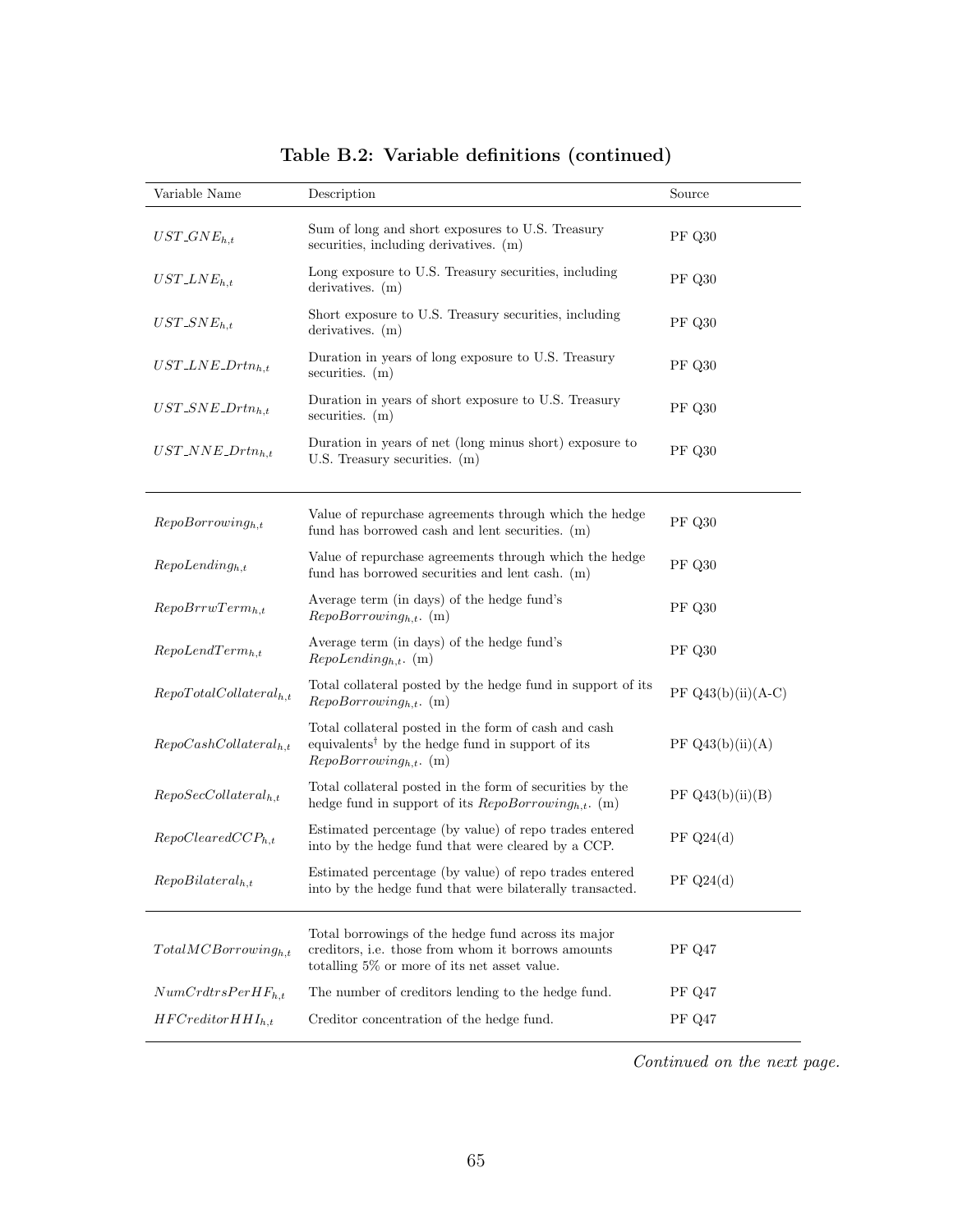## Table B.2: Variable definitions (continued)

| Variable Name | Description | Source |
|---|---|---|
| $UST\_GNE_{h,t}$ | Sum of long and short exposures to U.S. Treasury securities, including derivatives. (m) | PF Q30 |
| $UST\_LNE_{h,t}$ | Long exposure to U.S. Treasury securities, including derivatives. (m) | PF Q30 |
| $UST\_SNE_{h,t}$ | Short exposure to U.S. Treasury securities, including derivatives. (m) | PF Q30 |
| $UST\_LNE\_Drtn_{h,t}$ | Duration in years of long exposure to U.S. Treasury securities. (m) | PF Q30 |
| $UST\_SNE\_Drtn_{h,t}$ | Duration in years of short exposure to U.S. Treasury securities. (m) | PF Q30 |
| $UST\_NNE\_Drtn_{h,t}$ | Duration in years of net (long minus short) exposure to U.S. Treasury securities. (m) | PF Q30 |
| $RepoBorrowing_{h,t}$ | Value of repurchase agreements through which the hedge fund has borrowed cash and lent securities. (m) | PF Q30 |
| $RepoLending_{h,t}$ | Value of repurchase agreements through which the hedge fund has borrowed securities and lent cash. (m) | PF Q30 |
| $RepoBrrwTerm_{h,t}$ | Average term (in days) of the hedge fund's $RepoBorrowing_{h,t}$. (m) | PF Q30 |
| $RepoLendTerm_{h,t}$ | Average term (in days) of the hedge fund's $RepoLending_{h,t}$. (m) | PF Q30 |
| $RepoTotalCollateral_{h,t}$ | Total collateral posted by the hedge fund in support of its $RepoBorrowing_{h,t}$. (m) | PF Q43(b)(ii)(A-C) |
| $RepoCashCollateral_{h,t}$ | Total collateral posted in the form of cash and cash equivalents† by the hedge fund in support of its $RepoBorrowing_{h,t}$. (m) | PF Q43(b)(ii)(A) |
| $RepoSecCollateral_{h,t}$ | Total collateral posted in the form of securities by the hedge fund in support of its $RepoBorrowing_{h,t}$. (m) | PF Q43(b)(ii)(B) |
| $RepoClearedCCP_{h,t}$ | Estimated percentage (by value) of repo trades entered into by the hedge fund that were cleared by a CCP. | PF Q24(d) |
| $RepoBilateral_{h,t}$ | Estimated percentage (by value) of repo trades entered into by the hedge fund that were bilaterally transacted. | PF Q24(d) |
| $TotalMCBorrowing_{h,t}$ | Total borrowings of the hedge fund across its major creditors, i.e. those from whom it borrows amounts totalling 5% or more of its net asset value. | PF Q47 |
| $NumCrdtrsPerHF_{h,t}$ | The number of creditors lending to the hedge fund. | PF Q47 |
| $HFCreditorHHI_{h,t}$ | Creditor concentration of the hedge fund. | PF Q47 |

*Continued on the next page.*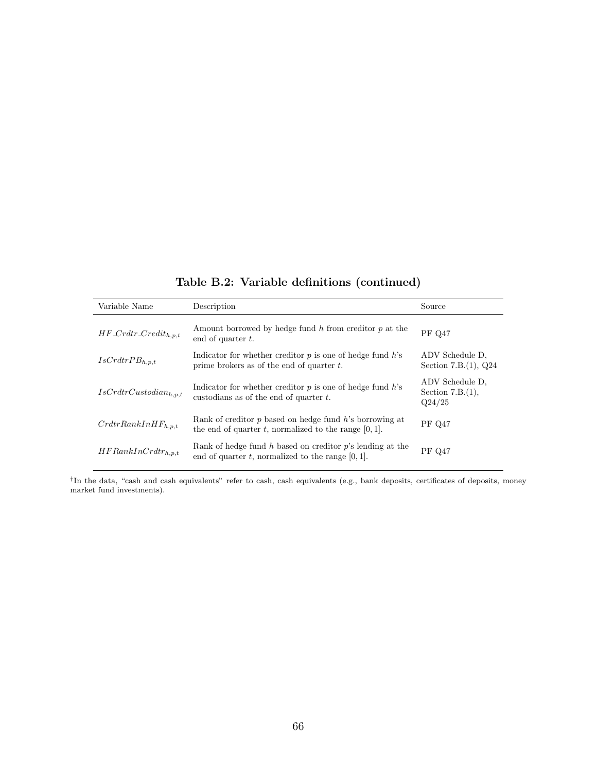**Table B.2: Variable definitions (continued)**

| Variable Name | Description | Source |
|---|---|---|
| $HF\_Crdtr\_Credit_{h,p,t}$ | Amount borrowed by hedge fund $h$ from creditor $p$ at the end of quarter $t$. | PF Q47 |
| $IsCrdtrPB_{h,p,t}$ | Indicator for whether creditor $p$ is one of hedge fund $h$'s prime brokers as of the end of quarter $t$. | ADV Schedule D, Section 7.B.(1), Q24 |
| $IsCrdtrCustodian_{h,p,t}$ | Indicator for whether creditor $p$ is one of hedge fund $h$'s custodians as of the end of quarter $t$. | ADV Schedule D, Section 7.B.(1), Q24/25 |
| $CrdtrRankInHF_{h,p,t}$ | Rank of creditor $p$ based on hedge fund $h$'s borrowing at the end of quarter $t$, normalized to the range $[0, 1]$. | PF Q47 |
| $HFRankInCrdtr_{h,p,t}$ | Rank of hedge fund $h$ based on creditor $p$'s lending at the end of quarter $t$, normalized to the range $[0, 1]$. | PF Q47 |

†In the data, "cash and cash equivalents" refer to cash, cash equivalents (e.g., bank deposits, certificates of deposits, money market fund investments).